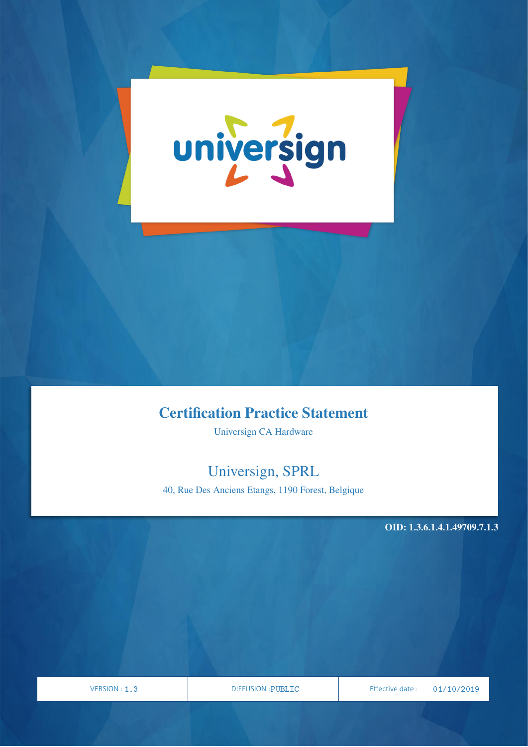universign

# Certification Practice Statement

Universign CA Hardware

## Universign, SPRL

40, Rue Des Anciens Etangs, 1190 Forest, Belgique

**OID: 1.3.6.1.4.1.49709.7.1.3**

| VERSION : 1.3 | DIFFUSION : PUBLIC | Effective date : 01/10/2019 |
| --- | --- | --- |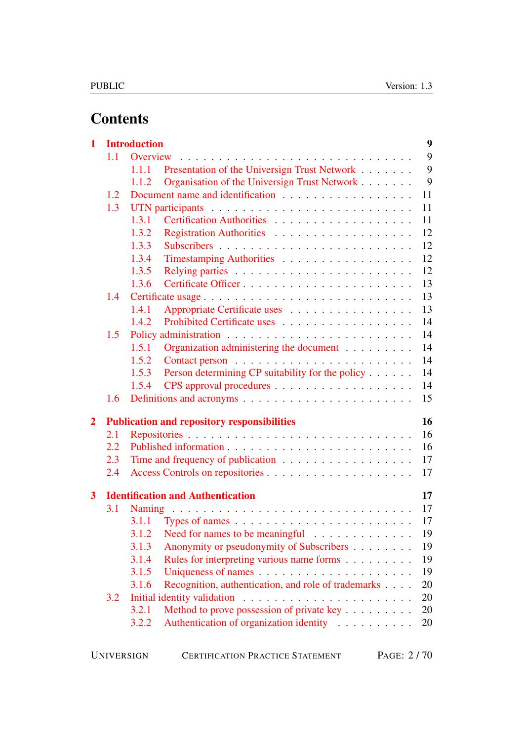# Contents

- **1 Introduction** — 9
  - 1.1 Overview — 9
    - 1.1.1 Presentation of the Universign Trust Network — 9
    - 1.1.2 Organisation of the Universign Trust Network — 9
  - 1.2 Document name and identification — 11
  - 1.3 UTN participants — 11
    - 1.3.1 Certification Authorities — 11
    - 1.3.2 Registration Authorities — 12
    - 1.3.3 Subscribers — 12
    - 1.3.4 Timestamping Authorities — 12
    - 1.3.5 Relying parties — 12
    - 1.3.6 Certificate Officer — 13
  - 1.4 Certificate usage — 13
    - 1.4.1 Appropriate Certificate uses — 13
    - 1.4.2 Prohibited Certificate uses — 14
  - 1.5 Policy administration — 14
    - 1.5.1 Organization administering the document — 14
    - 1.5.2 Contact person — 14
    - 1.5.3 Person determining CP suitability for the policy — 14
    - 1.5.4 CPS approval procedures — 14
  - 1.6 Definitions and acronyms — 15
- **2 Publication and repository responsibilities** — 16
  - 2.1 Repositories — 16
  - 2.2 Published information — 16
  - 2.3 Time and frequency of publication — 17
  - 2.4 Access Controls on repositories — 17
- **3 Identification and Authentication** — 17
  - 3.1 Naming — 17
    - 3.1.1 Types of names — 17
    - 3.1.2 Need for names to be meaningful — 19
    - 3.1.3 Anonymity or pseudonymity of Subscribers — 19
    - 3.1.4 Rules for interpreting various name forms — 19
    - 3.1.5 Uniqueness of names — 19
    - 3.1.6 Recognition, authentication, and role of trademarks — 20
  - 3.2 Initial identity validation — 20
    - 3.2.1 Method to prove possession of private key — 20
    - 3.2.2 Authentication of organization identity — 20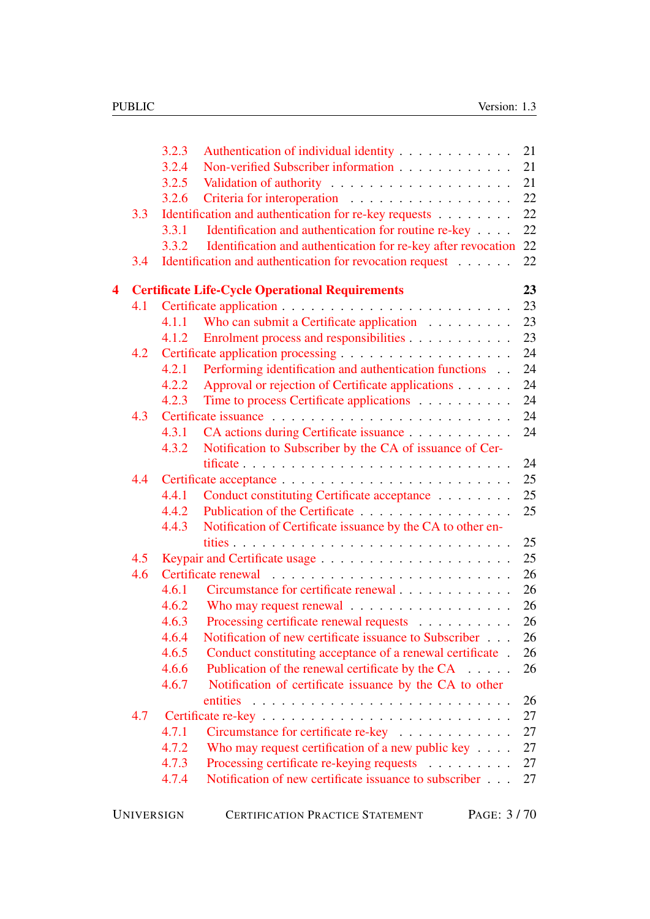- 3.2.3 Authentication of individual identity . . . . . . . . . . . . 21
- 3.2.4 Non-verified Subscriber information . . . . . . . . . . . . 21
- 3.2.5 Validation of authority . . . . . . . . . . . . . . . . . . 21
- 3.2.6 Criteria for interoperation . . . . . . . . . . . . . . . . 22
- 3.3 Identification and authentication for re-key requests . . . . . . . . 22
  - 3.3.1 Identification and authentication for routine re-key . . . . 22
  - 3.3.2 Identification and authentication for re-key after revocation 22
- 3.4 Identification and authentication for revocation request . . . . . . 22

**4 Certificate Life-Cycle Operational Requirements** **23**

- 4.1 Certificate application . . . . . . . . . . . . . . . . . . . . . . 23
  - 4.1.1 Who can submit a Certificate application . . . . . . . . . 23
  - 4.1.2 Enrolment process and responsibilities . . . . . . . . . . . 23
- 4.2 Certificate application processing . . . . . . . . . . . . . . . . . 24
  - 4.2.1 Performing identification and authentication functions . . 24
  - 4.2.2 Approval or rejection of Certificate applications . . . . . . 24
  - 4.2.3 Time to process Certificate applications . . . . . . . . . . 24
- 4.3 Certificate issuance . . . . . . . . . . . . . . . . . . . . . . . . 24
  - 4.3.1 CA actions during Certificate issuance . . . . . . . . . . . 24
  - 4.3.2 Notification to Subscriber by the CA of issuance of Certificate . . . . . . . . . . . . . . . . . . . . . . . . . . . 24
- 4.4 Certificate acceptance . . . . . . . . . . . . . . . . . . . . . . . 25
  - 4.4.1 Conduct constituting Certificate acceptance . . . . . . . . 25
  - 4.4.2 Publication of the Certificate . . . . . . . . . . . . . . . . 25
  - 4.4.3 Notification of Certificate issuance by the CA to other entities . . . . . . . . . . . . . . . . . . . . . . . . . . . . 25
- 4.5 Keypair and Certificate usage . . . . . . . . . . . . . . . . . . . 25
- 4.6 Certificate renewal . . . . . . . . . . . . . . . . . . . . . . . . 26
  - 4.6.1 Circumstance for certificate renewal . . . . . . . . . . . . 26
  - 4.6.2 Who may request renewal . . . . . . . . . . . . . . . . . 26
  - 4.6.3 Processing certificate renewal requests . . . . . . . . . . 26
  - 4.6.4 Notification of new certificate issuance to Subscriber . . . 26
  - 4.6.5 Conduct constituting acceptance of a renewal certificate . 26
  - 4.6.6 Publication of the renewal certificate by the CA . . . . . 26
  - 4.6.7 Notification of certificate issuance by the CA to other entities . . . . . . . . . . . . . . . . . . . . . . . . . . . . 26
- 4.7 Certificate re-key . . . . . . . . . . . . . . . . . . . . . . . . . 27
  - 4.7.1 Circumstance for certificate re-key . . . . . . . . . . . . 27
  - 4.7.2 Who may request certification of a new public key . . . . 27
  - 4.7.3 Processing certificate re-keying requests . . . . . . . . . 27
  - 4.7.4 Notification of new certificate issuance to subscriber . . . 27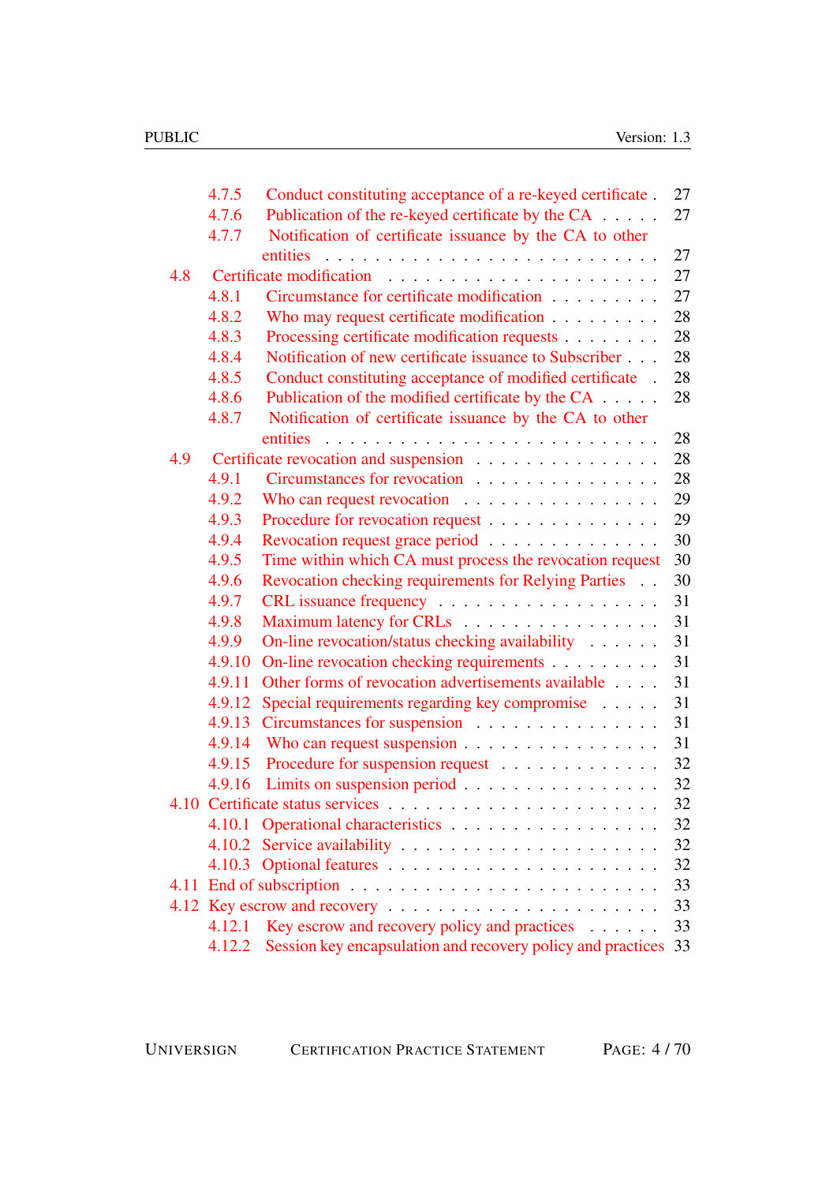- 4.7.5 Conduct constituting acceptance of a re-keyed certificate . 27
- 4.7.6 Publication of the re-keyed certificate by the CA . . . . . 27
- 4.7.7 Notification of certificate issuance by the CA to other entities . . . . . . . . . . . . . . . . . . . . . . . . . 27
- 4.8 Certificate modification . . . . . . . . . . . . . . . . . . . . 27
  - 4.8.1 Circumstance for certificate modification . . . . . . . . . 27
  - 4.8.2 Who may request certificate modification . . . . . . . . . 28
  - 4.8.3 Processing certificate modification requests . . . . . . . . 28
  - 4.8.4 Notification of new certificate issuance to Subscriber . . . 28
  - 4.8.5 Conduct constituting acceptance of modified certificate . 28
  - 4.8.6 Publication of the modified certificate by the CA . . . . . 28
  - 4.8.7 Notification of certificate issuance by the CA to other entities . . . . . . . . . . . . . . . . . . . . . . . . . 28
- 4.9 Certificate revocation and suspension . . . . . . . . . . . . . . 28
  - 4.9.1 Circumstances for revocation . . . . . . . . . . . . . . . 28
  - 4.9.2 Who can request revocation . . . . . . . . . . . . . . . 29
  - 4.9.3 Procedure for revocation request . . . . . . . . . . . . . 29
  - 4.9.4 Revocation request grace period . . . . . . . . . . . . . 30
  - 4.9.5 Time within which CA must process the revocation request 30
  - 4.9.6 Revocation checking requirements for Relying Parties . . 30
  - 4.9.7 CRL issuance frequency . . . . . . . . . . . . . . . . . 31
  - 4.9.8 Maximum latency for CRLs . . . . . . . . . . . . . . . . 31
  - 4.9.9 On-line revocation/status checking availability . . . . . . 31
  - 4.9.10 On-line revocation checking requirements . . . . . . . . . 31
  - 4.9.11 Other forms of revocation advertisements available . . . . 31
  - 4.9.12 Special requirements regarding key compromise . . . . . 31
  - 4.9.13 Circumstances for suspension . . . . . . . . . . . . . . . 31
  - 4.9.14 Who can request suspension . . . . . . . . . . . . . . . . 31
  - 4.9.15 Procedure for suspension request . . . . . . . . . . . . . 32
  - 4.9.16 Limits on suspension period . . . . . . . . . . . . . . . . 32
- 4.10 Certificate status services . . . . . . . . . . . . . . . . . . . . 32
  - 4.10.1 Operational characteristics . . . . . . . . . . . . . . . . 32
  - 4.10.2 Service availability . . . . . . . . . . . . . . . . . . . . 32
  - 4.10.3 Optional features . . . . . . . . . . . . . . . . . . . . . 32
- 4.11 End of subscription . . . . . . . . . . . . . . . . . . . . . . . 33
- 4.12 Key escrow and recovery . . . . . . . . . . . . . . . . . . . . 33
  - 4.12.1 Key escrow and recovery policy and practices . . . . . . 33
  - 4.12.2 Session key encapsulation and recovery policy and practices 33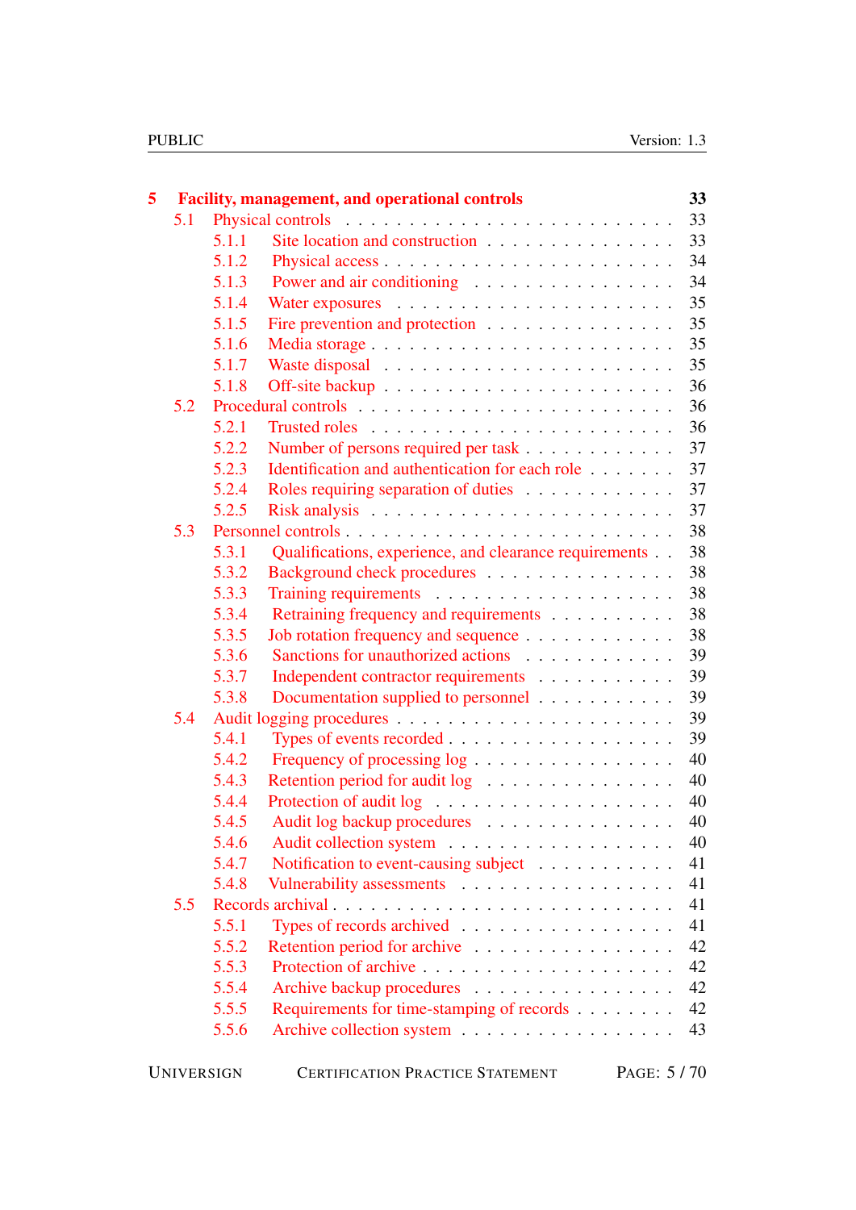| | | |
|---|---|---|
| **5** | **Facility, management, and operational controls** | **33** |
| 5.1 | Physical controls | 33 |
| 5.1.1 | Site location and construction | 33 |
| 5.1.2 | Physical access | 34 |
| 5.1.3 | Power and air conditioning | 34 |
| 5.1.4 | Water exposures | 35 |
| 5.1.5 | Fire prevention and protection | 35 |
| 5.1.6 | Media storage | 35 |
| 5.1.7 | Waste disposal | 35 |
| 5.1.8 | Off-site backup | 36 |
| 5.2 | Procedural controls | 36 |
| 5.2.1 | Trusted roles | 36 |
| 5.2.2 | Number of persons required per task | 37 |
| 5.2.3 | Identification and authentication for each role | 37 |
| 5.2.4 | Roles requiring separation of duties | 37 |
| 5.2.5 | Risk analysis | 37 |
| 5.3 | Personnel controls | 38 |
| 5.3.1 | Qualifications, experience, and clearance requirements | 38 |
| 5.3.2 | Background check procedures | 38 |
| 5.3.3 | Training requirements | 38 |
| 5.3.4 | Retraining frequency and requirements | 38 |
| 5.3.5 | Job rotation frequency and sequence | 38 |
| 5.3.6 | Sanctions for unauthorized actions | 39 |
| 5.3.7 | Independent contractor requirements | 39 |
| 5.3.8 | Documentation supplied to personnel | 39 |
| 5.4 | Audit logging procedures | 39 |
| 5.4.1 | Types of events recorded | 39 |
| 5.4.2 | Frequency of processing log | 40 |
| 5.4.3 | Retention period for audit log | 40 |
| 5.4.4 | Protection of audit log | 40 |
| 5.4.5 | Audit log backup procedures | 40 |
| 5.4.6 | Audit collection system | 40 |
| 5.4.7 | Notification to event-causing subject | 41 |
| 5.4.8 | Vulnerability assessments | 41 |
| 5.5 | Records archival | 41 |
| 5.5.1 | Types of records archived | 41 |
| 5.5.2 | Retention period for archive | 42 |
| 5.5.3 | Protection of archive | 42 |
| 5.5.4 | Archive backup procedures | 42 |
| 5.5.5 | Requirements for time-stamping of records | 42 |
| 5.5.6 | Archive collection system | 43 |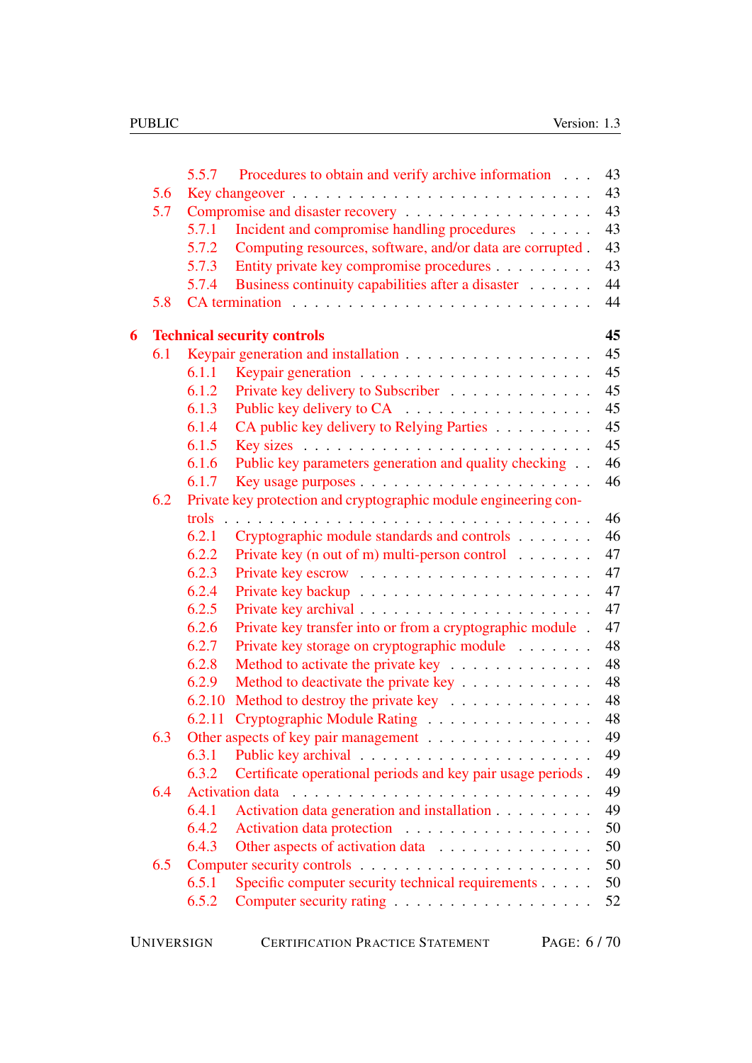5.5.7 Procedures to obtain and verify archive information . . . 43
5.6 Key changeover . . . . . . . . . . . . . . . . . . . . . . . . . 43
5.7 Compromise and disaster recovery . . . . . . . . . . . . . . . . 43
5.7.1 Incident and compromise handling procedures . . . . . . 43
5.7.2 Computing resources, software, and/or data are corrupted . 43
5.7.3 Entity private key compromise procedures . . . . . . . . . 43
5.7.4 Business continuity capabilities after a disaster . . . . . . 44
5.8 CA termination . . . . . . . . . . . . . . . . . . . . . . . . . 44

**6 Technical security controls** **45**
6.1 Keypair generation and installation . . . . . . . . . . . . . . . . 45
6.1.1 Keypair generation . . . . . . . . . . . . . . . . . . . . 45
6.1.2 Private key delivery to Subscriber . . . . . . . . . . . . . 45
6.1.3 Public key delivery to CA . . . . . . . . . . . . . . . . . 45
6.1.4 CA public key delivery to Relying Parties . . . . . . . . . 45
6.1.5 Key sizes . . . . . . . . . . . . . . . . . . . . . . . . . 45
6.1.6 Public key parameters generation and quality checking . . 46
6.1.7 Key usage purposes . . . . . . . . . . . . . . . . . . . . 46
6.2 Private key protection and cryptographic module engineering controls . . . . . . . . . . . . . . . . . . . . . . . . . . . . 46
6.2.1 Cryptographic module standards and controls . . . . . . . 46
6.2.2 Private key (n out of m) multi-person control . . . . . . . 47
6.2.3 Private key escrow . . . . . . . . . . . . . . . . . . . . 47
6.2.4 Private key backup . . . . . . . . . . . . . . . . . . . . 47
6.2.5 Private key archival . . . . . . . . . . . . . . . . . . . . 47
6.2.6 Private key transfer into or from a cryptographic module . 47
6.2.7 Private key storage on cryptographic module . . . . . . . 48
6.2.8 Method to activate the private key . . . . . . . . . . . . . 48
6.2.9 Method to deactivate the private key . . . . . . . . . . . . 48
6.2.10 Method to destroy the private key . . . . . . . . . . . . . 48
6.2.11 Cryptographic Module Rating . . . . . . . . . . . . . . . 48
6.3 Other aspects of key pair management . . . . . . . . . . . . . . 49
6.3.1 Public key archival . . . . . . . . . . . . . . . . . . . . 49
6.3.2 Certificate operational periods and key pair usage periods . 49
6.4 Activation data . . . . . . . . . . . . . . . . . . . . . . . . . 49
6.4.1 Activation data generation and installation . . . . . . . . . 49
6.4.2 Activation data protection . . . . . . . . . . . . . . . . . 50
6.4.3 Other aspects of activation data . . . . . . . . . . . . . . 50
6.5 Computer security controls . . . . . . . . . . . . . . . . . . . . 50
6.5.1 Specific computer security technical requirements . . . . . 50
6.5.2 Computer security rating . . . . . . . . . . . . . . . . . 52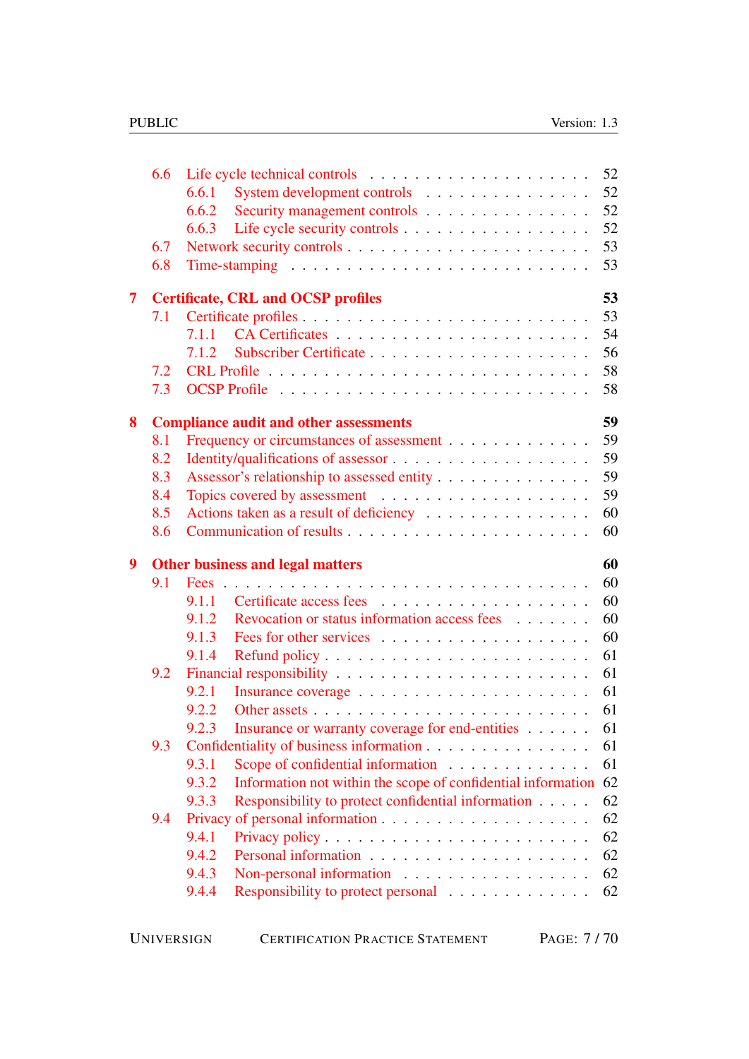- 6.6 Life cycle technical controls . . . 52
  - 6.6.1 System development controls . . . 52
  - 6.6.2 Security management controls . . . 52
  - 6.6.3 Life cycle security controls . . . 52
- 6.7 Network security controls . . . 53
- 6.8 Time-stamping . . . 53

**7 Certificate, CRL and OCSP profiles** **53**
- 7.1 Certificate profiles . . . 53
  - 7.1.1 CA Certificates . . . 54
  - 7.1.2 Subscriber Certificate . . . 56
- 7.2 CRL Profile . . . 58
- 7.3 OCSP Profile . . . 58

**8 Compliance audit and other assessments** **59**
- 8.1 Frequency or circumstances of assessment . . . 59
- 8.2 Identity/qualifications of assessor . . . 59
- 8.3 Assessor's relationship to assessed entity . . . 59
- 8.4 Topics covered by assessment . . . 59
- 8.5 Actions taken as a result of deficiency . . . 60
- 8.6 Communication of results . . . 60

**9 Other business and legal matters** **60**
- 9.1 Fees . . . 60
  - 9.1.1 Certificate access fees . . . 60
  - 9.1.2 Revocation or status information access fees . . . 60
  - 9.1.3 Fees for other services . . . 60
  - 9.1.4 Refund policy . . . 61
- 9.2 Financial responsibility . . . 61
  - 9.2.1 Insurance coverage . . . 61
  - 9.2.2 Other assets . . . 61
  - 9.2.3 Insurance or warranty coverage for end-entities . . . 61
- 9.3 Confidentiality of business information . . . 61
  - 9.3.1 Scope of confidential information . . . 61
  - 9.3.2 Information not within the scope of confidential information 62
  - 9.3.3 Responsibility to protect confidential information . . . 62
- 9.4 Privacy of personal information . . . 62
  - 9.4.1 Privacy policy . . . 62
  - 9.4.2 Personal information . . . 62
  - 9.4.3 Non-personal information . . . 62
  - 9.4.4 Responsibility to protect personal . . . 62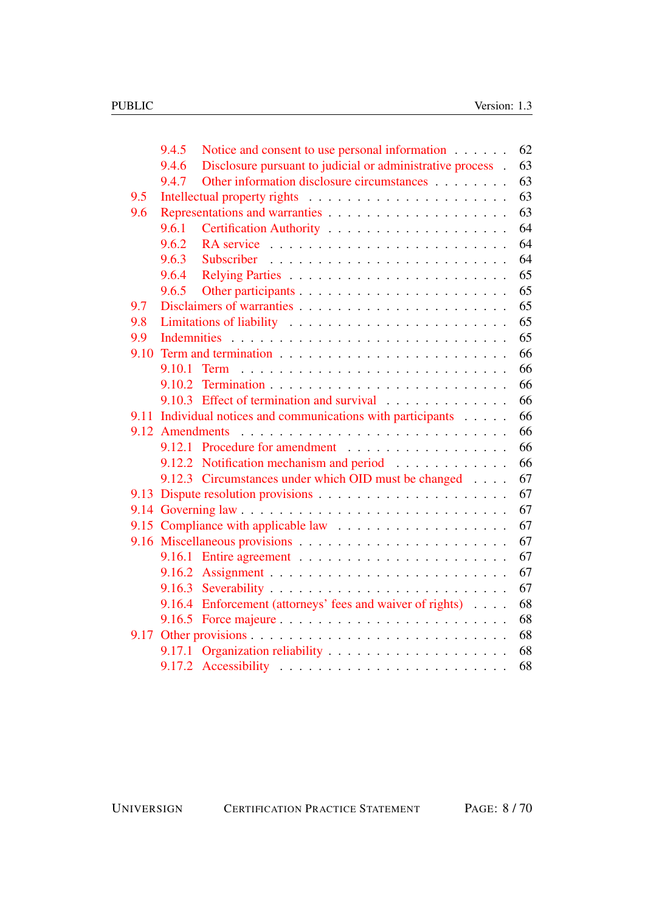- 9.4.5 Notice and consent to use personal information . . . . . . 62
- 9.4.6 Disclosure pursuant to judicial or administrative process . 63
- 9.4.7 Other information disclosure circumstances . . . . . . . . 63
- 9.5 Intellectual property rights . . . . . . . . . . . . . . . . . . . 63
- 9.6 Representations and warranties . . . . . . . . . . . . . . . . . 63
  - 9.6.1 Certification Authority . . . . . . . . . . . . . . . . . 64
  - 9.6.2 RA service . . . . . . . . . . . . . . . . . . . . . . . 64
  - 9.6.3 Subscriber . . . . . . . . . . . . . . . . . . . . . . . 64
  - 9.6.4 Relying Parties . . . . . . . . . . . . . . . . . . . . . 65
  - 9.6.5 Other participants . . . . . . . . . . . . . . . . . . . . 65
- 9.7 Disclaimers of warranties . . . . . . . . . . . . . . . . . . . . 65
- 9.8 Limitations of liability . . . . . . . . . . . . . . . . . . . . 65
- 9.9 Indemnities . . . . . . . . . . . . . . . . . . . . . . . . . . . 65
- 9.10 Term and termination . . . . . . . . . . . . . . . . . . . . . . 66
  - 9.10.1 Term . . . . . . . . . . . . . . . . . . . . . . . . . . 66
  - 9.10.2 Termination . . . . . . . . . . . . . . . . . . . . . . . 66
  - 9.10.3 Effect of termination and survival . . . . . . . . . . . . 66
- 9.11 Individual notices and communications with participants . . . . . 66
- 9.12 Amendments . . . . . . . . . . . . . . . . . . . . . . . . . . . 66
  - 9.12.1 Procedure for amendment . . . . . . . . . . . . . . . . 66
  - 9.12.2 Notification mechanism and period . . . . . . . . . . . . 66
  - 9.12.3 Circumstances under which OID must be changed . . . . 67
- 9.13 Dispute resolution provisions . . . . . . . . . . . . . . . . . . 67
- 9.14 Governing law . . . . . . . . . . . . . . . . . . . . . . . . . . 67
- 9.15 Compliance with applicable law . . . . . . . . . . . . . . . . . 67
- 9.16 Miscellaneous provisions . . . . . . . . . . . . . . . . . . . . . 67
  - 9.16.1 Entire agreement . . . . . . . . . . . . . . . . . . . . 67
  - 9.16.2 Assignment . . . . . . . . . . . . . . . . . . . . . . . 67
  - 9.16.3 Severability . . . . . . . . . . . . . . . . . . . . . . . 67
  - 9.16.4 Enforcement (attorneys' fees and waiver of rights) . . . . 68
  - 9.16.5 Force majeure . . . . . . . . . . . . . . . . . . . . . . 68
- 9.17 Other provisions . . . . . . . . . . . . . . . . . . . . . . . . . 68
  - 9.17.1 Organization reliability . . . . . . . . . . . . . . . . . 68
  - 9.17.2 Accessibility . . . . . . . . . . . . . . . . . . . . . . 68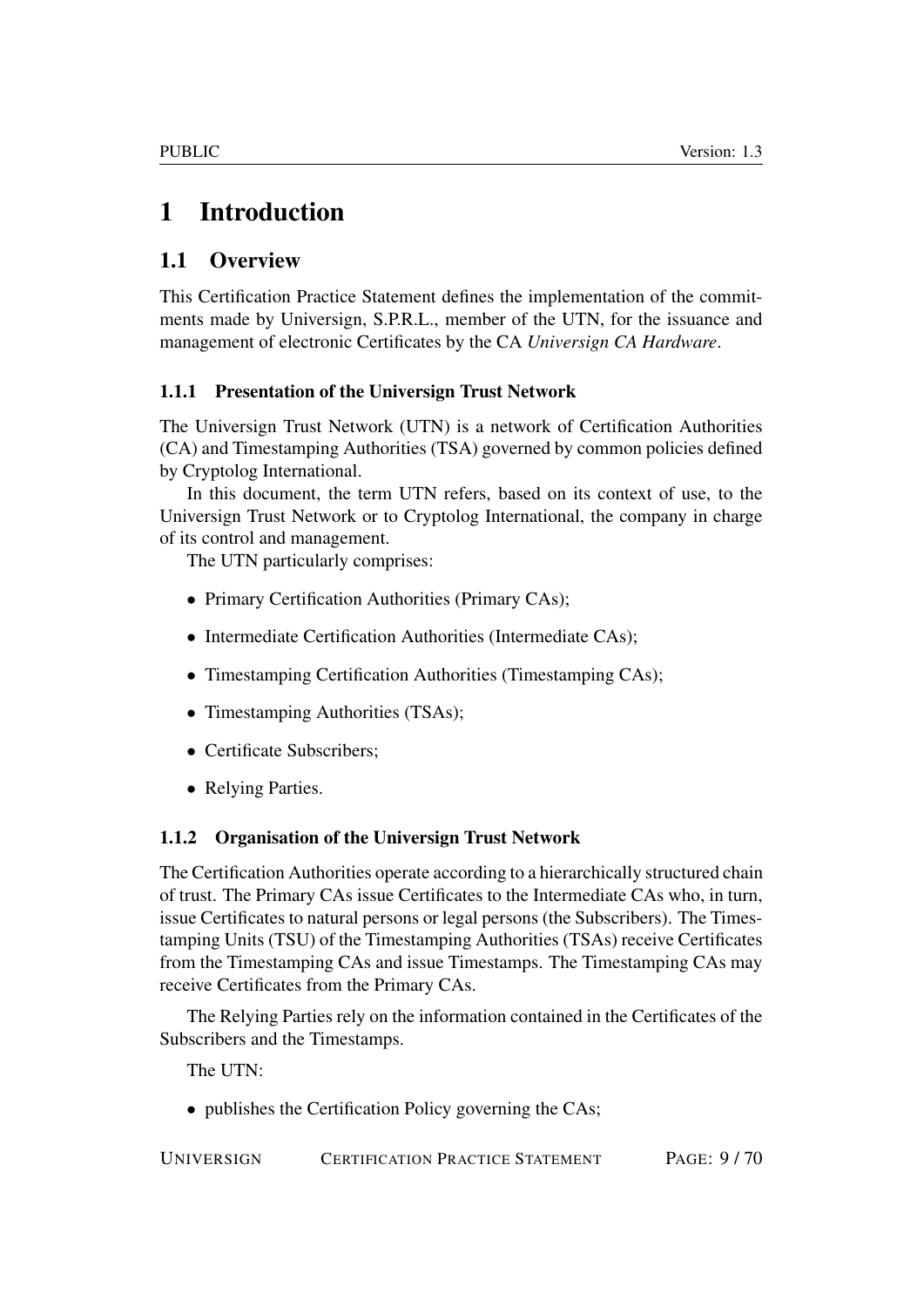# 1 Introduction

## 1.1 Overview

This Certification Practice Statement defines the implementation of the commitments made by Universign, S.P.R.L., member of the UTN, for the issuance and management of electronic Certificates by the CA *Universign CA Hardware*.

### 1.1.1 Presentation of the Universign Trust Network

The Universign Trust Network (UTN) is a network of Certification Authorities (CA) and Timestamping Authorities (TSA) governed by common policies defined by Cryptolog International.

In this document, the term UTN refers, based on its context of use, to the Universign Trust Network or to Cryptolog International, the company in charge of its control and management.

The UTN particularly comprises:

- Primary Certification Authorities (Primary CAs);
- Intermediate Certification Authorities (Intermediate CAs);
- Timestamping Certification Authorities (Timestamping CAs);
- Timestamping Authorities (TSAs);
- Certificate Subscribers;
- Relying Parties.

### 1.1.2 Organisation of the Universign Trust Network

The Certification Authorities operate according to a hierarchically structured chain of trust. The Primary CAs issue Certificates to the Intermediate CAs who, in turn, issue Certificates to natural persons or legal persons (the Subscribers). The Timestamping Units (TSU) of the Timestamping Authorities (TSAs) receive Certificates from the Timestamping CAs and issue Timestamps. The Timestamping CAs may receive Certificates from the Primary CAs.

The Relying Parties rely on the information contained in the Certificates of the Subscribers and the Timestamps.

The UTN:

- publishes the Certification Policy governing the CAs;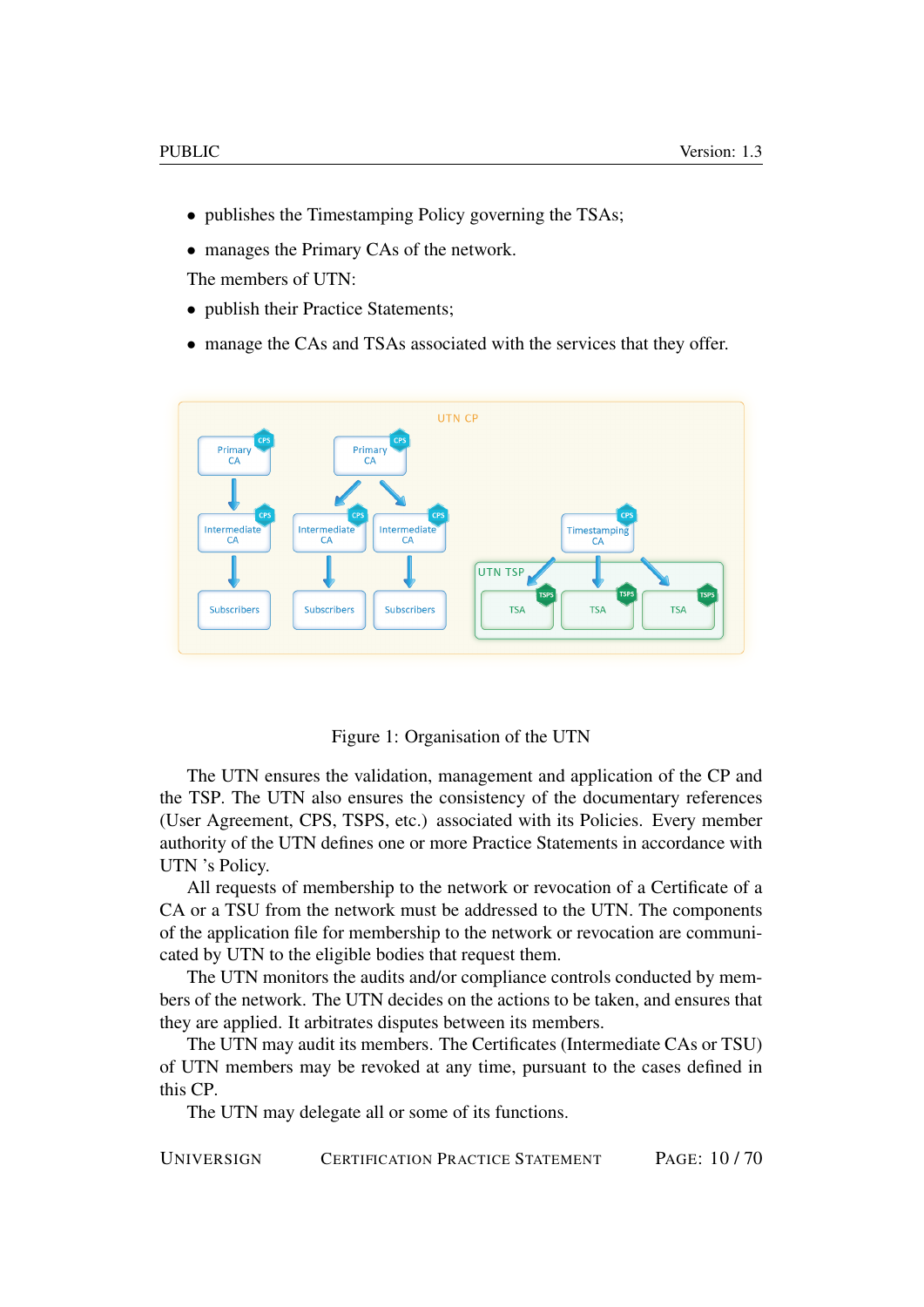- publishes the Timestamping Policy governing the TSAs;
- manages the Primary CAs of the network.

The members of UTN:

- publish their Practice Statements;
- manage the CAs and TSAs associated with the services that they offer.

Figure 1: Organisation of the UTN

The UTN ensures the validation, management and application of the CP and the TSP. The UTN also ensures the consistency of the documentary references (User Agreement, CPS, TSPS, etc.) associated with its Policies. Every member authority of the UTN defines one or more Practice Statements in accordance with UTN 's Policy.

All requests of membership to the network or revocation of a Certificate of a CA or a TSU from the network must be addressed to the UTN. The components of the application file for membership to the network or revocation are communicated by UTN to the eligible bodies that request them.

The UTN monitors the audits and/or compliance controls conducted by members of the network. The UTN decides on the actions to be taken, and ensures that they are applied. It arbitrates disputes between its members.

The UTN may audit its members. The Certificates (Intermediate CAs or TSU) of UTN members may be revoked at any time, pursuant to the cases defined in this CP.

The UTN may delegate all or some of its functions.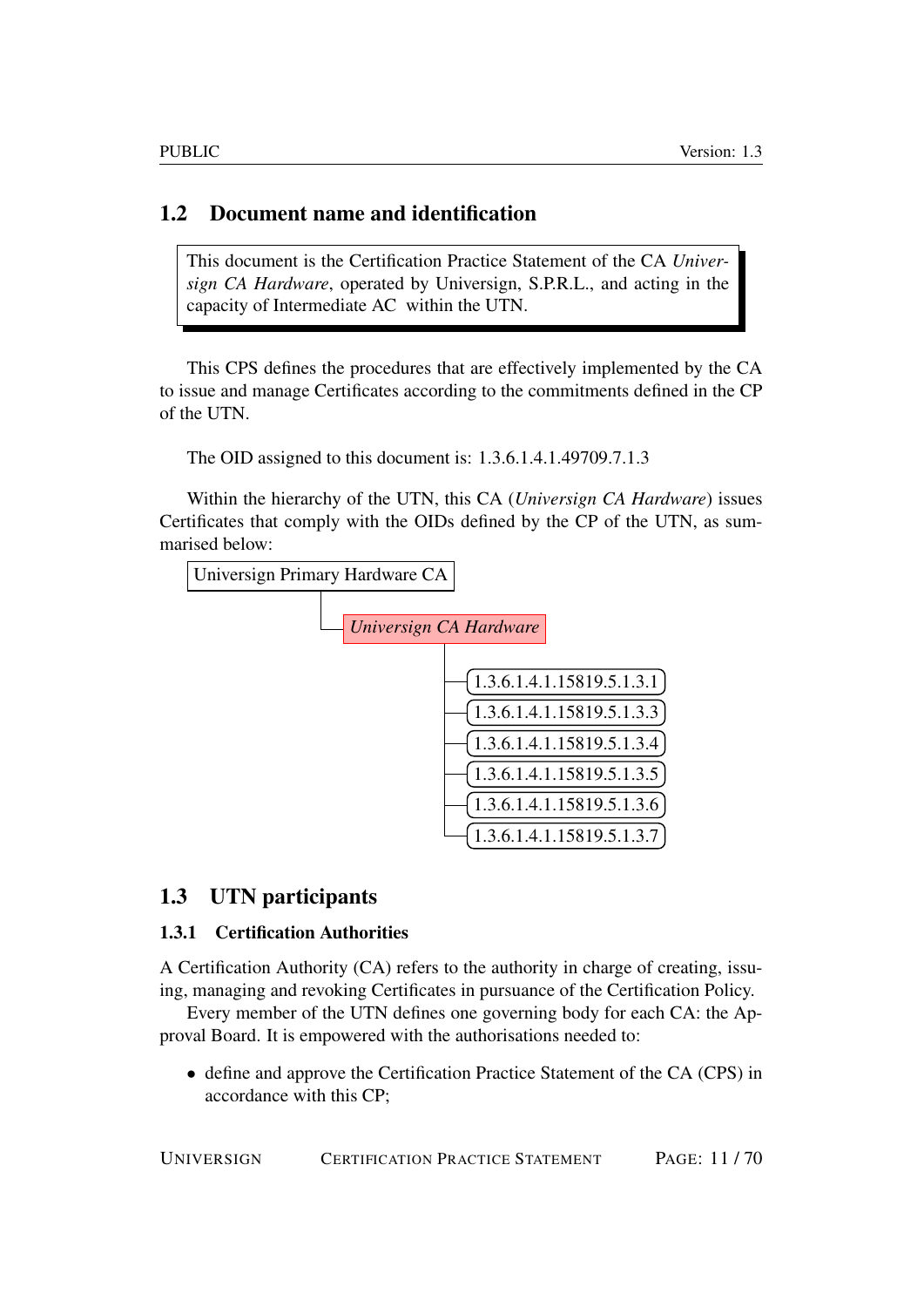## 1.2 Document name and identification

> This document is the Certification Practice Statement of the CA *Universign CA Hardware*, operated by Universign, S.P.R.L., and acting in the capacity of Intermediate AC within the UTN.

This CPS defines the procedures that are effectively implemented by the CA to issue and manage Certificates according to the commitments defined in the CP of the UTN.

The OID assigned to this document is: 1.3.6.1.4.1.49709.7.1.3

Within the hierarchy of the UTN, this CA (*Universign CA Hardware*) issues Certificates that comply with the OIDs defined by the CP of the UTN, as summarised below:

- Universign Primary Hardware CA
  - *Universign CA Hardware*
    - 1.3.6.1.4.1.15819.5.1.3.1
    - 1.3.6.1.4.1.15819.5.1.3.3
    - 1.3.6.1.4.1.15819.5.1.3.4
    - 1.3.6.1.4.1.15819.5.1.3.5
    - 1.3.6.1.4.1.15819.5.1.3.6
    - 1.3.6.1.4.1.15819.5.1.3.7

## 1.3 UTN participants

### 1.3.1 Certification Authorities

A Certification Authority (CA) refers to the authority in charge of creating, issuing, managing and revoking Certificates in pursuance of the Certification Policy.

Every member of the UTN defines one governing body for each CA: the Approval Board. It is empowered with the authorisations needed to:

- define and approve the Certification Practice Statement of the CA (CPS) in accordance with this CP;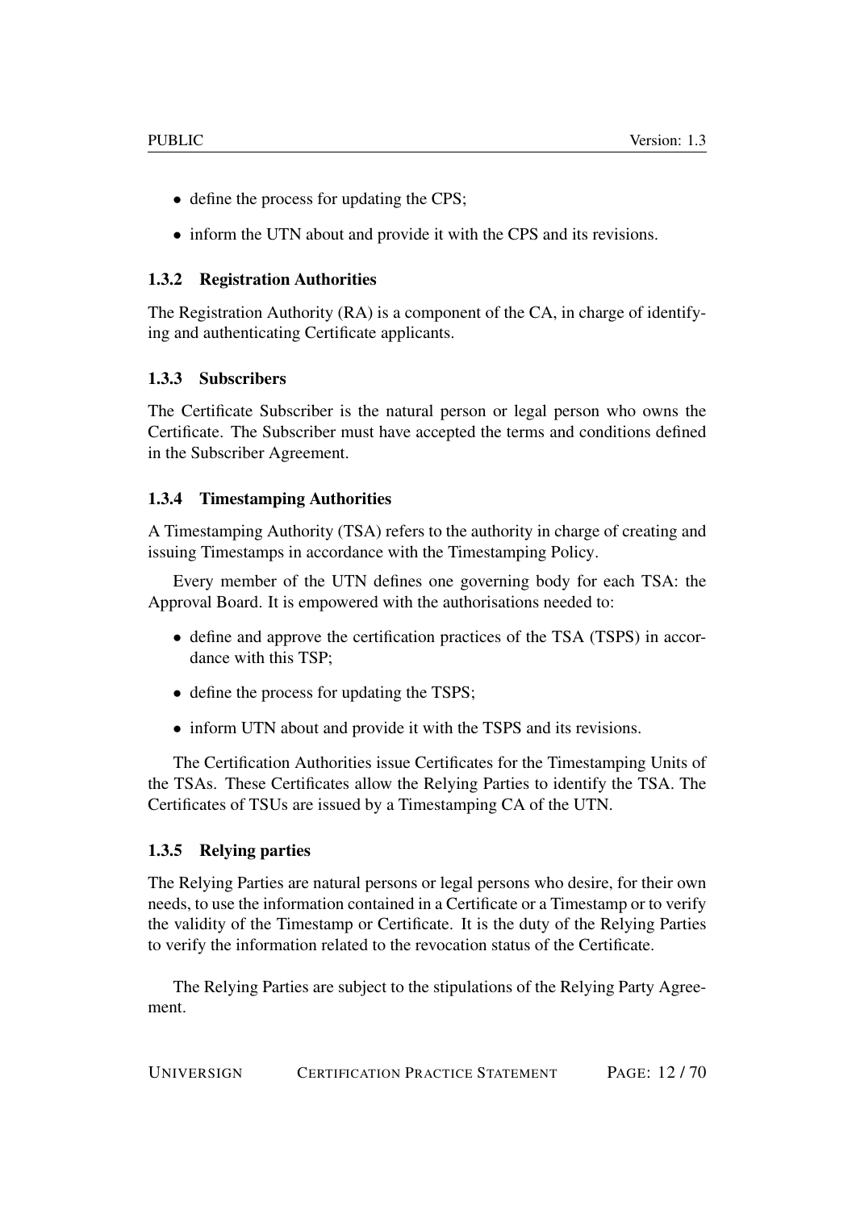- define the process for updating the CPS;
- inform the UTN about and provide it with the CPS and its revisions.

### 1.3.2 Registration Authorities

The Registration Authority (RA) is a component of the CA, in charge of identifying and authenticating Certificate applicants.

### 1.3.3 Subscribers

The Certificate Subscriber is the natural person or legal person who owns the Certificate. The Subscriber must have accepted the terms and conditions defined in the Subscriber Agreement.

### 1.3.4 Timestamping Authorities

A Timestamping Authority (TSA) refers to the authority in charge of creating and issuing Timestamps in accordance with the Timestamping Policy.

Every member of the UTN defines one governing body for each TSA: the Approval Board. It is empowered with the authorisations needed to:

- define and approve the certification practices of the TSA (TSPS) in accordance with this TSP;
- define the process for updating the TSPS;
- inform UTN about and provide it with the TSPS and its revisions.

The Certification Authorities issue Certificates for the Timestamping Units of the TSAs. These Certificates allow the Relying Parties to identify the TSA. The Certificates of TSUs are issued by a Timestamping CA of the UTN.

### 1.3.5 Relying parties

The Relying Parties are natural persons or legal persons who desire, for their own needs, to use the information contained in a Certificate or a Timestamp or to verify the validity of the Timestamp or Certificate. It is the duty of the Relying Parties to verify the information related to the revocation status of the Certificate.

The Relying Parties are subject to the stipulations of the Relying Party Agreement.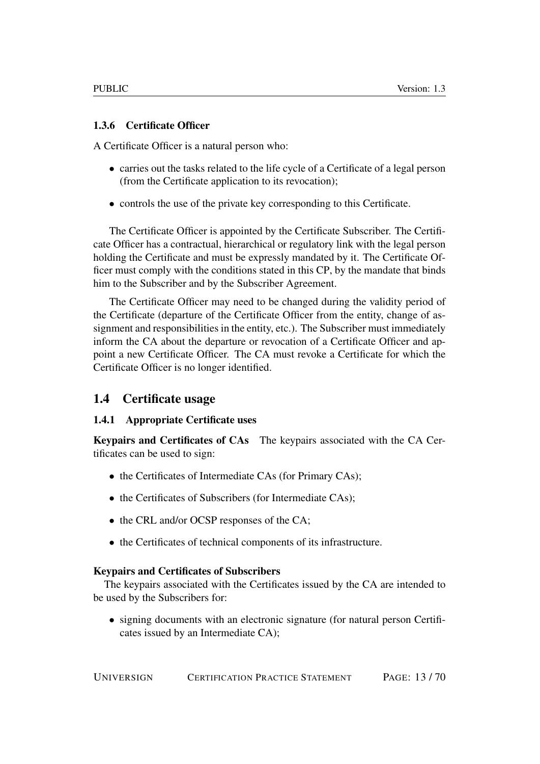### 1.3.6 Certificate Officer

A Certificate Officer is a natural person who:

- carries out the tasks related to the life cycle of a Certificate of a legal person (from the Certificate application to its revocation);
- controls the use of the private key corresponding to this Certificate.

The Certificate Officer is appointed by the Certificate Subscriber. The Certificate Officer has a contractual, hierarchical or regulatory link with the legal person holding the Certificate and must be expressly mandated by it. The Certificate Officer must comply with the conditions stated in this CP, by the mandate that binds him to the Subscriber and by the Subscriber Agreement.

The Certificate Officer may need to be changed during the validity period of the Certificate (departure of the Certificate Officer from the entity, change of assignment and responsibilities in the entity, etc.). The Subscriber must immediately inform the CA about the departure or revocation of a Certificate Officer and appoint a new Certificate Officer. The CA must revoke a Certificate for which the Certificate Officer is no longer identified.

## 1.4 Certificate usage

### 1.4.1 Appropriate Certificate uses

**Keypairs and Certificates of CAs** The keypairs associated with the CA Certificates can be used to sign:

- the Certificates of Intermediate CAs (for Primary CAs);
- the Certificates of Subscribers (for Intermediate CAs);
- the CRL and/or OCSP responses of the CA;
- the Certificates of technical components of its infrastructure.

**Keypairs and Certificates of Subscribers**

The keypairs associated with the Certificates issued by the CA are intended to be used by the Subscribers for:

- signing documents with an electronic signature (for natural person Certificates issued by an Intermediate CA);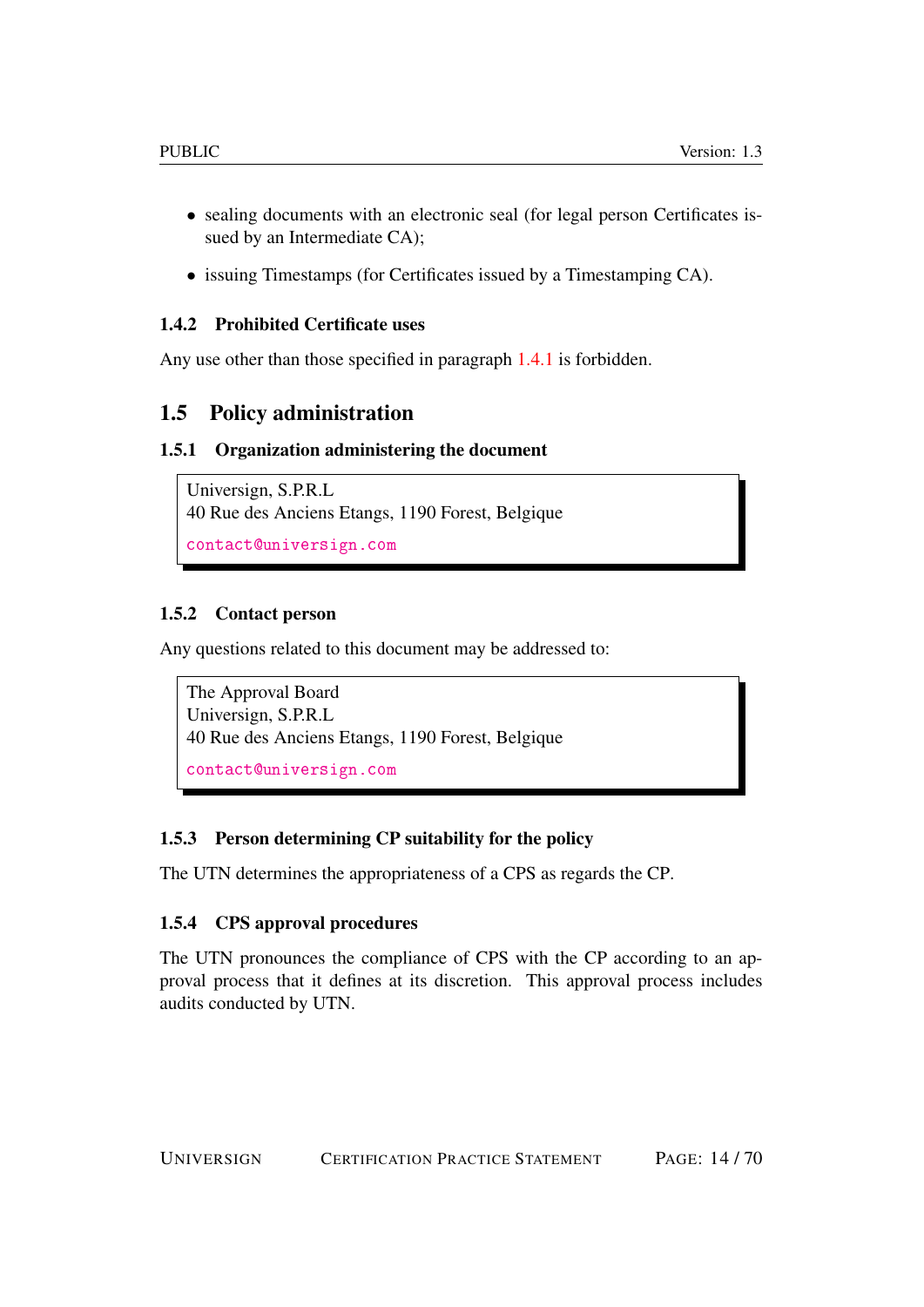- sealing documents with an electronic seal (for legal person Certificates issued by an Intermediate CA);
- issuing Timestamps (for Certificates issued by a Timestamping CA).

### 1.4.2 Prohibited Certificate uses

Any use other than those specified in paragraph 1.4.1 is forbidden.

## 1.5 Policy administration

### 1.5.1 Organization administering the document

> Universign, S.P.R.L
> 40 Rue des Anciens Etangs, 1190 Forest, Belgique
> contact@universign.com

### 1.5.2 Contact person

Any questions related to this document may be addressed to:

> The Approval Board
> Universign, S.P.R.L
> 40 Rue des Anciens Etangs, 1190 Forest, Belgique
> contact@universign.com

### 1.5.3 Person determining CP suitability for the policy

The UTN determines the appropriateness of a CPS as regards the CP.

### 1.5.4 CPS approval procedures

The UTN pronounces the compliance of CPS with the CP according to an approval process that it defines at its discretion. This approval process includes audits conducted by UTN.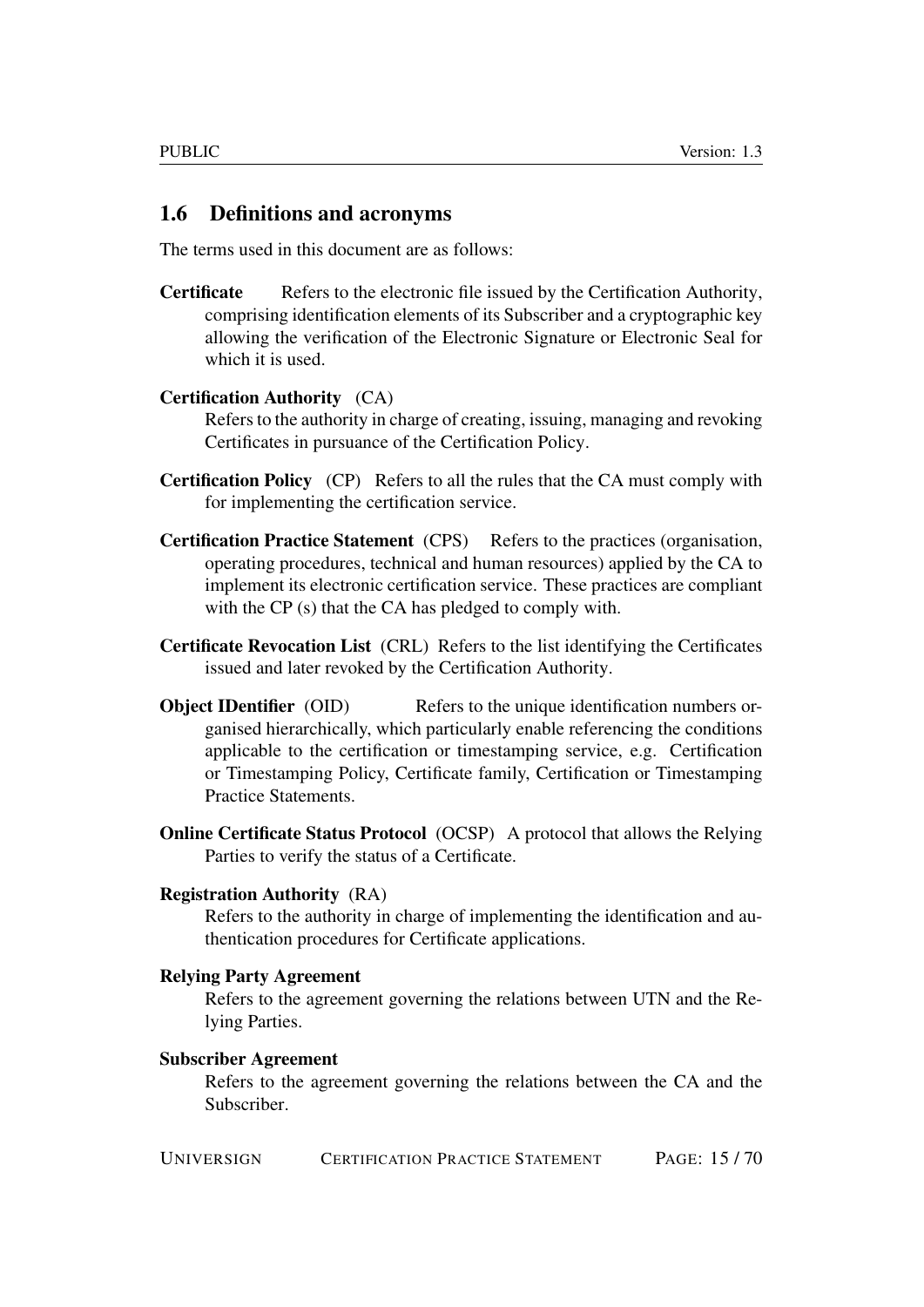## 1.6 Definitions and acronyms

The terms used in this document are as follows:

**Certificate** Refers to the electronic file issued by the Certification Authority, comprising identification elements of its Subscriber and a cryptographic key allowing the verification of the Electronic Signature or Electronic Seal for which it is used.

**Certification Authority** (CA)
Refers to the authority in charge of creating, issuing, managing and revoking Certificates in pursuance of the Certification Policy.

**Certification Policy** (CP) Refers to all the rules that the CA must comply with for implementing the certification service.

**Certification Practice Statement** (CPS) Refers to the practices (organisation, operating procedures, technical and human resources) applied by the CA to implement its electronic certification service. These practices are compliant with the CP (s) that the CA has pledged to comply with.

**Certificate Revocation List** (CRL) Refers to the list identifying the Certificates issued and later revoked by the Certification Authority.

**Object IDentifier** (OID) Refers to the unique identification numbers organised hierarchically, which particularly enable referencing the conditions applicable to the certification or timestamping service, e.g. Certification or Timestamping Policy, Certificate family, Certification or Timestamping Practice Statements.

**Online Certificate Status Protocol** (OCSP) A protocol that allows the Relying Parties to verify the status of a Certificate.

**Registration Authority** (RA)
Refers to the authority in charge of implementing the identification and authentication procedures for Certificate applications.

**Relying Party Agreement**
Refers to the agreement governing the relations between UTN and the Relying Parties.

**Subscriber Agreement**
Refers to the agreement governing the relations between the CA and the Subscriber.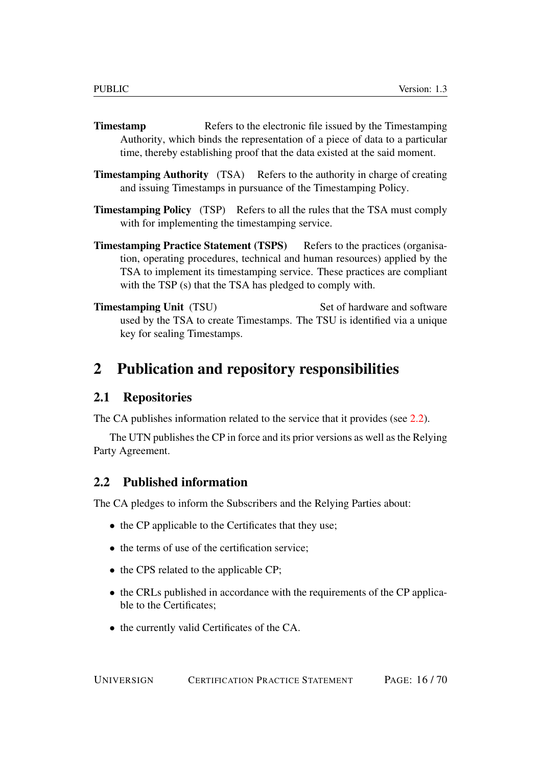**Timestamp** Refers to the electronic file issued by the Timestamping Authority, which binds the representation of a piece of data to a particular time, thereby establishing proof that the data existed at the said moment.

**Timestamping Authority** (TSA) Refers to the authority in charge of creating and issuing Timestamps in pursuance of the Timestamping Policy.

**Timestamping Policy** (TSP) Refers to all the rules that the TSA must comply with for implementing the timestamping service.

**Timestamping Practice Statement (TSPS)** Refers to the practices (organisation, operating procedures, technical and human resources) applied by the TSA to implement its timestamping service. These practices are compliant with the TSP (s) that the TSA has pledged to comply with.

**Timestamping Unit** (TSU) Set of hardware and software used by the TSA to create Timestamps. The TSU is identified via a unique key for sealing Timestamps.

# 2 Publication and repository responsibilities

## 2.1 Repositories

The CA publishes information related to the service that it provides (see 2.2).

The UTN publishes the CP in force and its prior versions as well as the Relying Party Agreement.

## 2.2 Published information

The CA pledges to inform the Subscribers and the Relying Parties about:

- the CP applicable to the Certificates that they use;
- the terms of use of the certification service;
- the CPS related to the applicable CP;
- the CRLs published in accordance with the requirements of the CP applicable to the Certificates;
- the currently valid Certificates of the CA.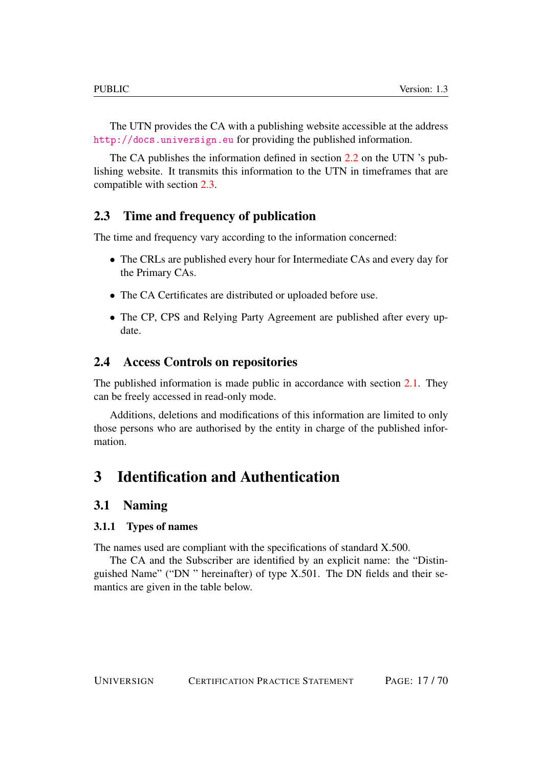The UTN provides the CA with a publishing website accessible at the address http://docs.universign.eu for providing the published information.

The CA publishes the information defined in section 2.2 on the UTN 's publishing website. It transmits this information to the UTN in timeframes that are compatible with section 2.3.

## 2.3 Time and frequency of publication

The time and frequency vary according to the information concerned:

- The CRLs are published every hour for Intermediate CAs and every day for the Primary CAs.
- The CA Certificates are distributed or uploaded before use.
- The CP, CPS and Relying Party Agreement are published after every update.

## 2.4 Access Controls on repositories

The published information is made public in accordance with section 2.1. They can be freely accessed in read-only mode.

Additions, deletions and modifications of this information are limited to only those persons who are authorised by the entity in charge of the published information.

# 3 Identification and Authentication

## 3.1 Naming

### 3.1.1 Types of names

The names used are compliant with the specifications of standard X.500.

The CA and the Subscriber are identified by an explicit name: the "Distinguished Name" ("DN " hereinafter) of type X.501. The DN fields and their semantics are given in the table below.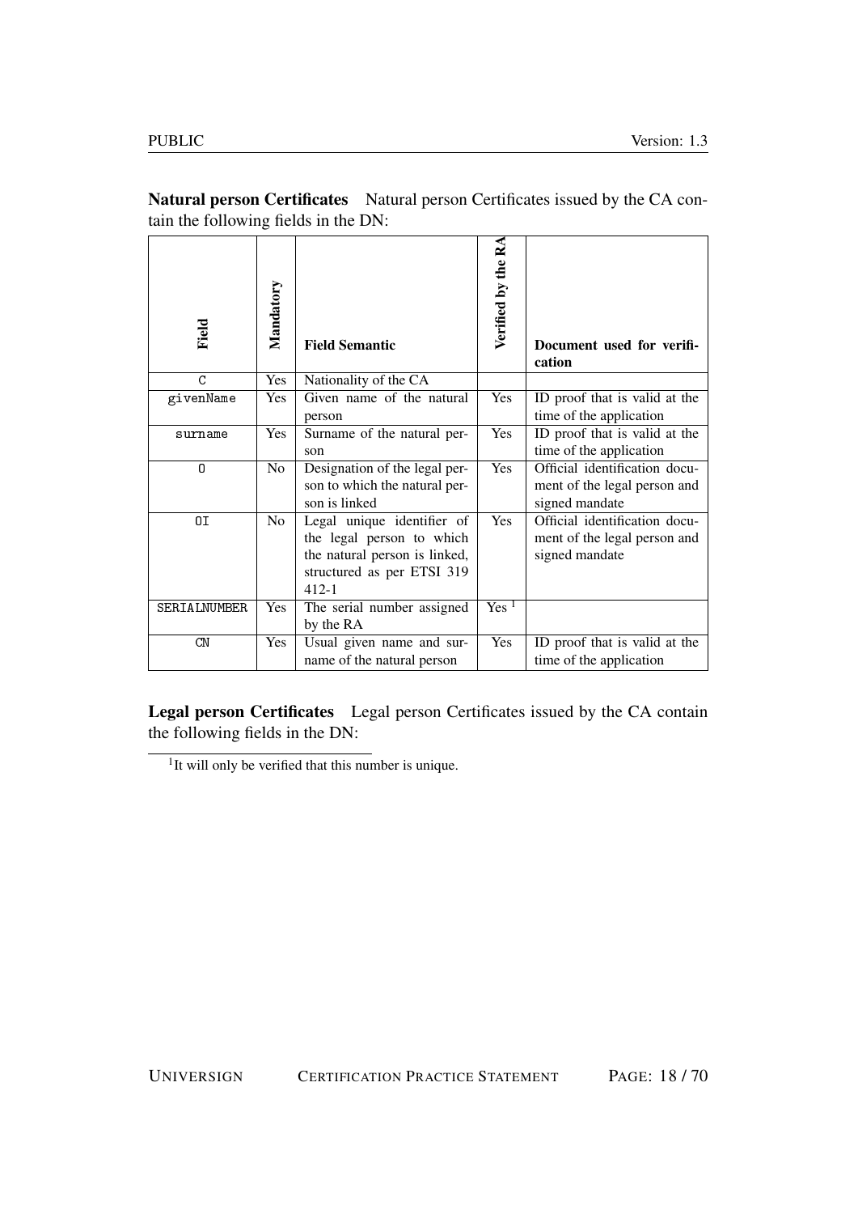**Natural person Certificates** Natural person Certificates issued by the CA contain the following fields in the DN:

| Field | Mandatory | Field Semantic | Verified by the RA | Document used for verification |
|---|---|---|---|---|
| C | Yes | Nationality of the CA | | |
| givenName | Yes | Given name of the natural person | Yes | ID proof that is valid at the time of the application |
| surname | Yes | Surname of the natural person | Yes | ID proof that is valid at the time of the application |
| O | No | Designation of the legal person to which the natural person is linked | Yes | Official identification document of the legal person and signed mandate |
| OI | No | Legal unique identifier of the legal person to which the natural person is linked, structured as per ETSI 319 412-1 | Yes | Official identification document of the legal person and signed mandate |
| SERIALNUMBER | Yes | The serial number assigned by the RA | Yes [1] | |
| CN | Yes | Usual given name and surname of the natural person | Yes | ID proof that is valid at the time of the application |

**Legal person Certificates** Legal person Certificates issued by the CA contain the following fields in the DN:

[1] It will only be verified that this number is unique.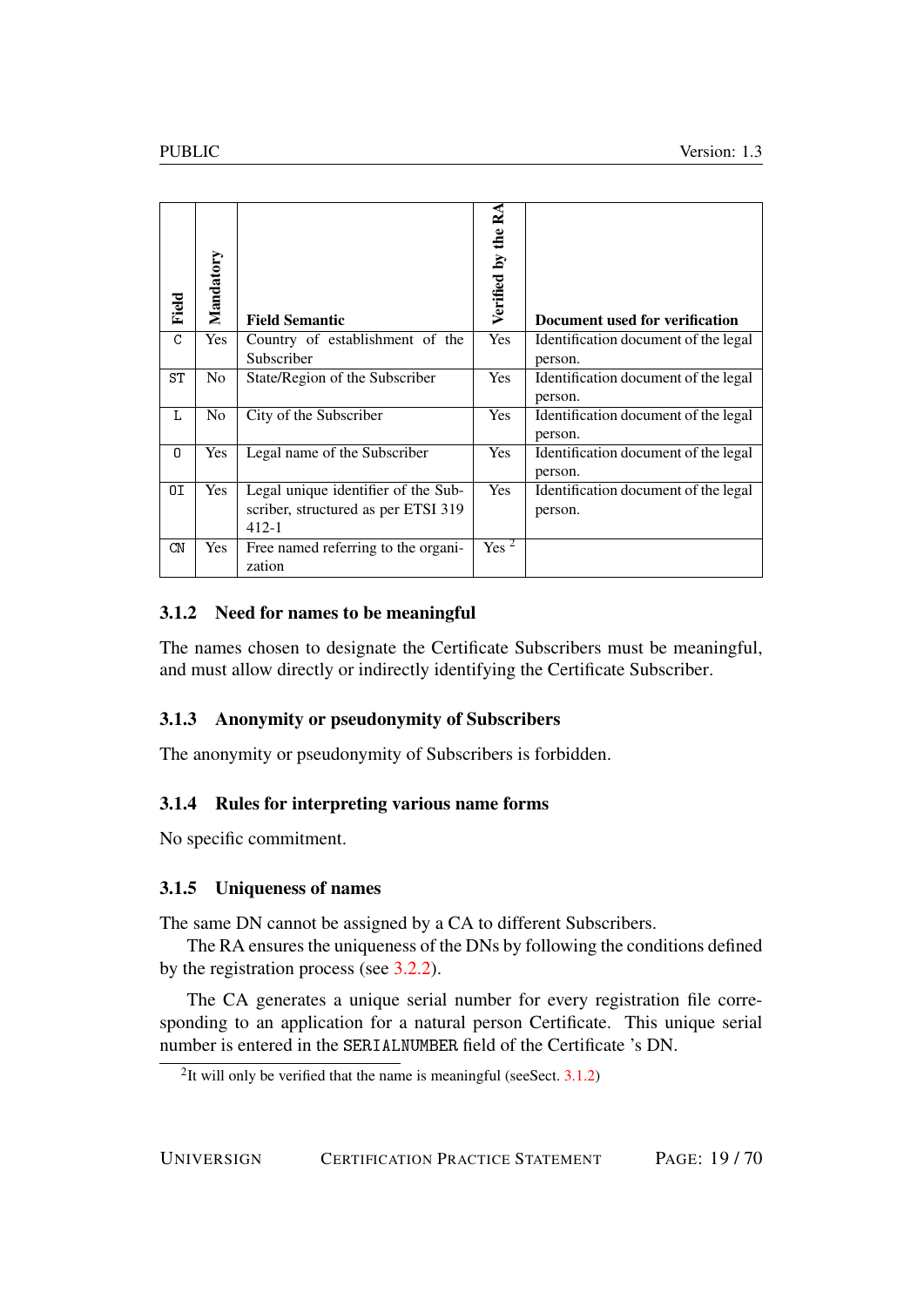| Field | Mandatory | Field Semantic | Verified by the RA | Document used for verification |
|---|---|---|---|---|
| C | Yes | Country of establishment of the Subscriber | Yes | Identification document of the legal person. |
| ST | No | State/Region of the Subscriber | Yes | Identification document of the legal person. |
| L | No | City of the Subscriber | Yes | Identification document of the legal person. |
| O | Yes | Legal name of the Subscriber | Yes | Identification document of the legal person. |
| OI | Yes | Legal unique identifier of the Subscriber, structured as per ETSI 319 412-1 | Yes | Identification document of the legal person. |
| CN | Yes | Free named referring to the organization | Yes [2] | |

### 3.1.2 Need for names to be meaningful

The names chosen to designate the Certificate Subscribers must be meaningful, and must allow directly or indirectly identifying the Certificate Subscriber.

### 3.1.3 Anonymity or pseudonymity of Subscribers

The anonymity or pseudonymity of Subscribers is forbidden.

### 3.1.4 Rules for interpreting various name forms

No specific commitment.

### 3.1.5 Uniqueness of names

The same DN cannot be assigned by a CA to different Subscribers.

The RA ensures the uniqueness of the DNs by following the conditions defined by the registration process (see 3.2.2).

The CA generates a unique serial number for every registration file corresponding to an application for a natural person Certificate. This unique serial number is entered in the SERIALNUMBER field of the Certificate 's DN.

[2] It will only be verified that the name is meaningful (seeSect. 3.1.2)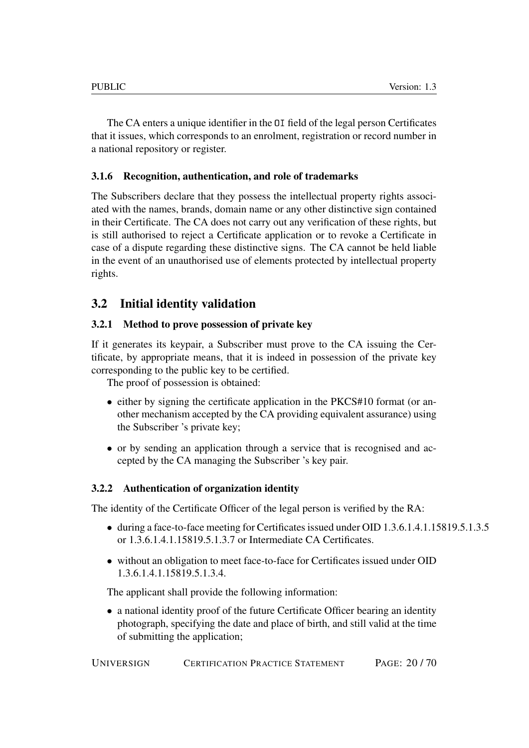The CA enters a unique identifier in the `OI` field of the legal person Certificates that it issues, which corresponds to an enrolment, registration or record number in a national repository or register.

### 3.1.6 Recognition, authentication, and role of trademarks

The Subscribers declare that they possess the intellectual property rights associated with the names, brands, domain name or any other distinctive sign contained in their Certificate. The CA does not carry out any verification of these rights, but is still authorised to reject a Certificate application or to revoke a Certificate in case of a dispute regarding these distinctive signs. The CA cannot be held liable in the event of an unauthorised use of elements protected by intellectual property rights.

## 3.2 Initial identity validation

### 3.2.1 Method to prove possession of private key

If it generates its keypair, a Subscriber must prove to the CA issuing the Certificate, by appropriate means, that it is indeed in possession of the private key corresponding to the public key to be certified.

The proof of possession is obtained:

- either by signing the certificate application in the PKCS#10 format (or another mechanism accepted by the CA providing equivalent assurance) using the Subscriber 's private key;
- or by sending an application through a service that is recognised and accepted by the CA managing the Subscriber 's key pair.

### 3.2.2 Authentication of organization identity

The identity of the Certificate Officer of the legal person is verified by the RA:

- during a face-to-face meeting for Certificates issued under OID 1.3.6.1.4.1.15819.5.1.3.5 or 1.3.6.1.4.1.15819.5.1.3.7 or Intermediate CA Certificates.
- without an obligation to meet face-to-face for Certificates issued under OID 1.3.6.1.4.1.15819.5.1.3.4.

The applicant shall provide the following information:

- a national identity proof of the future Certificate Officer bearing an identity photograph, specifying the date and place of birth, and still valid at the time of submitting the application;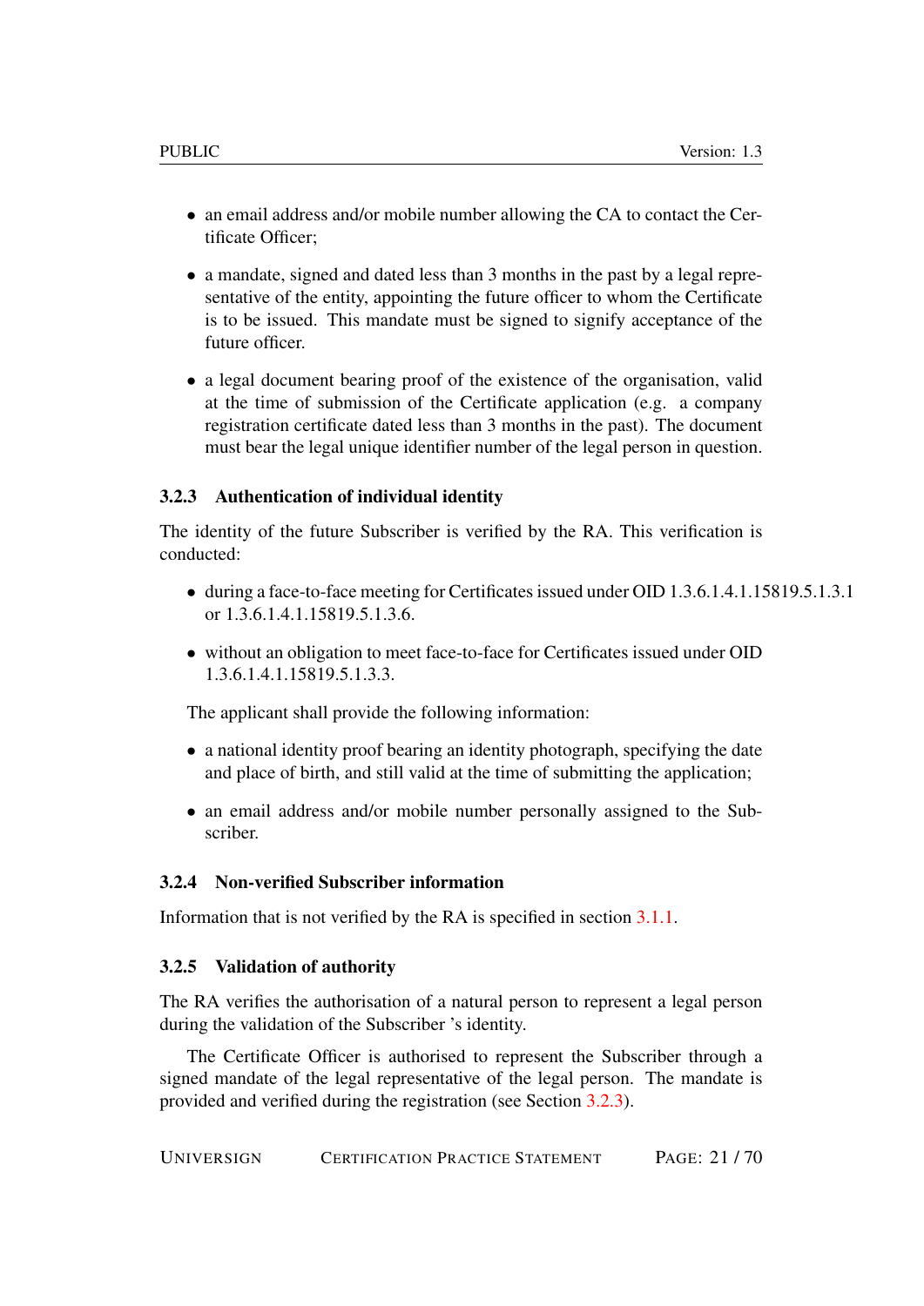- an email address and/or mobile number allowing the CA to contact the Certificate Officer;
- a mandate, signed and dated less than 3 months in the past by a legal representative of the entity, appointing the future officer to whom the Certificate is to be issued. This mandate must be signed to signify acceptance of the future officer.
- a legal document bearing proof of the existence of the organisation, valid at the time of submission of the Certificate application (e.g. a company registration certificate dated less than 3 months in the past). The document must bear the legal unique identifier number of the legal person in question.

### 3.2.3 Authentication of individual identity

The identity of the future Subscriber is verified by the RA. This verification is conducted:

- during a face-to-face meeting for Certificates issued under OID 1.3.6.1.4.1.15819.5.1.3.1 or 1.3.6.1.4.1.15819.5.1.3.6.
- without an obligation to meet face-to-face for Certificates issued under OID 1.3.6.1.4.1.15819.5.1.3.3.

The applicant shall provide the following information:

- a national identity proof bearing an identity photograph, specifying the date and place of birth, and still valid at the time of submitting the application;
- an email address and/or mobile number personally assigned to the Subscriber.

### 3.2.4 Non-verified Subscriber information

Information that is not verified by the RA is specified in section 3.1.1.

### 3.2.5 Validation of authority

The RA verifies the authorisation of a natural person to represent a legal person during the validation of the Subscriber 's identity.

The Certificate Officer is authorised to represent the Subscriber through a signed mandate of the legal representative of the legal person. The mandate is provided and verified during the registration (see Section 3.2.3).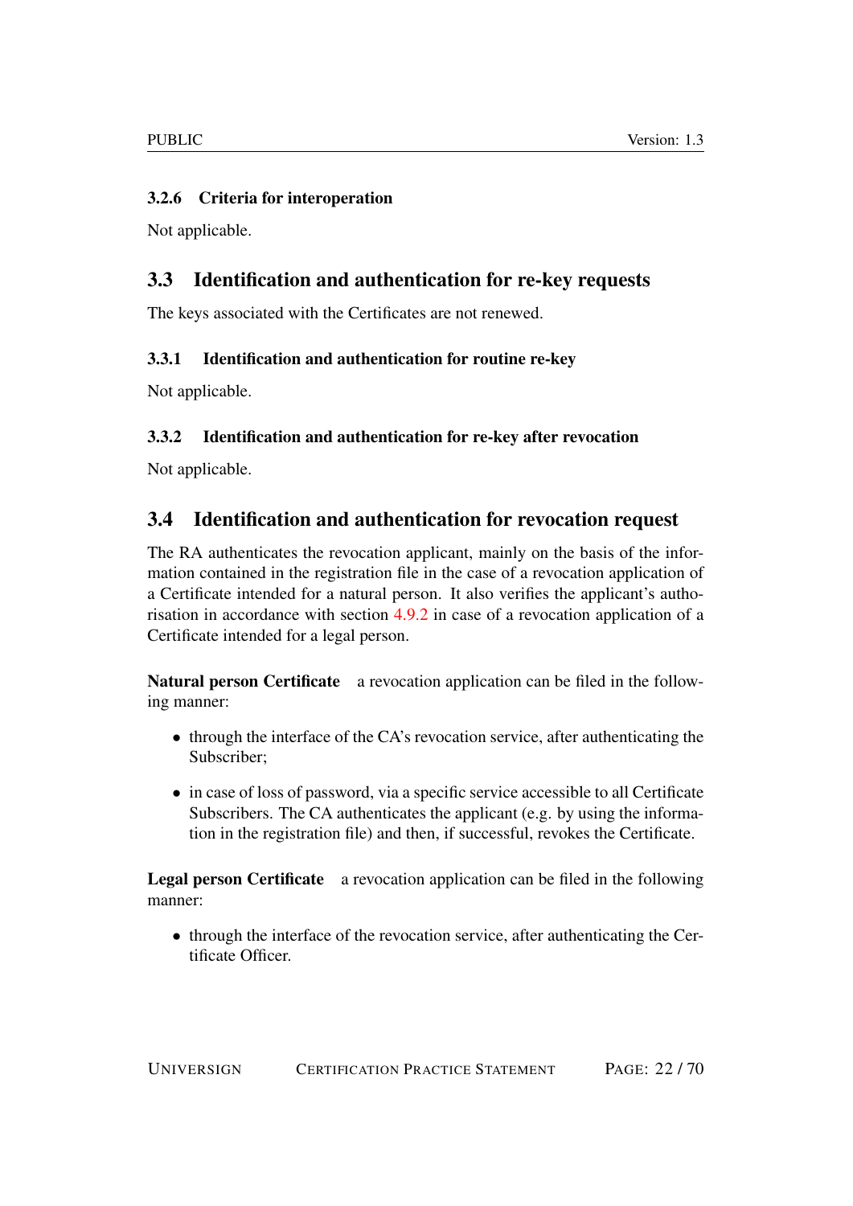### 3.2.6 Criteria for interoperation

Not applicable.

## 3.3 Identification and authentication for re-key requests

The keys associated with the Certificates are not renewed.

### 3.3.1 Identification and authentication for routine re-key

Not applicable.

### 3.3.2 Identification and authentication for re-key after revocation

Not applicable.

## 3.4 Identification and authentication for revocation request

The RA authenticates the revocation applicant, mainly on the basis of the information contained in the registration file in the case of a revocation application of a Certificate intended for a natural person. It also verifies the applicant's authorisation in accordance with section 4.9.2 in case of a revocation application of a Certificate intended for a legal person.

**Natural person Certificate** a revocation application can be filed in the following manner:

- through the interface of the CA's revocation service, after authenticating the Subscriber;
- in case of loss of password, via a specific service accessible to all Certificate Subscribers. The CA authenticates the applicant (e.g. by using the information in the registration file) and then, if successful, revokes the Certificate.

**Legal person Certificate** a revocation application can be filed in the following manner:

- through the interface of the revocation service, after authenticating the Certificate Officer.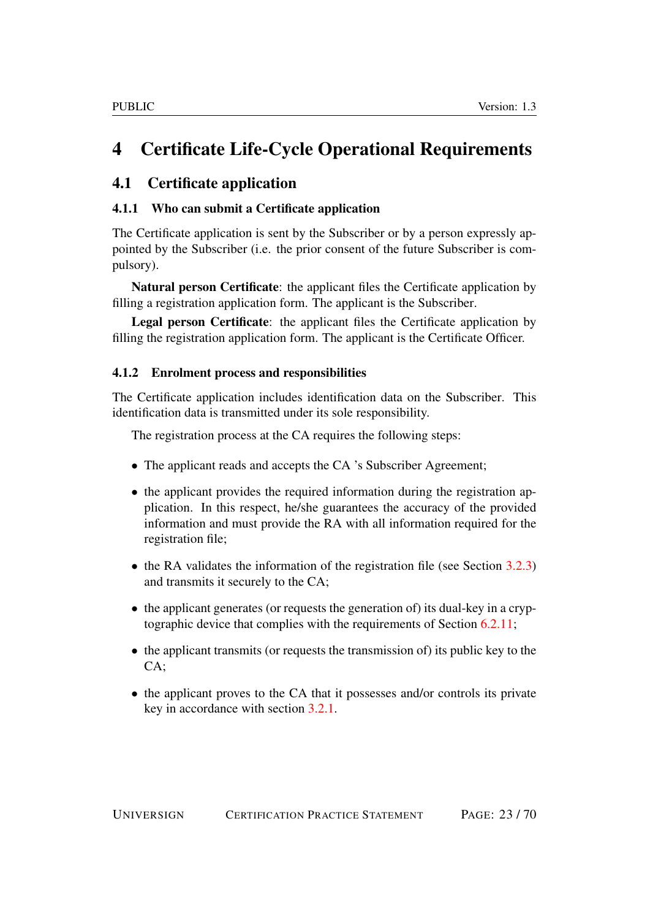# 4 Certificate Life-Cycle Operational Requirements

## 4.1 Certificate application

### 4.1.1 Who can submit a Certificate application

The Certificate application is sent by the Subscriber or by a person expressly appointed by the Subscriber (i.e. the prior consent of the future Subscriber is compulsory).

**Natural person Certificate**: the applicant files the Certificate application by filling a registration application form. The applicant is the Subscriber.

**Legal person Certificate**: the applicant files the Certificate application by filling the registration application form. The applicant is the Certificate Officer.

### 4.1.2 Enrolment process and responsibilities

The Certificate application includes identification data on the Subscriber. This identification data is transmitted under its sole responsibility.

The registration process at the CA requires the following steps:

- The applicant reads and accepts the CA 's Subscriber Agreement;
- the applicant provides the required information during the registration application. In this respect, he/she guarantees the accuracy of the provided information and must provide the RA with all information required for the registration file;
- the RA validates the information of the registration file (see Section 3.2.3) and transmits it securely to the CA;
- the applicant generates (or requests the generation of) its dual-key in a cryptographic device that complies with the requirements of Section 6.2.11;
- the applicant transmits (or requests the transmission of) its public key to the CA;
- the applicant proves to the CA that it possesses and/or controls its private key in accordance with section 3.2.1.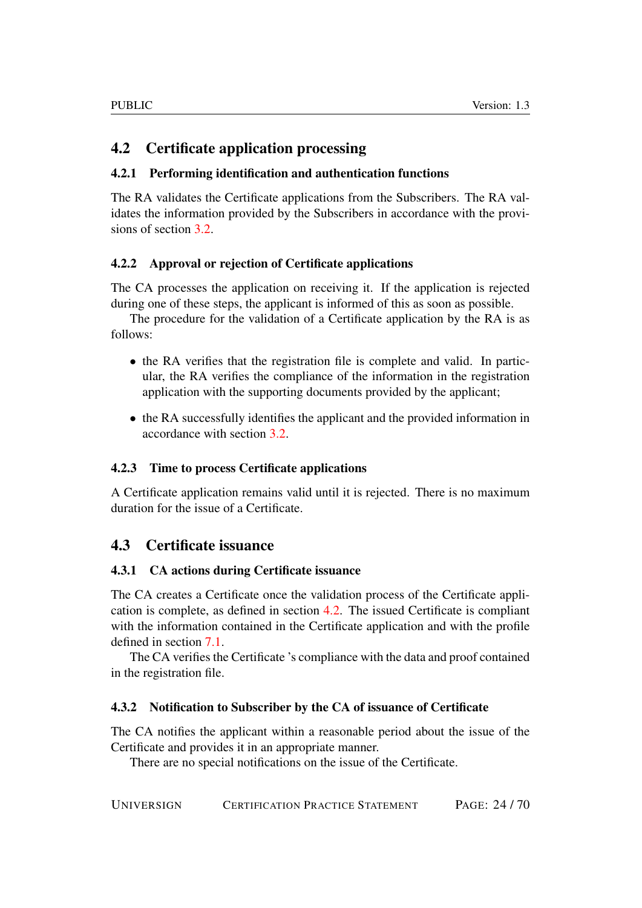## 4.2 Certificate application processing

### 4.2.1 Performing identification and authentication functions

The RA validates the Certificate applications from the Subscribers. The RA validates the information provided by the Subscribers in accordance with the provisions of section 3.2.

### 4.2.2 Approval or rejection of Certificate applications

The CA processes the application on receiving it. If the application is rejected during one of these steps, the applicant is informed of this as soon as possible.

The procedure for the validation of a Certificate application by the RA is as follows:

- the RA verifies that the registration file is complete and valid. In particular, the RA verifies the compliance of the information in the registration application with the supporting documents provided by the applicant;
- the RA successfully identifies the applicant and the provided information in accordance with section 3.2.

### 4.2.3 Time to process Certificate applications

A Certificate application remains valid until it is rejected. There is no maximum duration for the issue of a Certificate.

## 4.3 Certificate issuance

### 4.3.1 CA actions during Certificate issuance

The CA creates a Certificate once the validation process of the Certificate application is complete, as defined in section 4.2. The issued Certificate is compliant with the information contained in the Certificate application and with the profile defined in section 7.1.

The CA verifies the Certificate 's compliance with the data and proof contained in the registration file.

### 4.3.2 Notification to Subscriber by the CA of issuance of Certificate

The CA notifies the applicant within a reasonable period about the issue of the Certificate and provides it in an appropriate manner.

There are no special notifications on the issue of the Certificate.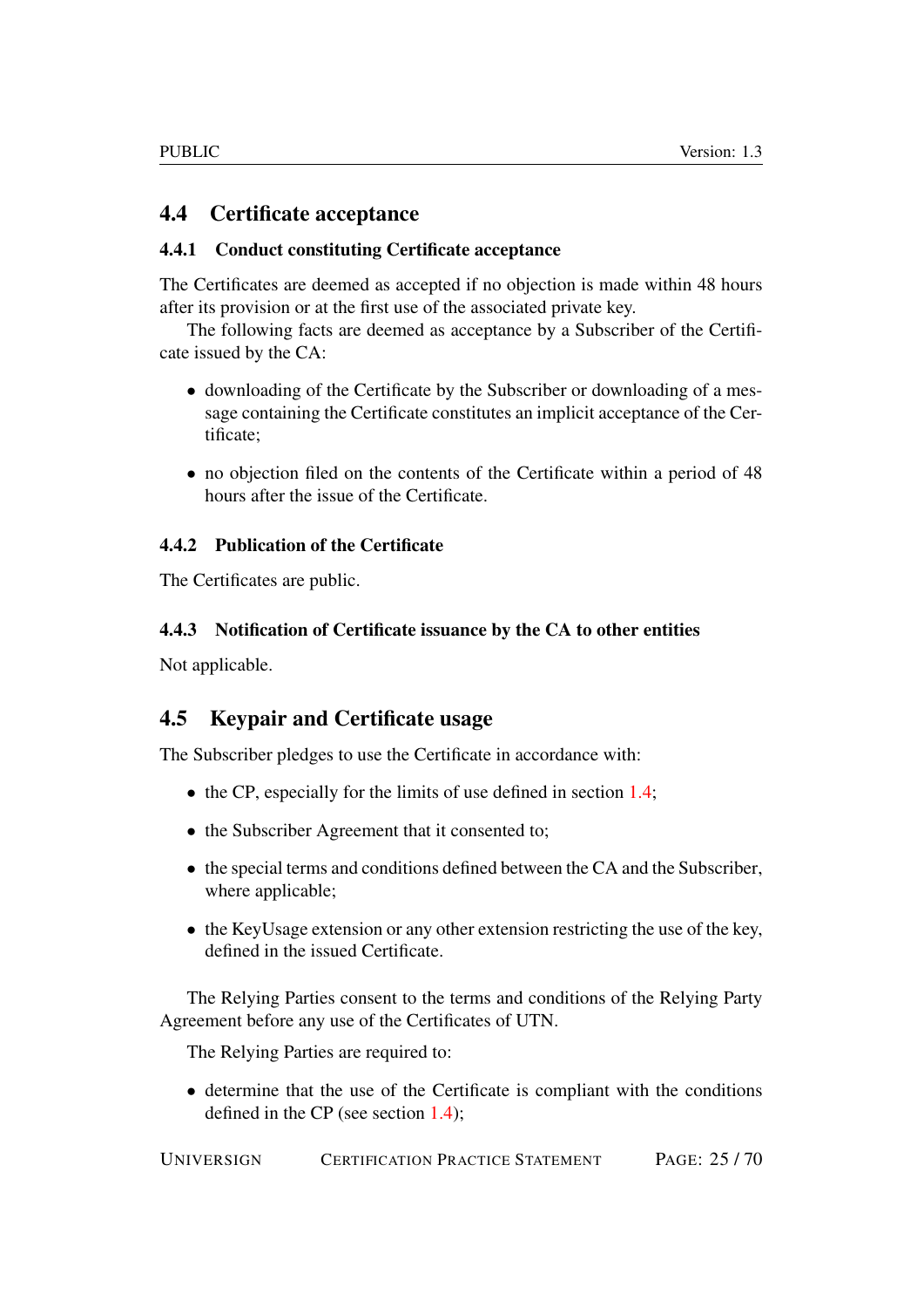## 4.4 Certificate acceptance

### 4.4.1 Conduct constituting Certificate acceptance

The Certificates are deemed as accepted if no objection is made within 48 hours after its provision or at the first use of the associated private key.

The following facts are deemed as acceptance by a Subscriber of the Certificate issued by the CA:

- downloading of the Certificate by the Subscriber or downloading of a message containing the Certificate constitutes an implicit acceptance of the Certificate;
- no objection filed on the contents of the Certificate within a period of 48 hours after the issue of the Certificate.

### 4.4.2 Publication of the Certificate

The Certificates are public.

### 4.4.3 Notification of Certificate issuance by the CA to other entities

Not applicable.

## 4.5 Keypair and Certificate usage

The Subscriber pledges to use the Certificate in accordance with:

- the CP, especially for the limits of use defined in section 1.4;
- the Subscriber Agreement that it consented to;
- the special terms and conditions defined between the CA and the Subscriber, where applicable;
- the KeyUsage extension or any other extension restricting the use of the key, defined in the issued Certificate.

The Relying Parties consent to the terms and conditions of the Relying Party Agreement before any use of the Certificates of UTN.

The Relying Parties are required to:

- determine that the use of the Certificate is compliant with the conditions defined in the CP (see section 1.4);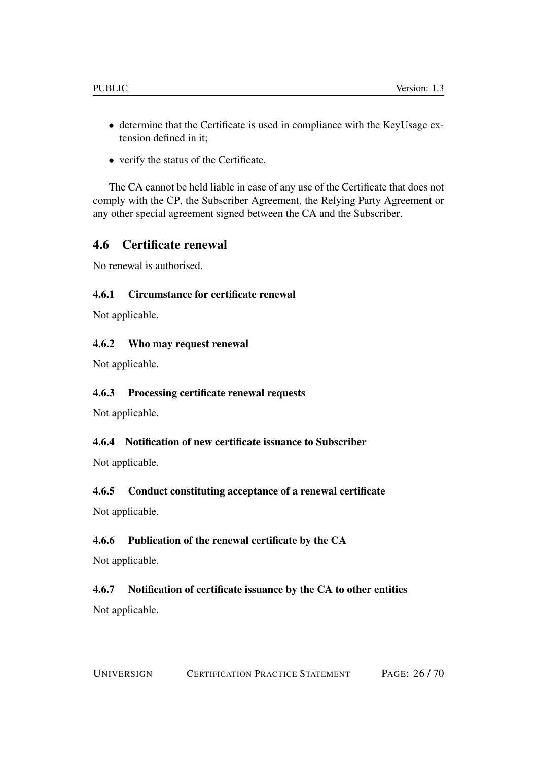- determine that the Certificate is used in compliance with the KeyUsage extension defined in it;
- verify the status of the Certificate.

The CA cannot be held liable in case of any use of the Certificate that does not comply with the CP, the Subscriber Agreement, the Relying Party Agreement or any other special agreement signed between the CA and the Subscriber.

## 4.6 Certificate renewal

No renewal is authorised.

### 4.6.1 Circumstance for certificate renewal

Not applicable.

### 4.6.2 Who may request renewal

Not applicable.

### 4.6.3 Processing certificate renewal requests

Not applicable.

### 4.6.4 Notification of new certificate issuance to Subscriber

Not applicable.

### 4.6.5 Conduct constituting acceptance of a renewal certificate

Not applicable.

### 4.6.6 Publication of the renewal certificate by the CA

Not applicable.

### 4.6.7 Notification of certificate issuance by the CA to other entities

Not applicable.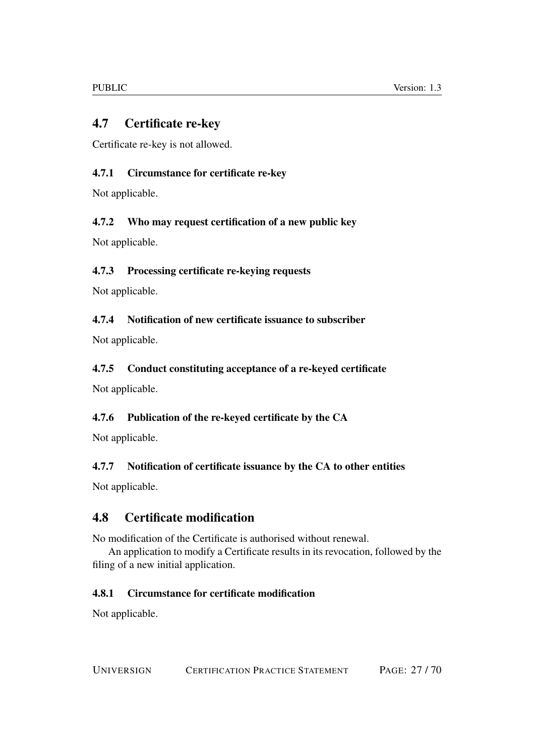## 4.7 Certificate re-key

Certificate re-key is not allowed.

### 4.7.1 Circumstance for certificate re-key

Not applicable.

### 4.7.2 Who may request certification of a new public key

Not applicable.

### 4.7.3 Processing certificate re-keying requests

Not applicable.

### 4.7.4 Notification of new certificate issuance to subscriber

Not applicable.

### 4.7.5 Conduct constituting acceptance of a re-keyed certificate

Not applicable.

### 4.7.6 Publication of the re-keyed certificate by the CA

Not applicable.

### 4.7.7 Notification of certificate issuance by the CA to other entities

Not applicable.

## 4.8 Certificate modification

No modification of the Certificate is authorised without renewal.

An application to modify a Certificate results in its revocation, followed by the filing of a new initial application.

### 4.8.1 Circumstance for certificate modification

Not applicable.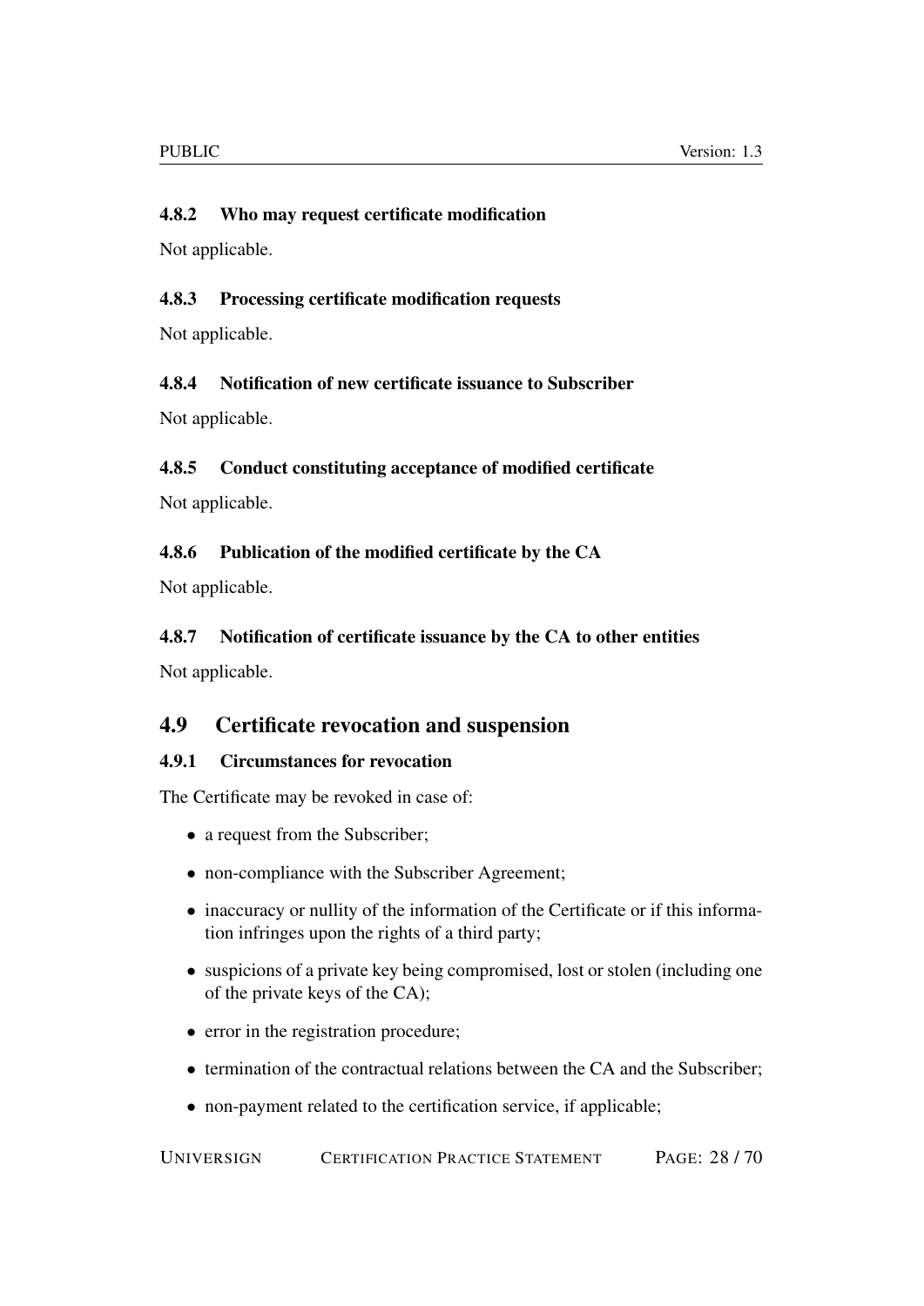#### 4.8.2 Who may request certificate modification

Not applicable.

#### 4.8.3 Processing certificate modification requests

Not applicable.

#### 4.8.4 Notification of new certificate issuance to Subscriber

Not applicable.

#### 4.8.5 Conduct constituting acceptance of modified certificate

Not applicable.

#### 4.8.6 Publication of the modified certificate by the CA

Not applicable.

#### 4.8.7 Notification of certificate issuance by the CA to other entities

Not applicable.

### 4.9 Certificate revocation and suspension

#### 4.9.1 Circumstances for revocation

The Certificate may be revoked in case of:

- a request from the Subscriber;
- non-compliance with the Subscriber Agreement;
- inaccuracy or nullity of the information of the Certificate or if this information infringes upon the rights of a third party;
- suspicions of a private key being compromised, lost or stolen (including one of the private keys of the CA);
- error in the registration procedure;
- termination of the contractual relations between the CA and the Subscriber;
- non-payment related to the certification service, if applicable;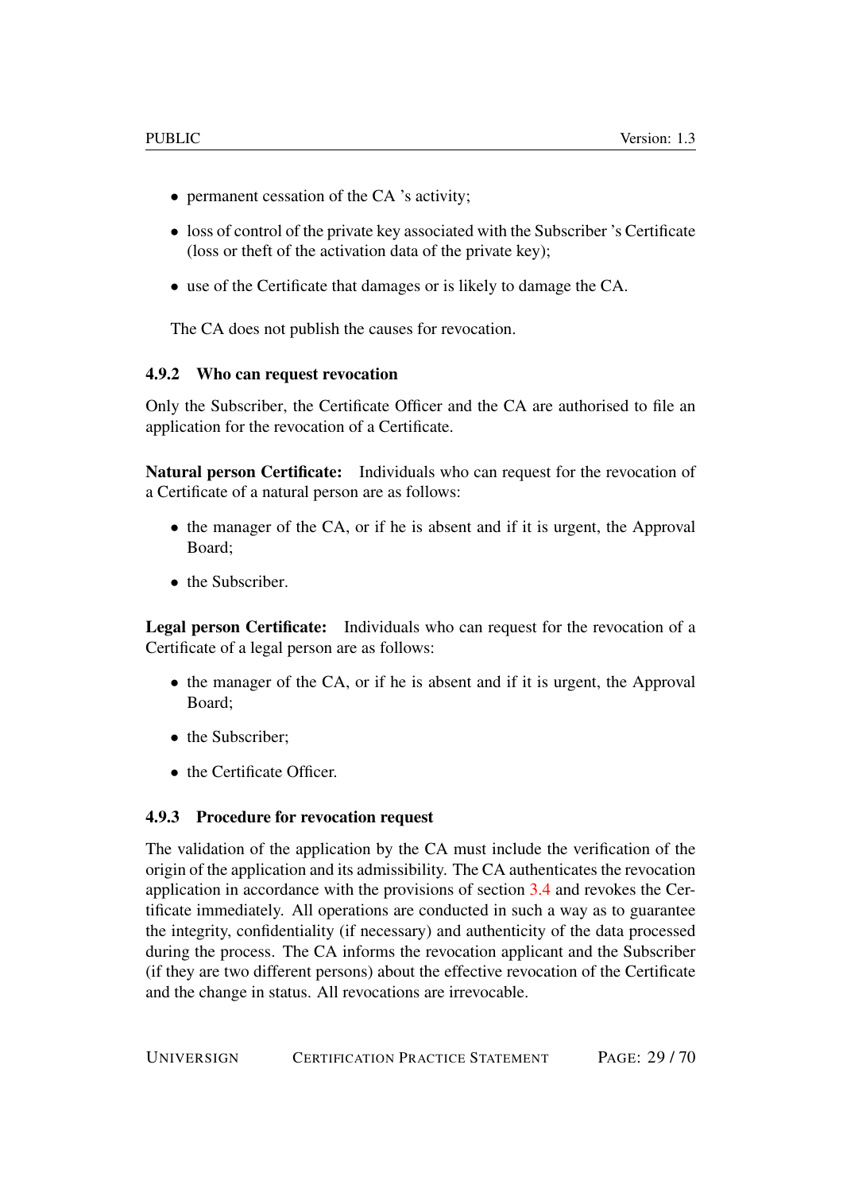- permanent cessation of the CA 's activity;
- loss of control of the private key associated with the Subscriber 's Certificate (loss or theft of the activation data of the private key);
- use of the Certificate that damages or is likely to damage the CA.

The CA does not publish the causes for revocation.

#### 4.9.2 Who can request revocation

Only the Subscriber, the Certificate Officer and the CA are authorised to file an application for the revocation of a Certificate.

**Natural person Certificate:** Individuals who can request for the revocation of a Certificate of a natural person are as follows:

- the manager of the CA, or if he is absent and if it is urgent, the Approval Board;
- the Subscriber.

**Legal person Certificate:** Individuals who can request for the revocation of a Certificate of a legal person are as follows:

- the manager of the CA, or if he is absent and if it is urgent, the Approval Board;
- the Subscriber;
- the Certificate Officer.

#### 4.9.3 Procedure for revocation request

The validation of the application by the CA must include the verification of the origin of the application and its admissibility. The CA authenticates the revocation application in accordance with the provisions of section 3.4 and revokes the Certificate immediately. All operations are conducted in such a way as to guarantee the integrity, confidentiality (if necessary) and authenticity of the data processed during the process. The CA informs the revocation applicant and the Subscriber (if they are two different persons) about the effective revocation of the Certificate and the change in status. All revocations are irrevocable.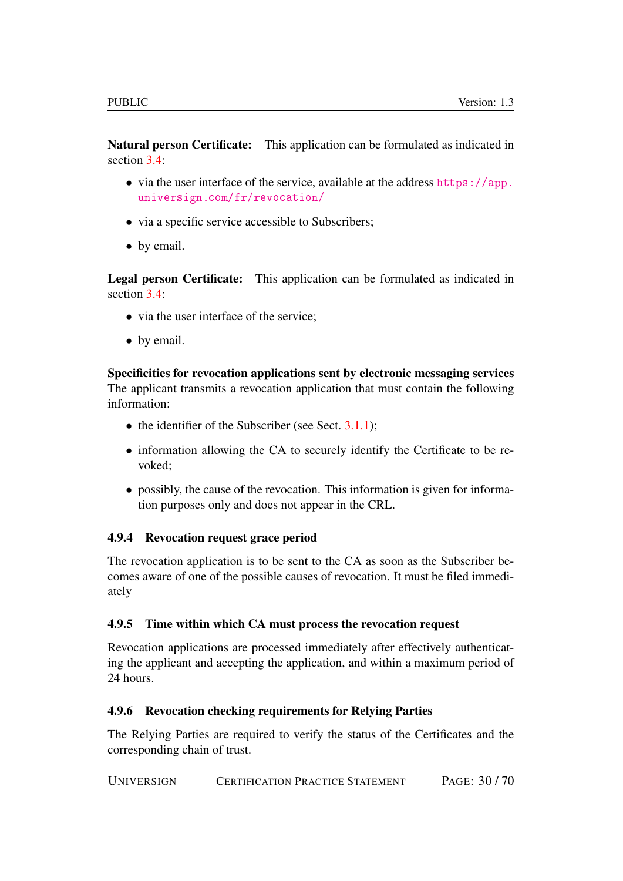**Natural person Certificate:** This application can be formulated as indicated in section 3.4:

- via the user interface of the service, available at the address https://app.universign.com/fr/revocation/
- via a specific service accessible to Subscribers;
- by email.

**Legal person Certificate:** This application can be formulated as indicated in section 3.4:

- via the user interface of the service;
- by email.

**Specificities for revocation applications sent by electronic messaging services** The applicant transmits a revocation application that must contain the following information:

- the identifier of the Subscriber (see Sect. 3.1.1);
- information allowing the CA to securely identify the Certificate to be revoked;
- possibly, the cause of the revocation. This information is given for information purposes only and does not appear in the CRL.

### 4.9.4 Revocation request grace period

The revocation application is to be sent to the CA as soon as the Subscriber becomes aware of one of the possible causes of revocation. It must be filed immediately

### 4.9.5 Time within which CA must process the revocation request

Revocation applications are processed immediately after effectively authenticating the applicant and accepting the application, and within a maximum period of 24 hours.

### 4.9.6 Revocation checking requirements for Relying Parties

The Relying Parties are required to verify the status of the Certificates and the corresponding chain of trust.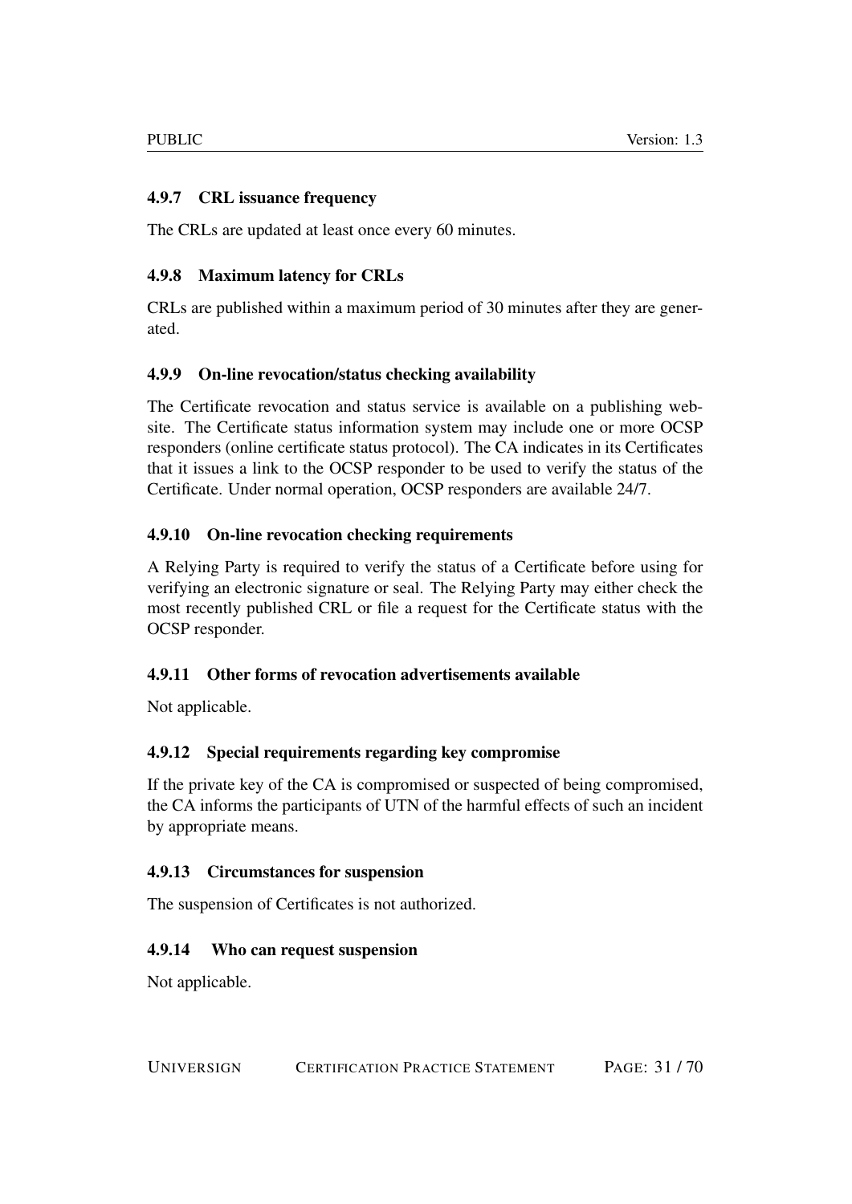#### 4.9.7 CRL issuance frequency

The CRLs are updated at least once every 60 minutes.

#### 4.9.8 Maximum latency for CRLs

CRLs are published within a maximum period of 30 minutes after they are generated.

#### 4.9.9 On-line revocation/status checking availability

The Certificate revocation and status service is available on a publishing website. The Certificate status information system may include one or more OCSP responders (online certificate status protocol). The CA indicates in its Certificates that it issues a link to the OCSP responder to be used to verify the status of the Certificate. Under normal operation, OCSP responders are available 24/7.

#### 4.9.10 On-line revocation checking requirements

A Relying Party is required to verify the status of a Certificate before using for verifying an electronic signature or seal. The Relying Party may either check the most recently published CRL or file a request for the Certificate status with the OCSP responder.

#### 4.9.11 Other forms of revocation advertisements available

Not applicable.

#### 4.9.12 Special requirements regarding key compromise

If the private key of the CA is compromised or suspected of being compromised, the CA informs the participants of UTN of the harmful effects of such an incident by appropriate means.

#### 4.9.13 Circumstances for suspension

The suspension of Certificates is not authorized.

#### 4.9.14 Who can request suspension

Not applicable.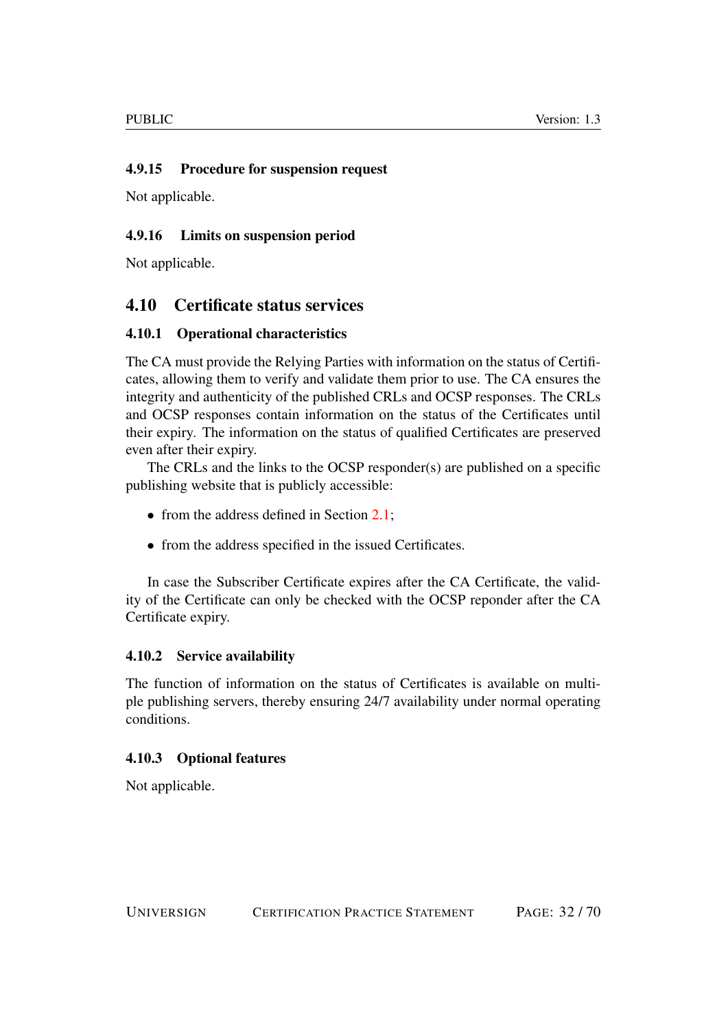### 4.9.15 Procedure for suspension request

Not applicable.

### 4.9.16 Limits on suspension period

Not applicable.

## 4.10 Certificate status services

### 4.10.1 Operational characteristics

The CA must provide the Relying Parties with information on the status of Certificates, allowing them to verify and validate them prior to use. The CA ensures the integrity and authenticity of the published CRLs and OCSP responses. The CRLs and OCSP responses contain information on the status of the Certificates until their expiry. The information on the status of qualified Certificates are preserved even after their expiry.

The CRLs and the links to the OCSP responder(s) are published on a specific publishing website that is publicly accessible:

- from the address defined in Section 2.1;
- from the address specified in the issued Certificates.

In case the Subscriber Certificate expires after the CA Certificate, the validity of the Certificate can only be checked with the OCSP reponder after the CA Certificate expiry.

### 4.10.2 Service availability

The function of information on the status of Certificates is available on multiple publishing servers, thereby ensuring 24/7 availability under normal operating conditions.

### 4.10.3 Optional features

Not applicable.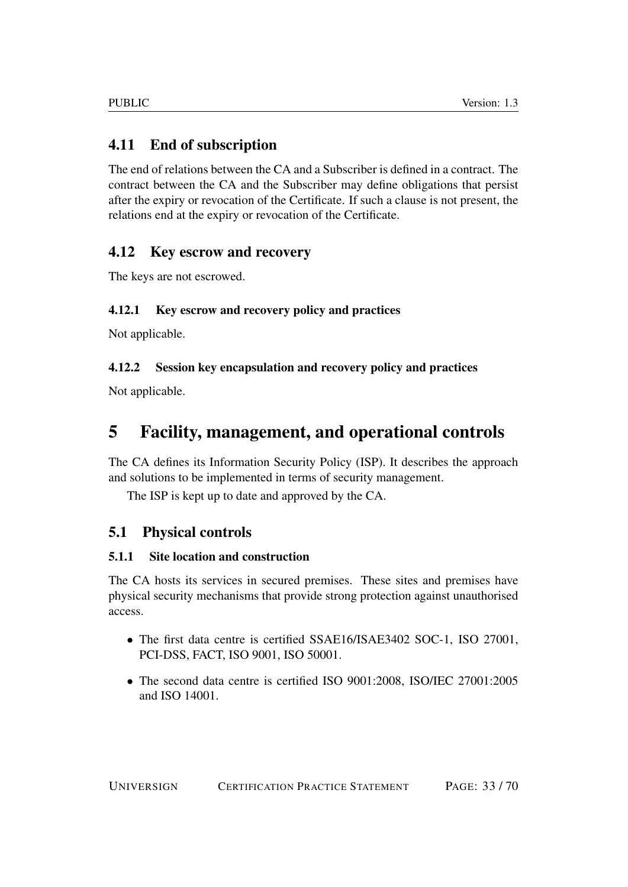## 4.11 End of subscription

The end of relations between the CA and a Subscriber is defined in a contract. The contract between the CA and the Subscriber may define obligations that persist after the expiry or revocation of the Certificate. If such a clause is not present, the relations end at the expiry or revocation of the Certificate.

## 4.12 Key escrow and recovery

The keys are not escrowed.

### 4.12.1 Key escrow and recovery policy and practices

Not applicable.

### 4.12.2 Session key encapsulation and recovery policy and practices

Not applicable.

# 5 Facility, management, and operational controls

The CA defines its Information Security Policy (ISP). It describes the approach and solutions to be implemented in terms of security management.

The ISP is kept up to date and approved by the CA.

## 5.1 Physical controls

### 5.1.1 Site location and construction

The CA hosts its services in secured premises. These sites and premises have physical security mechanisms that provide strong protection against unauthorised access.

- The first data centre is certified SSAE16/ISAE3402 SOC-1, ISO 27001, PCI-DSS, FACT, ISO 9001, ISO 50001.
- The second data centre is certified ISO 9001:2008, ISO/IEC 27001:2005 and ISO 14001.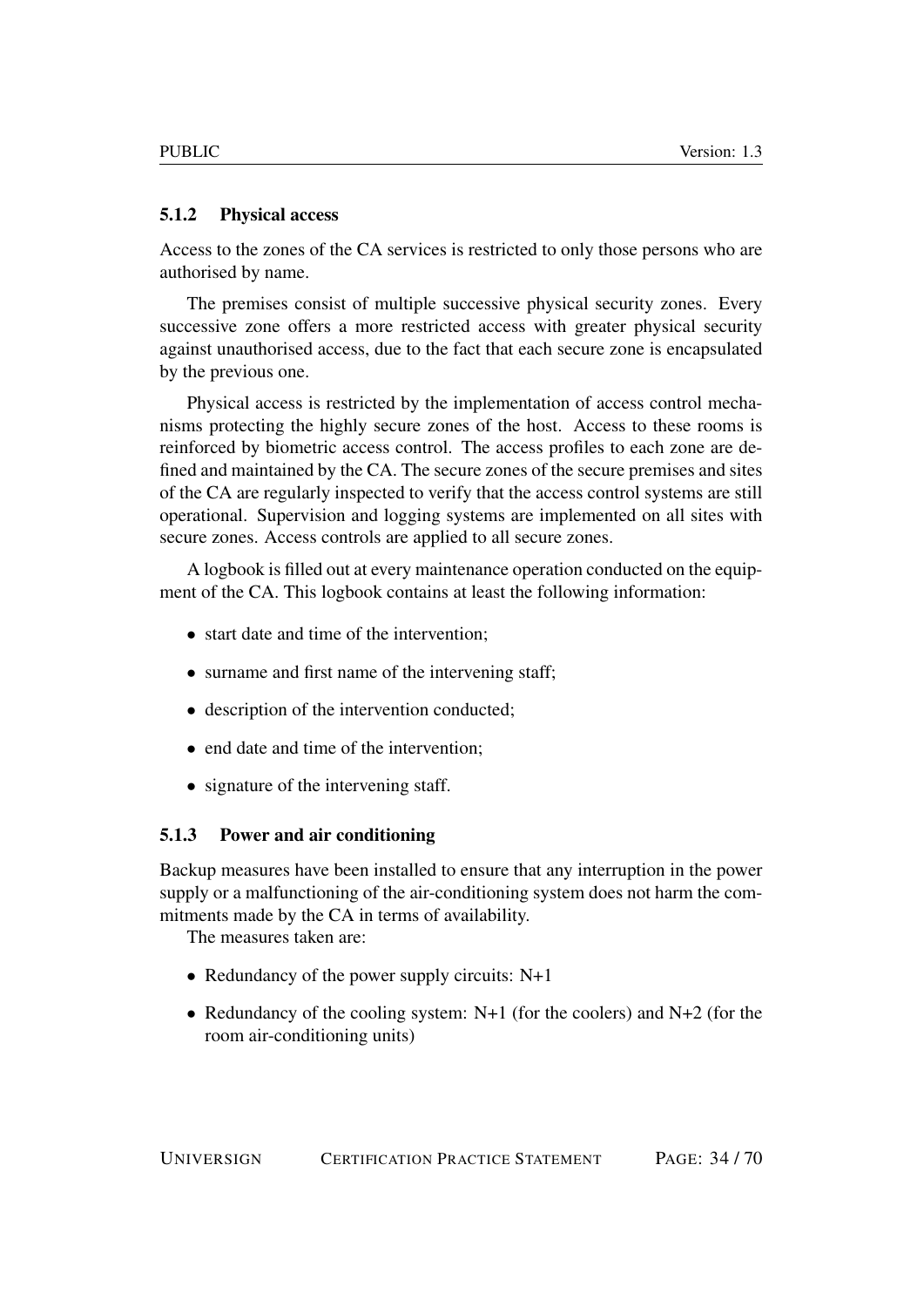### 5.1.2 Physical access

Access to the zones of the CA services is restricted to only those persons who are authorised by name.

The premises consist of multiple successive physical security zones. Every successive zone offers a more restricted access with greater physical security against unauthorised access, due to the fact that each secure zone is encapsulated by the previous one.

Physical access is restricted by the implementation of access control mechanisms protecting the highly secure zones of the host. Access to these rooms is reinforced by biometric access control. The access profiles to each zone are defined and maintained by the CA. The secure zones of the secure premises and sites of the CA are regularly inspected to verify that the access control systems are still operational. Supervision and logging systems are implemented on all sites with secure zones. Access controls are applied to all secure zones.

A logbook is filled out at every maintenance operation conducted on the equipment of the CA. This logbook contains at least the following information:

- start date and time of the intervention;
- surname and first name of the intervening staff;
- description of the intervention conducted;
- end date and time of the intervention;
- signature of the intervening staff.

### 5.1.3 Power and air conditioning

Backup measures have been installed to ensure that any interruption in the power supply or a malfunctioning of the air-conditioning system does not harm the commitments made by the CA in terms of availability.

The measures taken are:

- Redundancy of the power supply circuits: N+1
- Redundancy of the cooling system: N+1 (for the coolers) and N+2 (for the room air-conditioning units)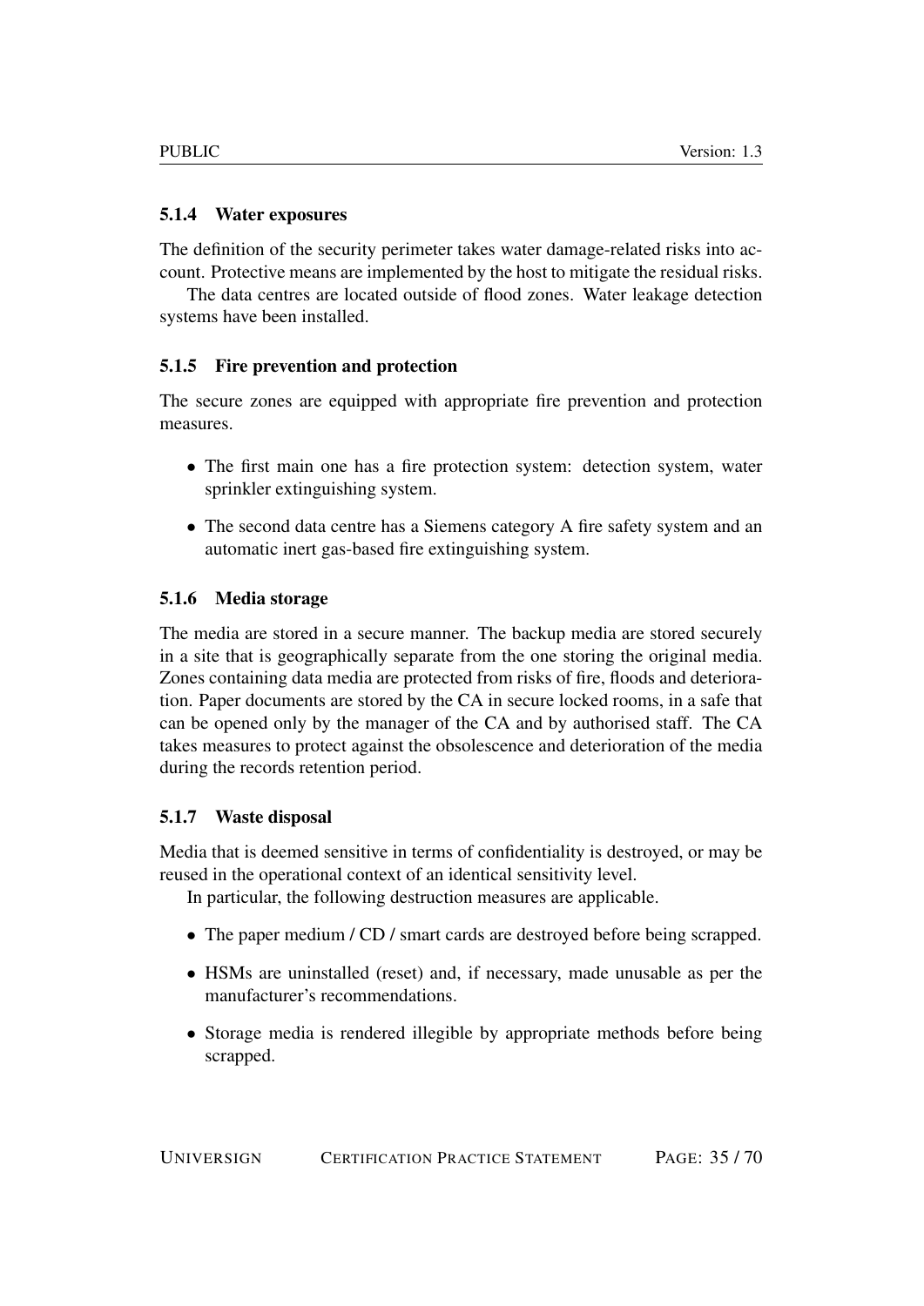### 5.1.4 Water exposures

The definition of the security perimeter takes water damage-related risks into account. Protective means are implemented by the host to mitigate the residual risks.

The data centres are located outside of flood zones. Water leakage detection systems have been installed.

### 5.1.5 Fire prevention and protection

The secure zones are equipped with appropriate fire prevention and protection measures.

- The first main one has a fire protection system: detection system, water sprinkler extinguishing system.
- The second data centre has a Siemens category A fire safety system and an automatic inert gas-based fire extinguishing system.

### 5.1.6 Media storage

The media are stored in a secure manner. The backup media are stored securely in a site that is geographically separate from the one storing the original media. Zones containing data media are protected from risks of fire, floods and deterioration. Paper documents are stored by the CA in secure locked rooms, in a safe that can be opened only by the manager of the CA and by authorised staff. The CA takes measures to protect against the obsolescence and deterioration of the media during the records retention period.

### 5.1.7 Waste disposal

Media that is deemed sensitive in terms of confidentiality is destroyed, or may be reused in the operational context of an identical sensitivity level.

In particular, the following destruction measures are applicable.

- The paper medium / CD / smart cards are destroyed before being scrapped.
- HSMs are uninstalled (reset) and, if necessary, made unusable as per the manufacturer's recommendations.
- Storage media is rendered illegible by appropriate methods before being scrapped.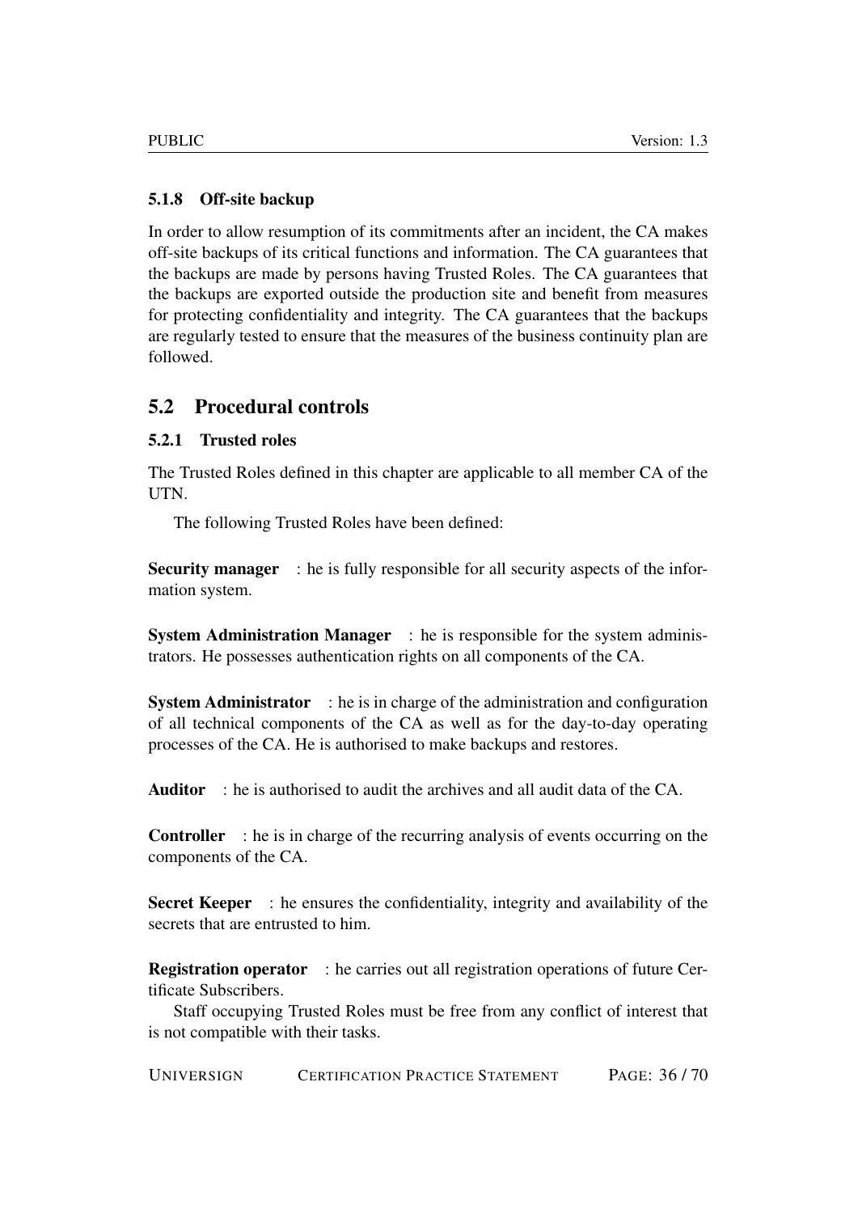#### 5.1.8 Off-site backup

In order to allow resumption of its commitments after an incident, the CA makes off-site backups of its critical functions and information. The CA guarantees that the backups are made by persons having Trusted Roles. The CA guarantees that the backups are exported outside the production site and benefit from measures for protecting confidentiality and integrity. The CA guarantees that the backups are regularly tested to ensure that the measures of the business continuity plan are followed.

### 5.2 Procedural controls

#### 5.2.1 Trusted roles

The Trusted Roles defined in this chapter are applicable to all member CA of the UTN.

The following Trusted Roles have been defined:

**Security manager** : he is fully responsible for all security aspects of the information system.

**System Administration Manager** : he is responsible for the system administrators. He possesses authentication rights on all components of the CA.

**System Administrator** : he is in charge of the administration and configuration of all technical components of the CA as well as for the day-to-day operating processes of the CA. He is authorised to make backups and restores.

**Auditor** : he is authorised to audit the archives and all audit data of the CA.

**Controller** : he is in charge of the recurring analysis of events occurring on the components of the CA.

**Secret Keeper** : he ensures the confidentiality, integrity and availability of the secrets that are entrusted to him.

**Registration operator** : he carries out all registration operations of future Certificate Subscribers.

Staff occupying Trusted Roles must be free from any conflict of interest that is not compatible with their tasks.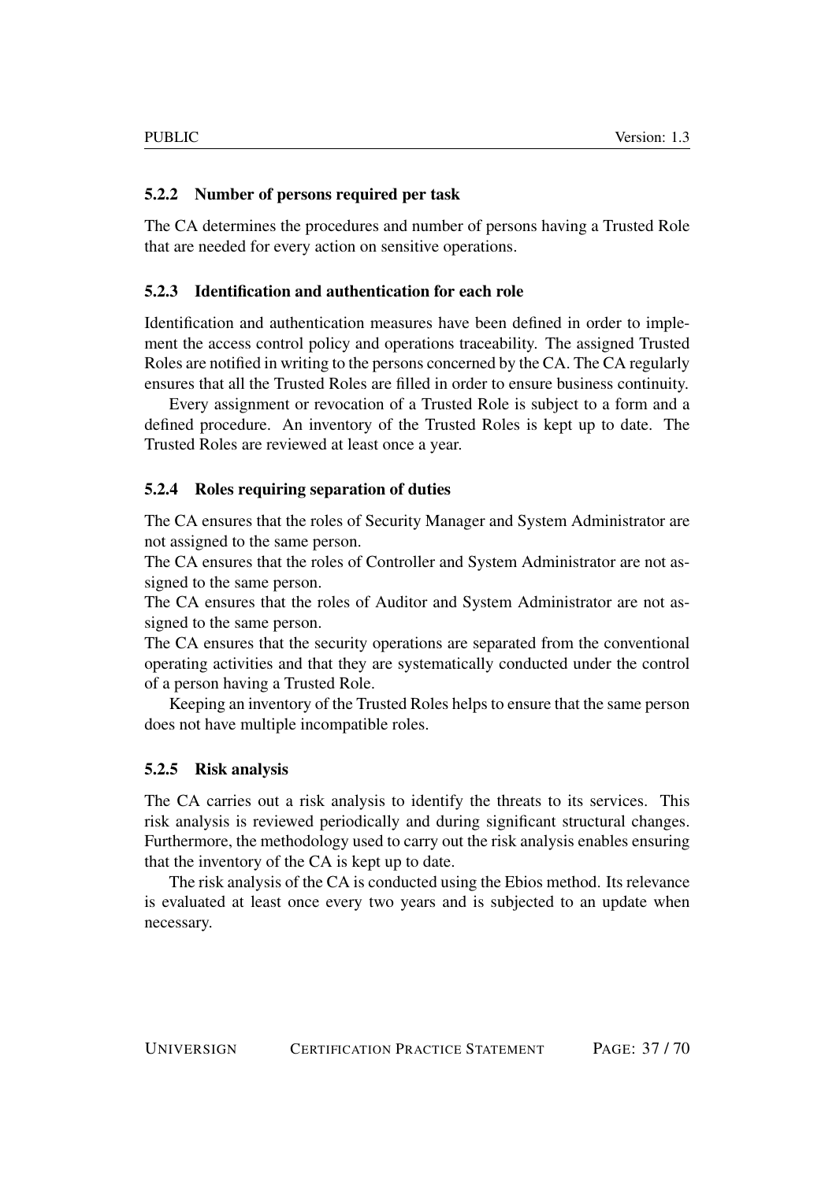### 5.2.2 Number of persons required per task

The CA determines the procedures and number of persons having a Trusted Role that are needed for every action on sensitive operations.

### 5.2.3 Identification and authentication for each role

Identification and authentication measures have been defined in order to implement the access control policy and operations traceability. The assigned Trusted Roles are notified in writing to the persons concerned by the CA. The CA regularly ensures that all the Trusted Roles are filled in order to ensure business continuity.

Every assignment or revocation of a Trusted Role is subject to a form and a defined procedure. An inventory of the Trusted Roles is kept up to date. The Trusted Roles are reviewed at least once a year.

### 5.2.4 Roles requiring separation of duties

The CA ensures that the roles of Security Manager and System Administrator are not assigned to the same person.
The CA ensures that the roles of Controller and System Administrator are not assigned to the same person.
The CA ensures that the roles of Auditor and System Administrator are not assigned to the same person.
The CA ensures that the security operations are separated from the conventional operating activities and that they are systematically conducted under the control of a person having a Trusted Role.

Keeping an inventory of the Trusted Roles helps to ensure that the same person does not have multiple incompatible roles.

### 5.2.5 Risk analysis

The CA carries out a risk analysis to identify the threats to its services. This risk analysis is reviewed periodically and during significant structural changes. Furthermore, the methodology used to carry out the risk analysis enables ensuring that the inventory of the CA is kept up to date.

The risk analysis of the CA is conducted using the Ebios method. Its relevance is evaluated at least once every two years and is subjected to an update when necessary.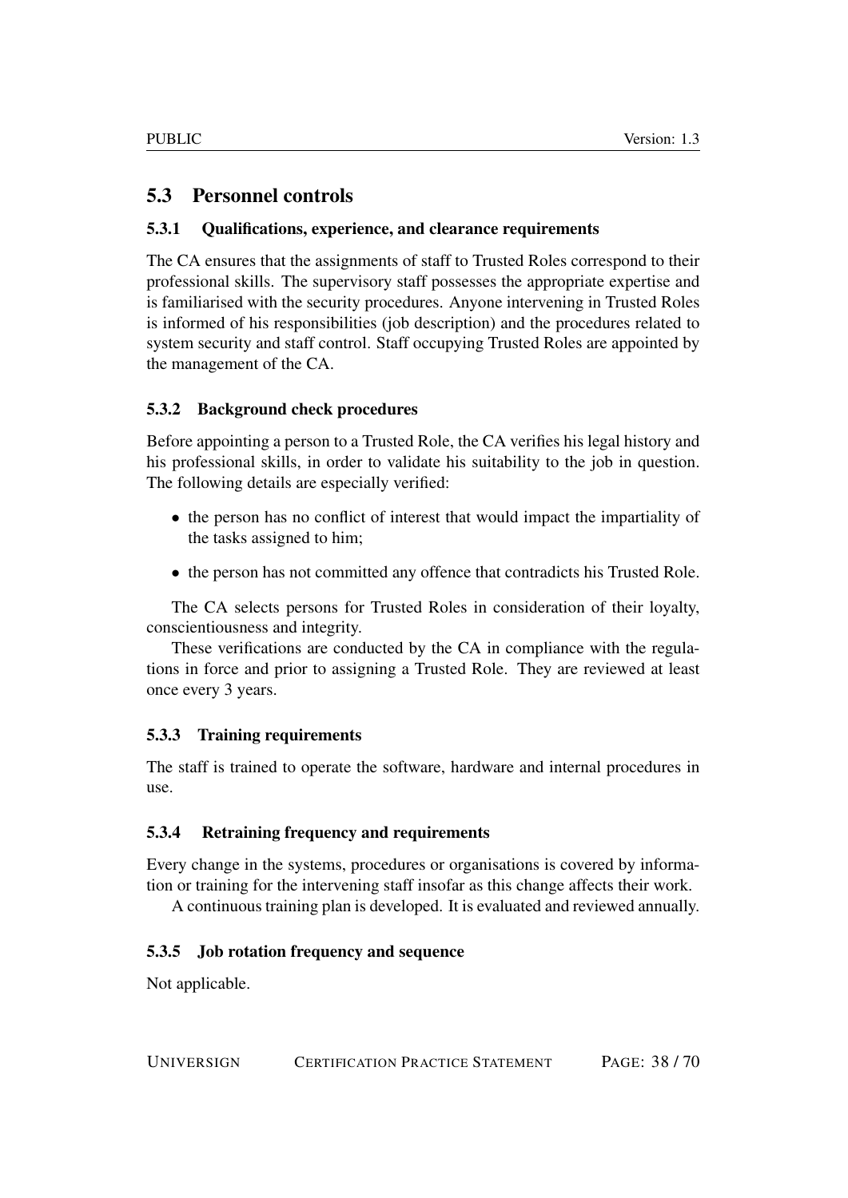## 5.3 Personnel controls

### 5.3.1 Qualifications, experience, and clearance requirements

The CA ensures that the assignments of staff to Trusted Roles correspond to their professional skills. The supervisory staff possesses the appropriate expertise and is familiarised with the security procedures. Anyone intervening in Trusted Roles is informed of his responsibilities (job description) and the procedures related to system security and staff control. Staff occupying Trusted Roles are appointed by the management of the CA.

### 5.3.2 Background check procedures

Before appointing a person to a Trusted Role, the CA verifies his legal history and his professional skills, in order to validate his suitability to the job in question. The following details are especially verified:

- the person has no conflict of interest that would impact the impartiality of the tasks assigned to him;
- the person has not committed any offence that contradicts his Trusted Role.

The CA selects persons for Trusted Roles in consideration of their loyalty, conscientiousness and integrity.

These verifications are conducted by the CA in compliance with the regulations in force and prior to assigning a Trusted Role. They are reviewed at least once every 3 years.

### 5.3.3 Training requirements

The staff is trained to operate the software, hardware and internal procedures in use.

### 5.3.4 Retraining frequency and requirements

Every change in the systems, procedures or organisations is covered by information or training for the intervening staff insofar as this change affects their work.

A continuous training plan is developed. It is evaluated and reviewed annually.

### 5.3.5 Job rotation frequency and sequence

Not applicable.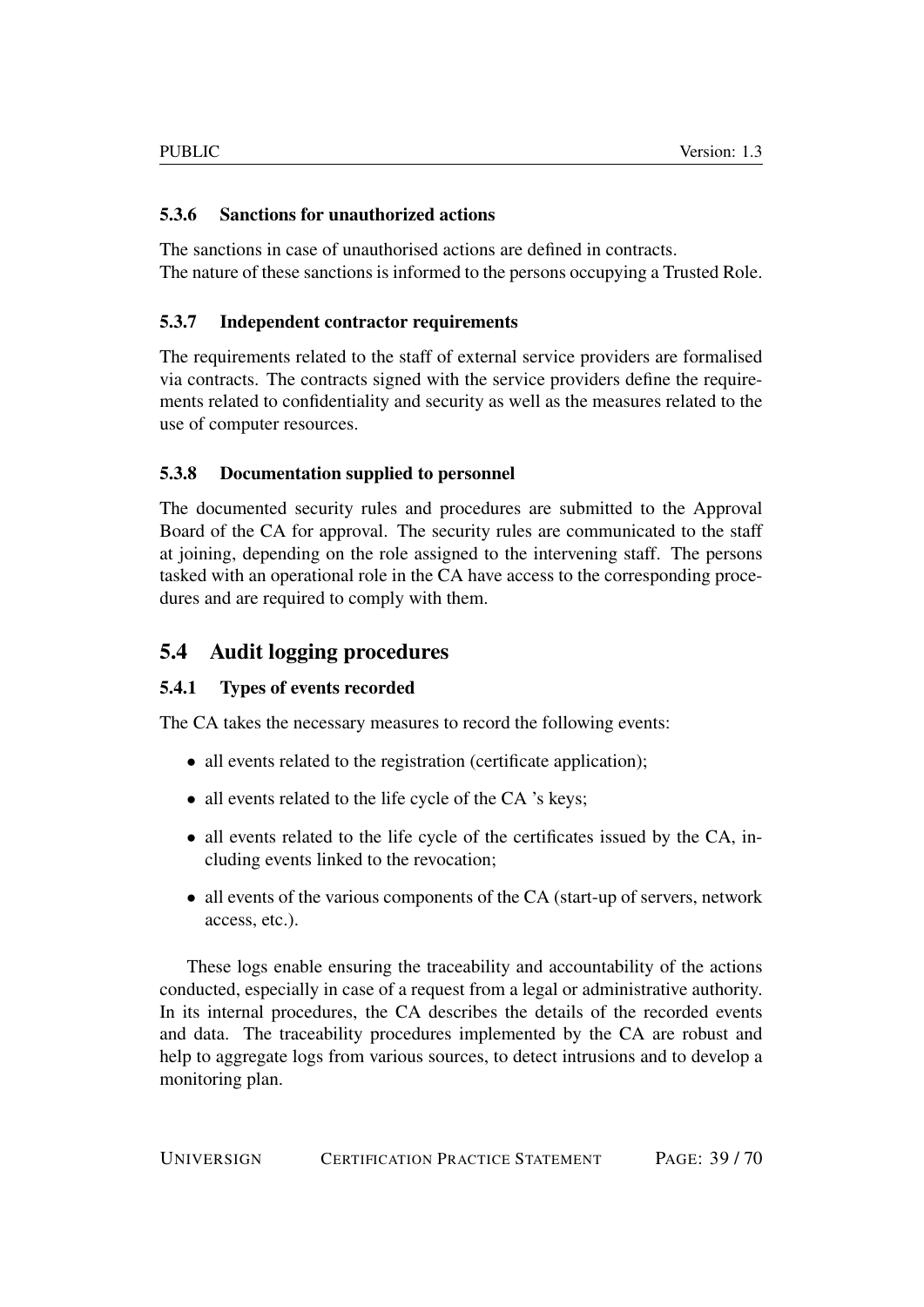### 5.3.6 Sanctions for unauthorized actions

The sanctions in case of unauthorised actions are defined in contracts.
The nature of these sanctions is informed to the persons occupying a Trusted Role.

### 5.3.7 Independent contractor requirements

The requirements related to the staff of external service providers are formalised via contracts. The contracts signed with the service providers define the requirements related to confidentiality and security as well as the measures related to the use of computer resources.

### 5.3.8 Documentation supplied to personnel

The documented security rules and procedures are submitted to the Approval Board of the CA for approval. The security rules are communicated to the staff at joining, depending on the role assigned to the intervening staff. The persons tasked with an operational role in the CA have access to the corresponding procedures and are required to comply with them.

## 5.4 Audit logging procedures

### 5.4.1 Types of events recorded

The CA takes the necessary measures to record the following events:

- all events related to the registration (certificate application);
- all events related to the life cycle of the CA 's keys;
- all events related to the life cycle of the certificates issued by the CA, including events linked to the revocation;
- all events of the various components of the CA (start-up of servers, network access, etc.).

These logs enable ensuring the traceability and accountability of the actions conducted, especially in case of a request from a legal or administrative authority. In its internal procedures, the CA describes the details of the recorded events and data. The traceability procedures implemented by the CA are robust and help to aggregate logs from various sources, to detect intrusions and to develop a monitoring plan.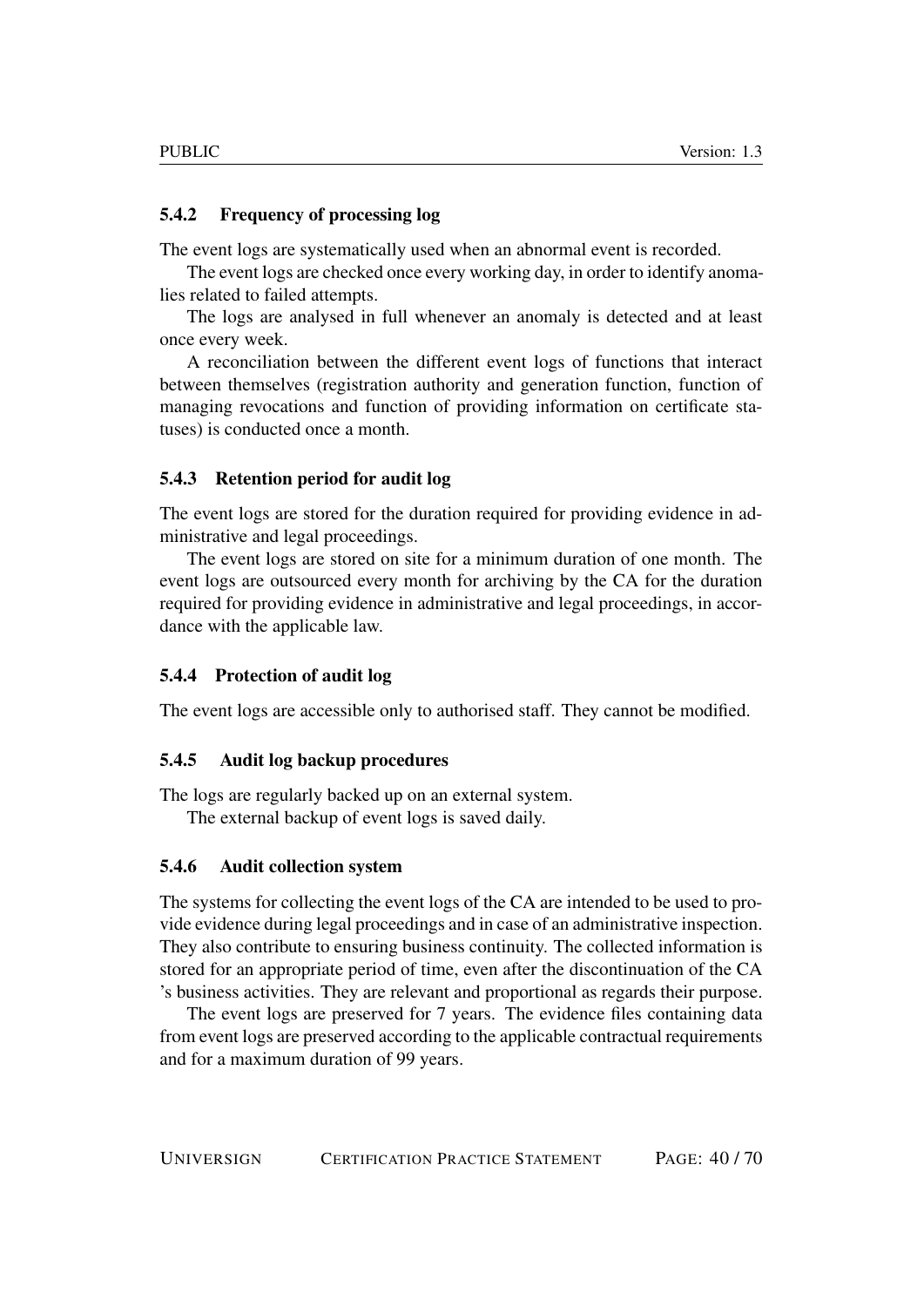### 5.4.2 Frequency of processing log

The event logs are systematically used when an abnormal event is recorded.

The event logs are checked once every working day, in order to identify anomalies related to failed attempts.

The logs are analysed in full whenever an anomaly is detected and at least once every week.

A reconciliation between the different event logs of functions that interact between themselves (registration authority and generation function, function of managing revocations and function of providing information on certificate statuses) is conducted once a month.

### 5.4.3 Retention period for audit log

The event logs are stored for the duration required for providing evidence in administrative and legal proceedings.

The event logs are stored on site for a minimum duration of one month. The event logs are outsourced every month for archiving by the CA for the duration required for providing evidence in administrative and legal proceedings, in accordance with the applicable law.

### 5.4.4 Protection of audit log

The event logs are accessible only to authorised staff. They cannot be modified.

### 5.4.5 Audit log backup procedures

The logs are regularly backed up on an external system.

The external backup of event logs is saved daily.

### 5.4.6 Audit collection system

The systems for collecting the event logs of the CA are intended to be used to provide evidence during legal proceedings and in case of an administrative inspection. They also contribute to ensuring business continuity. The collected information is stored for an appropriate period of time, even after the discontinuation of the CA 's business activities. They are relevant and proportional as regards their purpose.

The event logs are preserved for 7 years. The evidence files containing data from event logs are preserved according to the applicable contractual requirements and for a maximum duration of 99 years.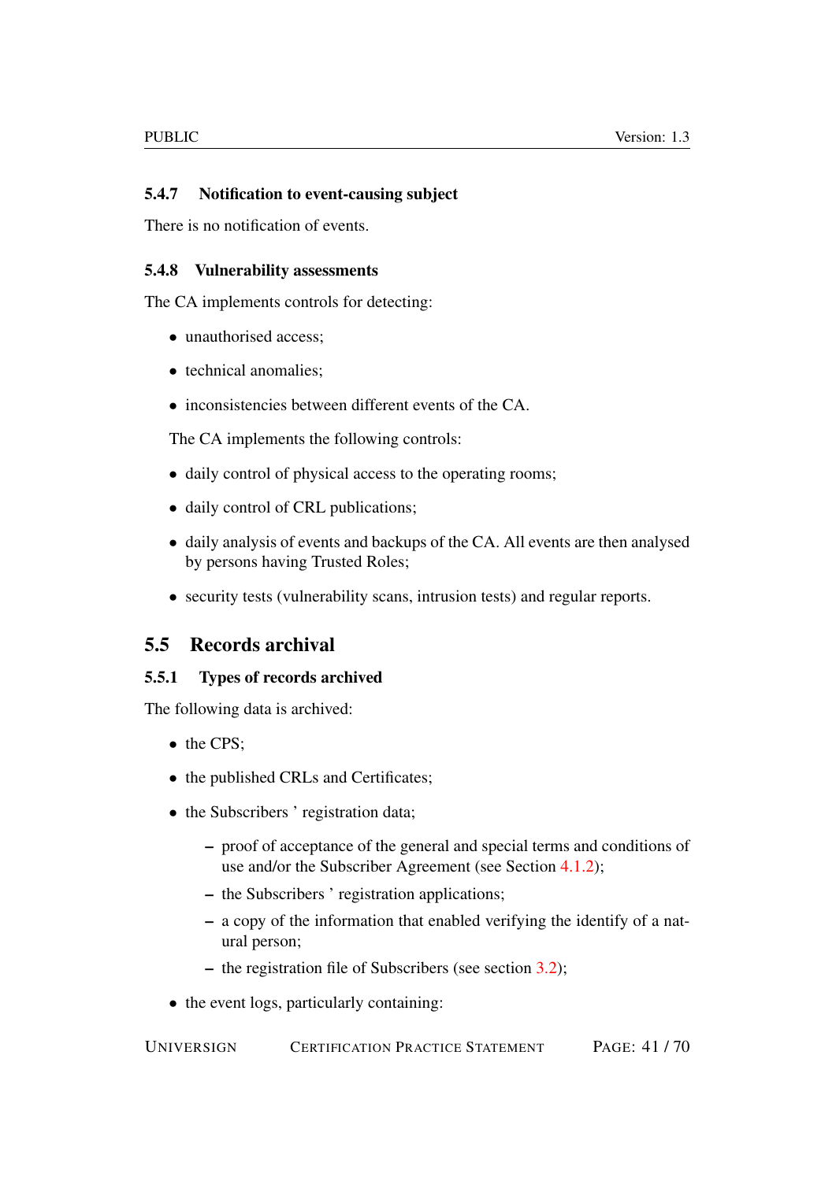#### 5.4.7 Notification to event-causing subject

There is no notification of events.

#### 5.4.8 Vulnerability assessments

The CA implements controls for detecting:

- unauthorised access;
- technical anomalies;
- inconsistencies between different events of the CA.

The CA implements the following controls:

- daily control of physical access to the operating rooms;
- daily control of CRL publications;
- daily analysis of events and backups of the CA. All events are then analysed by persons having Trusted Roles;
- security tests (vulnerability scans, intrusion tests) and regular reports.

### 5.5 Records archival

#### 5.5.1 Types of records archived

The following data is archived:

- the CPS;
- the published CRLs and Certificates;
- the Subscribers ' registration data;
  - proof of acceptance of the general and special terms and conditions of use and/or the Subscriber Agreement (see Section 4.1.2);
  - the Subscribers ' registration applications;
  - a copy of the information that enabled verifying the identify of a natural person;
  - the registration file of Subscribers (see section 3.2);
- the event logs, particularly containing: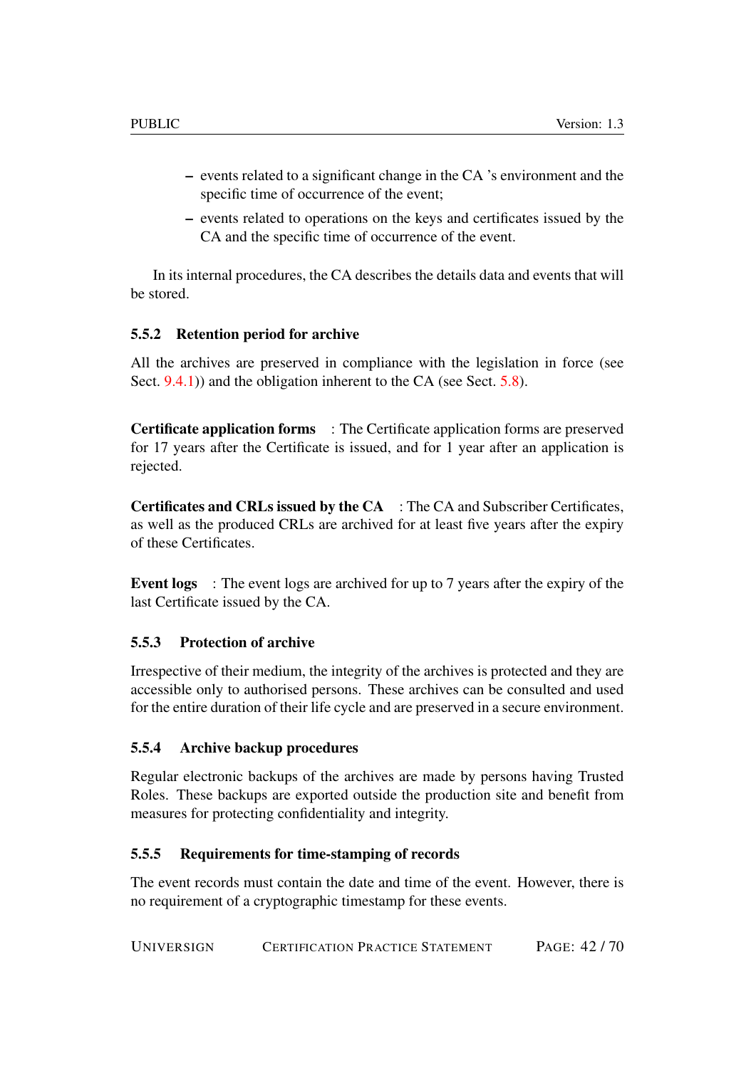- events related to a significant change in the CA 's environment and the specific time of occurrence of the event;
- events related to operations on the keys and certificates issued by the CA and the specific time of occurrence of the event.

In its internal procedures, the CA describes the details data and events that will be stored.

### 5.5.2 Retention period for archive

All the archives are preserved in compliance with the legislation in force (see Sect. 9.4.1)) and the obligation inherent to the CA (see Sect. 5.8).

**Certificate application forms** : The Certificate application forms are preserved for 17 years after the Certificate is issued, and for 1 year after an application is rejected.

**Certificates and CRLs issued by the CA** : The CA and Subscriber Certificates, as well as the produced CRLs are archived for at least five years after the expiry of these Certificates.

**Event logs** : The event logs are archived for up to 7 years after the expiry of the last Certificate issued by the CA.

### 5.5.3 Protection of archive

Irrespective of their medium, the integrity of the archives is protected and they are accessible only to authorised persons. These archives can be consulted and used for the entire duration of their life cycle and are preserved in a secure environment.

### 5.5.4 Archive backup procedures

Regular electronic backups of the archives are made by persons having Trusted Roles. These backups are exported outside the production site and benefit from measures for protecting confidentiality and integrity.

### 5.5.5 Requirements for time-stamping of records

The event records must contain the date and time of the event. However, there is no requirement of a cryptographic timestamp for these events.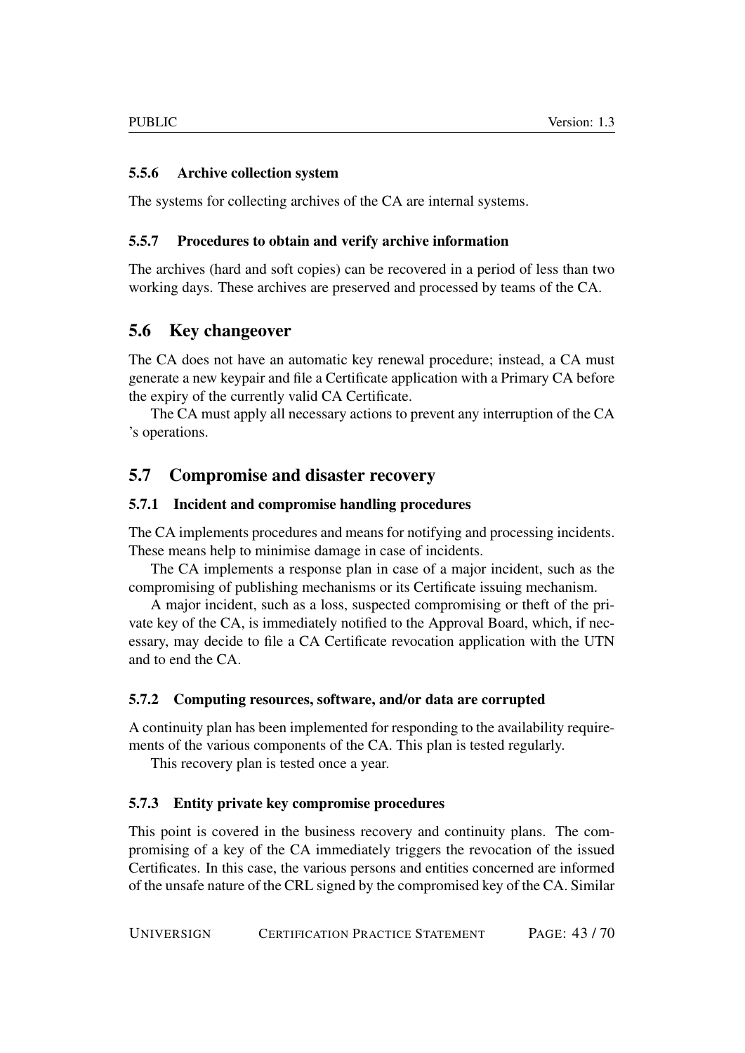#### 5.5.6 Archive collection system

The systems for collecting archives of the CA are internal systems.

#### 5.5.7 Procedures to obtain and verify archive information

The archives (hard and soft copies) can be recovered in a period of less than two working days. These archives are preserved and processed by teams of the CA.

## 5.6 Key changeover

The CA does not have an automatic key renewal procedure; instead, a CA must generate a new keypair and file a Certificate application with a Primary CA before the expiry of the currently valid CA Certificate.

The CA must apply all necessary actions to prevent any interruption of the CA 's operations.

## 5.7 Compromise and disaster recovery

### 5.7.1 Incident and compromise handling procedures

The CA implements procedures and means for notifying and processing incidents. These means help to minimise damage in case of incidents.

The CA implements a response plan in case of a major incident, such as the compromising of publishing mechanisms or its Certificate issuing mechanism.

A major incident, such as a loss, suspected compromising or theft of the private key of the CA, is immediately notified to the Approval Board, which, if necessary, may decide to file a CA Certificate revocation application with the UTN and to end the CA.

### 5.7.2 Computing resources, software, and/or data are corrupted

A continuity plan has been implemented for responding to the availability requirements of the various components of the CA. This plan is tested regularly.

This recovery plan is tested once a year.

### 5.7.3 Entity private key compromise procedures

This point is covered in the business recovery and continuity plans. The compromising of a key of the CA immediately triggers the revocation of the issued Certificates. In this case, the various persons and entities concerned are informed of the unsafe nature of the CRL signed by the compromised key of the CA. Similar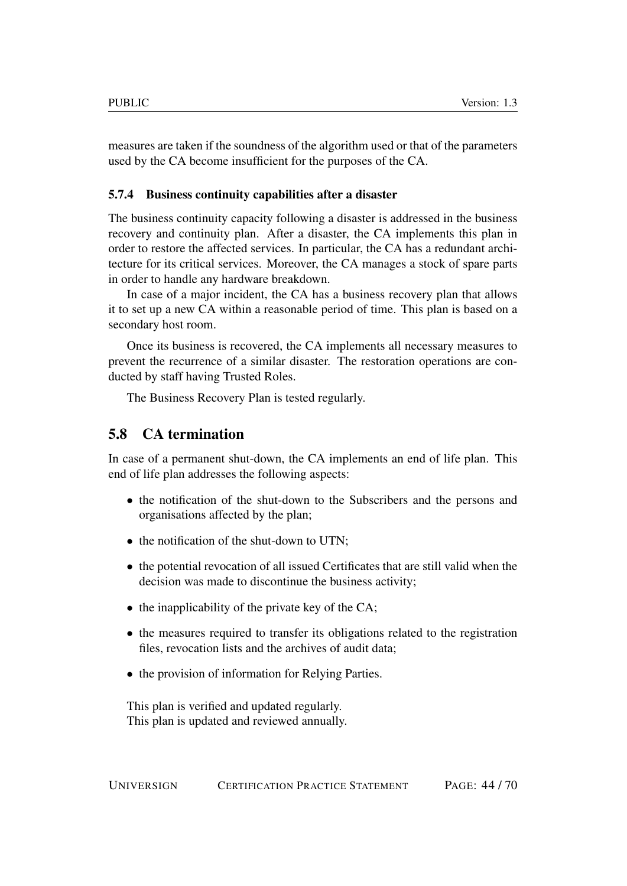measures are taken if the soundness of the algorithm used or that of the parameters used by the CA become insufficient for the purposes of the CA.

### 5.7.4 Business continuity capabilities after a disaster

The business continuity capacity following a disaster is addressed in the business recovery and continuity plan. After a disaster, the CA implements this plan in order to restore the affected services. In particular, the CA has a redundant architecture for its critical services. Moreover, the CA manages a stock of spare parts in order to handle any hardware breakdown.

In case of a major incident, the CA has a business recovery plan that allows it to set up a new CA within a reasonable period of time. This plan is based on a secondary host room.

Once its business is recovered, the CA implements all necessary measures to prevent the recurrence of a similar disaster. The restoration operations are conducted by staff having Trusted Roles.

The Business Recovery Plan is tested regularly.

## 5.8 CA termination

In case of a permanent shut-down, the CA implements an end of life plan. This end of life plan addresses the following aspects:

- the notification of the shut-down to the Subscribers and the persons and organisations affected by the plan;
- the notification of the shut-down to UTN;
- the potential revocation of all issued Certificates that are still valid when the decision was made to discontinue the business activity;
- the inapplicability of the private key of the CA;
- the measures required to transfer its obligations related to the registration files, revocation lists and the archives of audit data;
- the provision of information for Relying Parties.

This plan is verified and updated regularly.
This plan is updated and reviewed annually.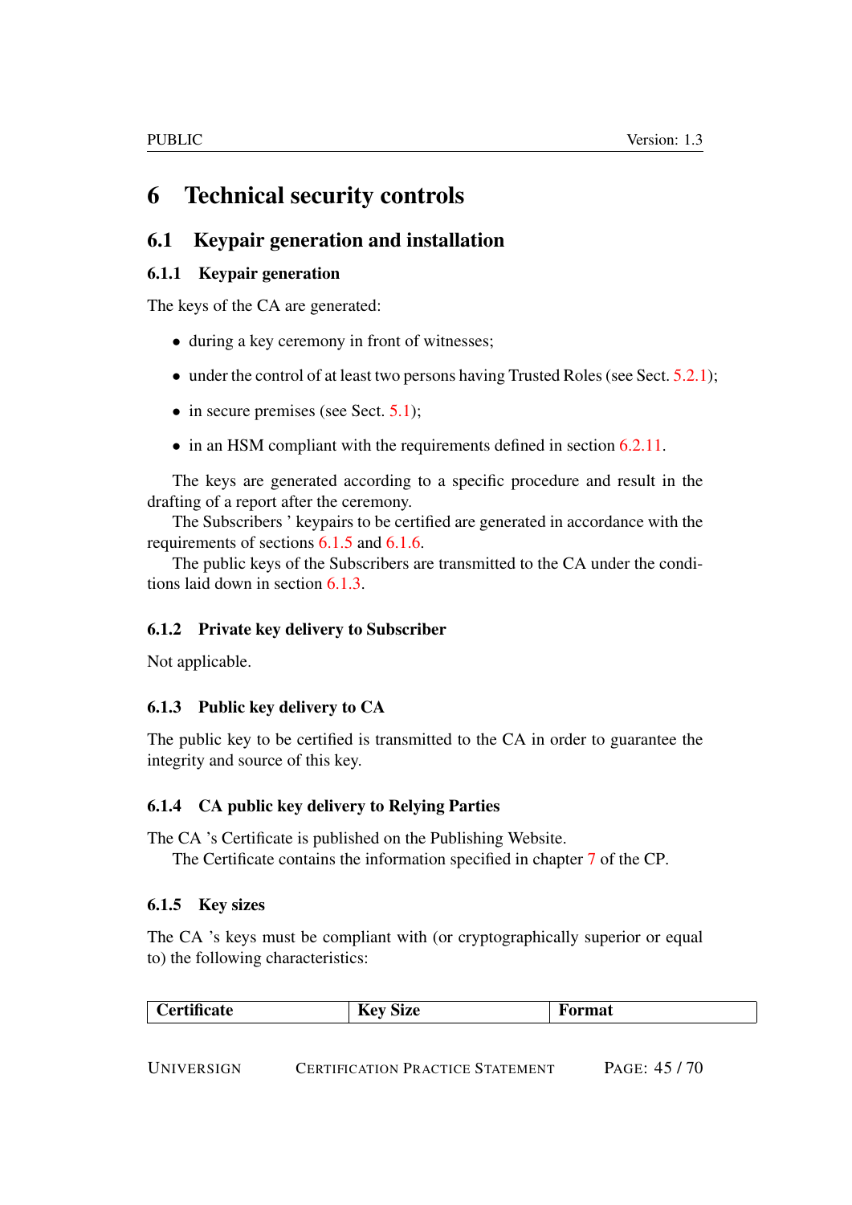# 6 Technical security controls

## 6.1 Keypair generation and installation

### 6.1.1 Keypair generation

The keys of the CA are generated:

- during a key ceremony in front of witnesses;
- under the control of at least two persons having Trusted Roles (see Sect. 5.2.1);
- in secure premises (see Sect. 5.1);
- in an HSM compliant with the requirements defined in section 6.2.11.

The keys are generated according to a specific procedure and result in the drafting of a report after the ceremony.

The Subscribers ' keypairs to be certified are generated in accordance with the requirements of sections 6.1.5 and 6.1.6.

The public keys of the Subscribers are transmitted to the CA under the conditions laid down in section 6.1.3.

### 6.1.2 Private key delivery to Subscriber

Not applicable.

### 6.1.3 Public key delivery to CA

The public key to be certified is transmitted to the CA in order to guarantee the integrity and source of this key.

### 6.1.4 CA public key delivery to Relying Parties

The CA 's Certificate is published on the Publishing Website.

The Certificate contains the information specified in chapter 7 of the CP.

### 6.1.5 Key sizes

The CA 's keys must be compliant with (or cryptographically superior or equal to) the following characteristics:

| Certificate | Key Size | Format |
|---|---|---|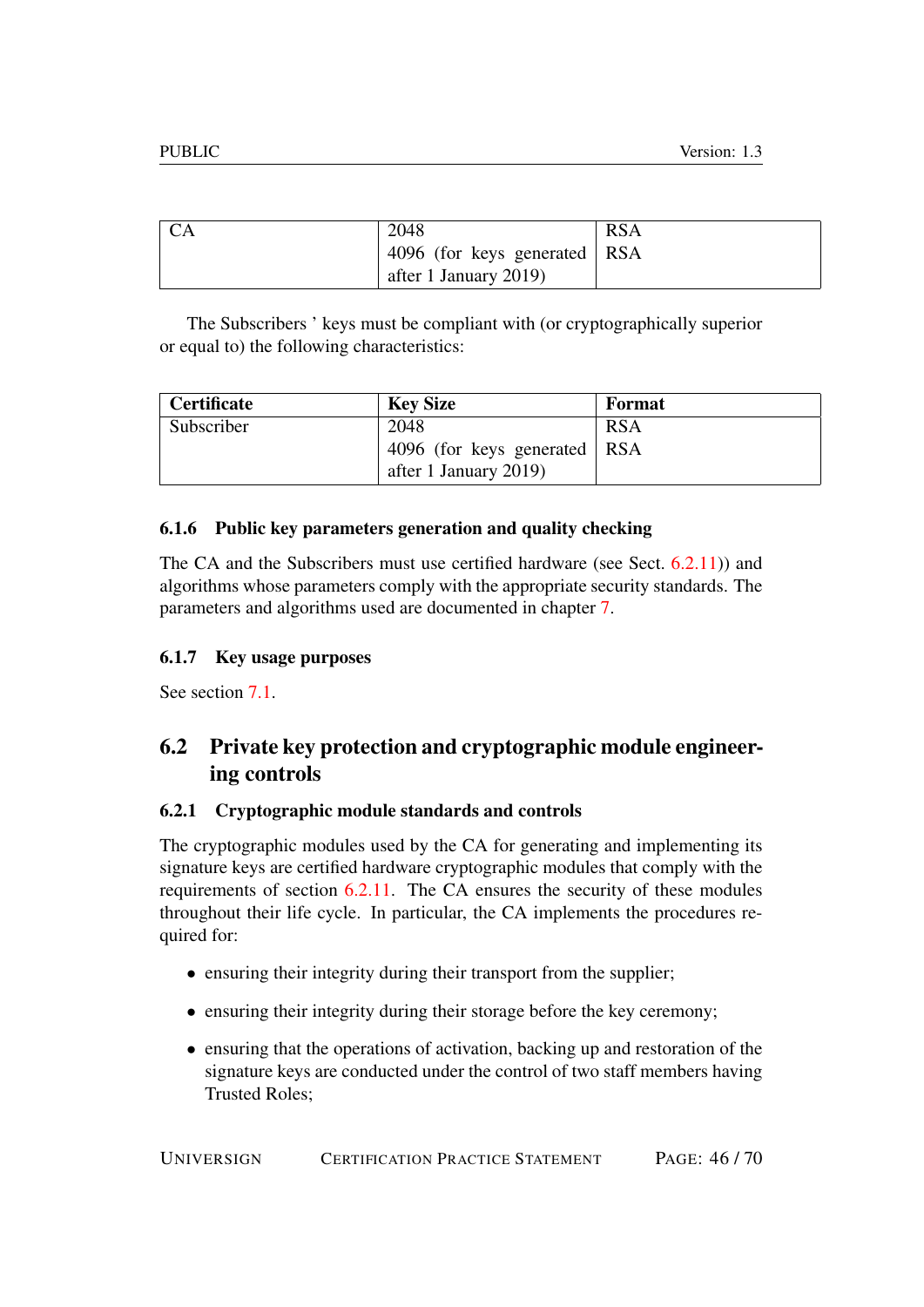| CA | 2048<br>4096 (for keys generated after 1 January 2019) | RSA<br>RSA |
|---|---|---|

The Subscribers ' keys must be compliant with (or cryptographically superior or equal to) the following characteristics:

| Certificate | Key Size | Format |
|---|---|---|
| Subscriber | 2048<br>4096 (for keys generated after 1 January 2019) | RSA<br>RSA |

### 6.1.6 Public key parameters generation and quality checking

The CA and the Subscribers must use certified hardware (see Sect. 6.2.11)) and algorithms whose parameters comply with the appropriate security standards. The parameters and algorithms used are documented in chapter 7.

### 6.1.7 Key usage purposes

See section 7.1.

## 6.2 Private key protection and cryptographic module engineering controls

### 6.2.1 Cryptographic module standards and controls

The cryptographic modules used by the CA for generating and implementing its signature keys are certified hardware cryptographic modules that comply with the requirements of section 6.2.11. The CA ensures the security of these modules throughout their life cycle. In particular, the CA implements the procedures required for:

- ensuring their integrity during their transport from the supplier;
- ensuring their integrity during their storage before the key ceremony;
- ensuring that the operations of activation, backing up and restoration of the signature keys are conducted under the control of two staff members having Trusted Roles;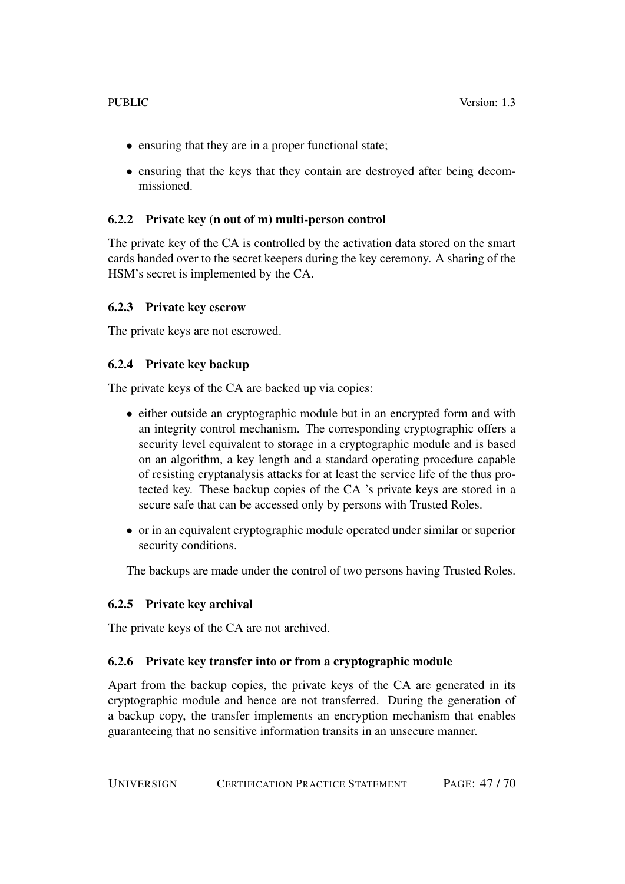- ensuring that they are in a proper functional state;
- ensuring that the keys that they contain are destroyed after being decommissioned.

### 6.2.2 Private key (n out of m) multi-person control

The private key of the CA is controlled by the activation data stored on the smart cards handed over to the secret keepers during the key ceremony. A sharing of the HSM's secret is implemented by the CA.

### 6.2.3 Private key escrow

The private keys are not escrowed.

### 6.2.4 Private key backup

The private keys of the CA are backed up via copies:

- either outside an cryptographic module but in an encrypted form and with an integrity control mechanism. The corresponding cryptographic offers a security level equivalent to storage in a cryptographic module and is based on an algorithm, a key length and a standard operating procedure capable of resisting cryptanalysis attacks for at least the service life of the thus protected key. These backup copies of the CA 's private keys are stored in a secure safe that can be accessed only by persons with Trusted Roles.
- or in an equivalent cryptographic module operated under similar or superior security conditions.

The backups are made under the control of two persons having Trusted Roles.

### 6.2.5 Private key archival

The private keys of the CA are not archived.

### 6.2.6 Private key transfer into or from a cryptographic module

Apart from the backup copies, the private keys of the CA are generated in its cryptographic module and hence are not transferred. During the generation of a backup copy, the transfer implements an encryption mechanism that enables guaranteeing that no sensitive information transits in an unsecure manner.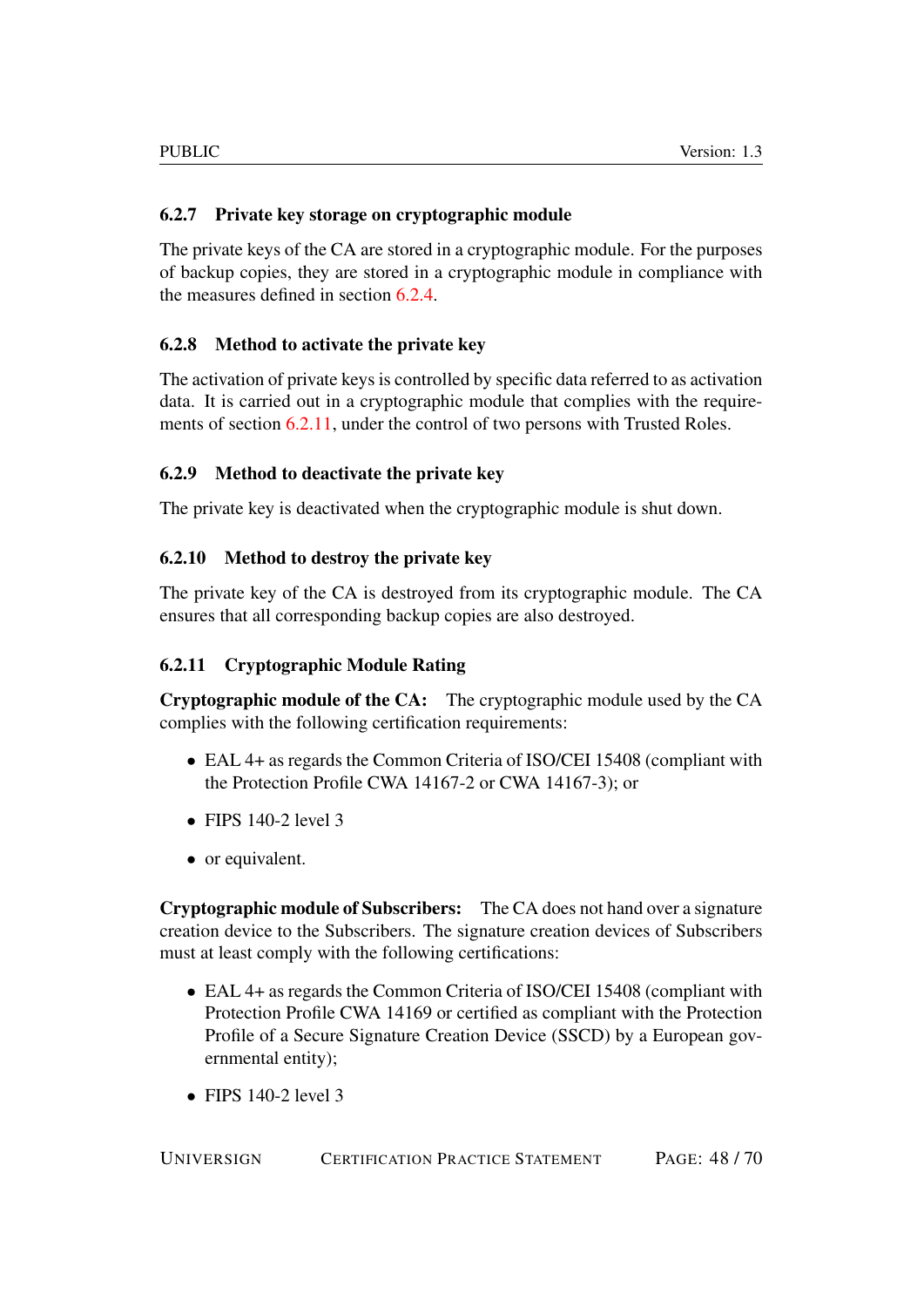### 6.2.7 Private key storage on cryptographic module

The private keys of the CA are stored in a cryptographic module. For the purposes of backup copies, they are stored in a cryptographic module in compliance with the measures defined in section 6.2.4.

### 6.2.8 Method to activate the private key

The activation of private keys is controlled by specific data referred to as activation data. It is carried out in a cryptographic module that complies with the requirements of section 6.2.11, under the control of two persons with Trusted Roles.

### 6.2.9 Method to deactivate the private key

The private key is deactivated when the cryptographic module is shut down.

### 6.2.10 Method to destroy the private key

The private key of the CA is destroyed from its cryptographic module. The CA ensures that all corresponding backup copies are also destroyed.

### 6.2.11 Cryptographic Module Rating

**Cryptographic module of the CA:** The cryptographic module used by the CA complies with the following certification requirements:

- EAL 4+ as regards the Common Criteria of ISO/CEI 15408 (compliant with the Protection Profile CWA 14167-2 or CWA 14167-3); or
- FIPS 140-2 level 3
- or equivalent.

**Cryptographic module of Subscribers:** The CA does not hand over a signature creation device to the Subscribers. The signature creation devices of Subscribers must at least comply with the following certifications:

- EAL 4+ as regards the Common Criteria of ISO/CEI 15408 (compliant with Protection Profile CWA 14169 or certified as compliant with the Protection Profile of a Secure Signature Creation Device (SSCD) by a European governmental entity);
- FIPS 140-2 level 3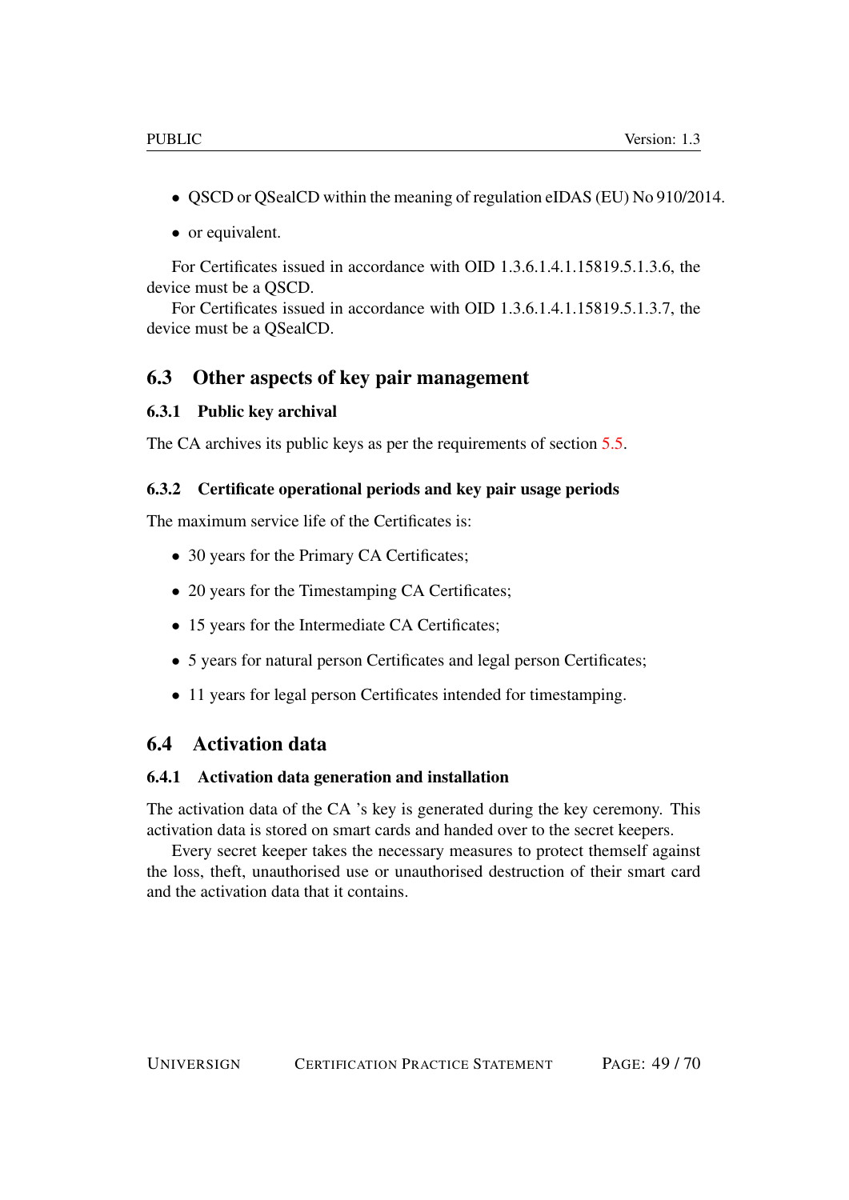- QSCD or QSealCD within the meaning of regulation eIDAS (EU) No 910/2014.
- or equivalent.

For Certificates issued in accordance with OID 1.3.6.1.4.1.15819.5.1.3.6, the device must be a QSCD.

For Certificates issued in accordance with OID 1.3.6.1.4.1.15819.5.1.3.7, the device must be a QSealCD.

## 6.3 Other aspects of key pair management

### 6.3.1 Public key archival

The CA archives its public keys as per the requirements of section 5.5.

### 6.3.2 Certificate operational periods and key pair usage periods

The maximum service life of the Certificates is:

- 30 years for the Primary CA Certificates;
- 20 years for the Timestamping CA Certificates;
- 15 years for the Intermediate CA Certificates;
- 5 years for natural person Certificates and legal person Certificates;
- 11 years for legal person Certificates intended for timestamping.

## 6.4 Activation data

### 6.4.1 Activation data generation and installation

The activation data of the CA 's key is generated during the key ceremony. This activation data is stored on smart cards and handed over to the secret keepers.

Every secret keeper takes the necessary measures to protect themself against the loss, theft, unauthorised use or unauthorised destruction of their smart card and the activation data that it contains.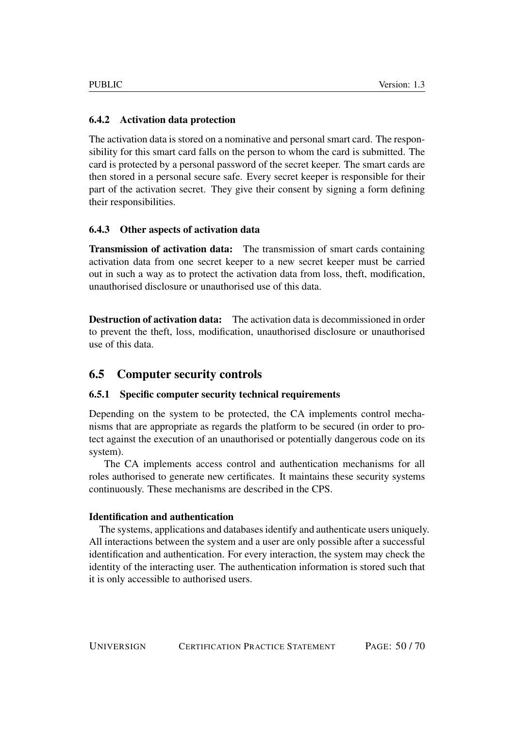#### 6.4.2 Activation data protection

The activation data is stored on a nominative and personal smart card. The responsibility for this smart card falls on the person to whom the card is submitted. The card is protected by a personal password of the secret keeper. The smart cards are then stored in a personal secure safe. Every secret keeper is responsible for their part of the activation secret. They give their consent by signing a form defining their responsibilities.

#### 6.4.3 Other aspects of activation data

**Transmission of activation data:** The transmission of smart cards containing activation data from one secret keeper to a new secret keeper must be carried out in such a way as to protect the activation data from loss, theft, modification, unauthorised disclosure or unauthorised use of this data.

**Destruction of activation data:** The activation data is decommissioned in order to prevent the theft, loss, modification, unauthorised disclosure or unauthorised use of this data.

### 6.5 Computer security controls

#### 6.5.1 Specific computer security technical requirements

Depending on the system to be protected, the CA implements control mechanisms that are appropriate as regards the platform to be secured (in order to protect against the execution of an unauthorised or potentially dangerous code on its system).

The CA implements access control and authentication mechanisms for all roles authorised to generate new certificates. It maintains these security systems continuously. These mechanisms are described in the CPS.

**Identification and authentication**

The systems, applications and databases identify and authenticate users uniquely. All interactions between the system and a user are only possible after a successful identification and authentication. For every interaction, the system may check the identity of the interacting user. The authentication information is stored such that it is only accessible to authorised users.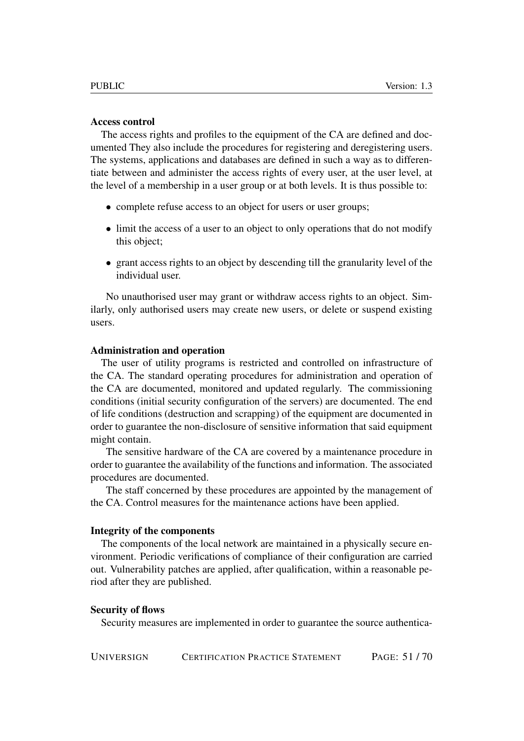**Access control**

The access rights and profiles to the equipment of the CA are defined and documented They also include the procedures for registering and deregistering users. The systems, applications and databases are defined in such a way as to differentiate between and administer the access rights of every user, at the user level, at the level of a membership in a user group or at both levels. It is thus possible to:

- complete refuse access to an object for users or user groups;
- limit the access of a user to an object to only operations that do not modify this object;
- grant access rights to an object by descending till the granularity level of the individual user.

No unauthorised user may grant or withdraw access rights to an object. Similarly, only authorised users may create new users, or delete or suspend existing users.

**Administration and operation**

The user of utility programs is restricted and controlled on infrastructure of the CA. The standard operating procedures for administration and operation of the CA are documented, monitored and updated regularly. The commissioning conditions (initial security configuration of the servers) are documented. The end of life conditions (destruction and scrapping) of the equipment are documented in order to guarantee the non-disclosure of sensitive information that said equipment might contain.

The sensitive hardware of the CA are covered by a maintenance procedure in order to guarantee the availability of the functions and information. The associated procedures are documented.

The staff concerned by these procedures are appointed by the management of the CA. Control measures for the maintenance actions have been applied.

**Integrity of the components**

The components of the local network are maintained in a physically secure environment. Periodic verifications of compliance of their configuration are carried out. Vulnerability patches are applied, after qualification, within a reasonable period after they are published.

**Security of flows**

Security measures are implemented in order to guarantee the source authentica-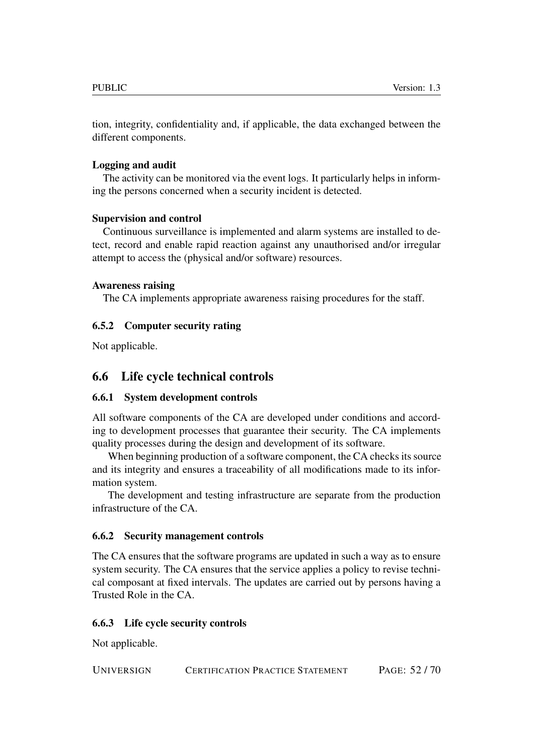tion, integrity, confidentiality and, if applicable, the data exchanged between the different components.

**Logging and audit**

The activity can be monitored via the event logs. It particularly helps in informing the persons concerned when a security incident is detected.

**Supervision and control**

Continuous surveillance is implemented and alarm systems are installed to detect, record and enable rapid reaction against any unauthorised and/or irregular attempt to access the (physical and/or software) resources.

**Awareness raising**

The CA implements appropriate awareness raising procedures for the staff.

### 6.5.2 Computer security rating

Not applicable.

## 6.6 Life cycle technical controls

### 6.6.1 System development controls

All software components of the CA are developed under conditions and according to development processes that guarantee their security. The CA implements quality processes during the design and development of its software.

When beginning production of a software component, the CA checks its source and its integrity and ensures a traceability of all modifications made to its information system.

The development and testing infrastructure are separate from the production infrastructure of the CA.

### 6.6.2 Security management controls

The CA ensures that the software programs are updated in such a way as to ensure system security. The CA ensures that the service applies a policy to revise technical composant at fixed intervals. The updates are carried out by persons having a Trusted Role in the CA.

### 6.6.3 Life cycle security controls

Not applicable.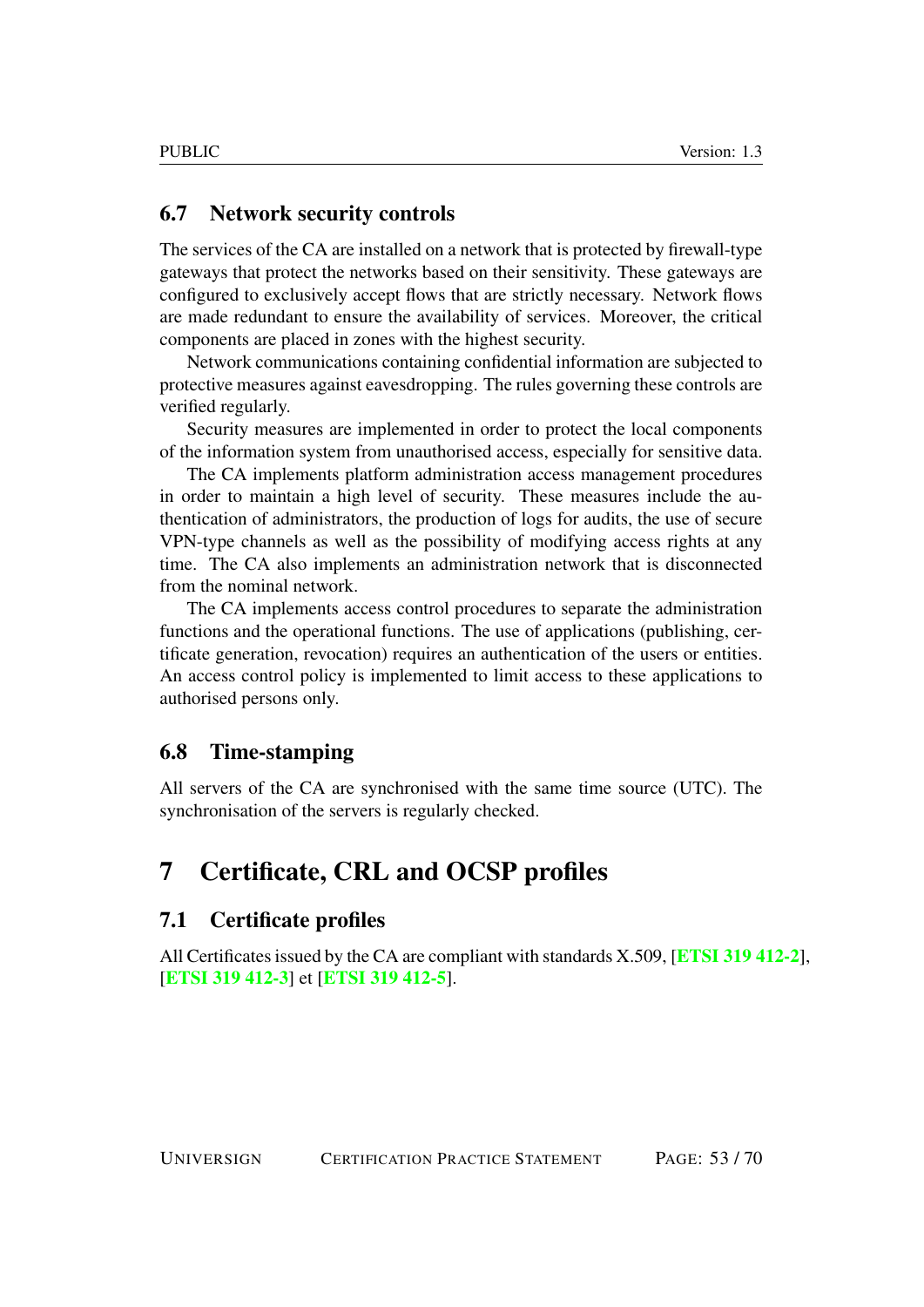## 6.7 Network security controls

The services of the CA are installed on a network that is protected by firewall-type gateways that protect the networks based on their sensitivity. These gateways are configured to exclusively accept flows that are strictly necessary. Network flows are made redundant to ensure the availability of services. Moreover, the critical components are placed in zones with the highest security.

Network communications containing confidential information are subjected to protective measures against eavesdropping. The rules governing these controls are verified regularly.

Security measures are implemented in order to protect the local components of the information system from unauthorised access, especially for sensitive data.

The CA implements platform administration access management procedures in order to maintain a high level of security. These measures include the authentication of administrators, the production of logs for audits, the use of secure VPN-type channels as well as the possibility of modifying access rights at any time. The CA also implements an administration network that is disconnected from the nominal network.

The CA implements access control procedures to separate the administration functions and the operational functions. The use of applications (publishing, certificate generation, revocation) requires an authentication of the users or entities. An access control policy is implemented to limit access to these applications to authorised persons only.

## 6.8 Time-stamping

All servers of the CA are synchronised with the same time source (UTC). The synchronisation of the servers is regularly checked.

# 7 Certificate, CRL and OCSP profiles

## 7.1 Certificate profiles

All Certificates issued by the CA are compliant with standards X.509, [**ETSI 319 412-2**], [**ETSI 319 412-3**] et [**ETSI 319 412-5**].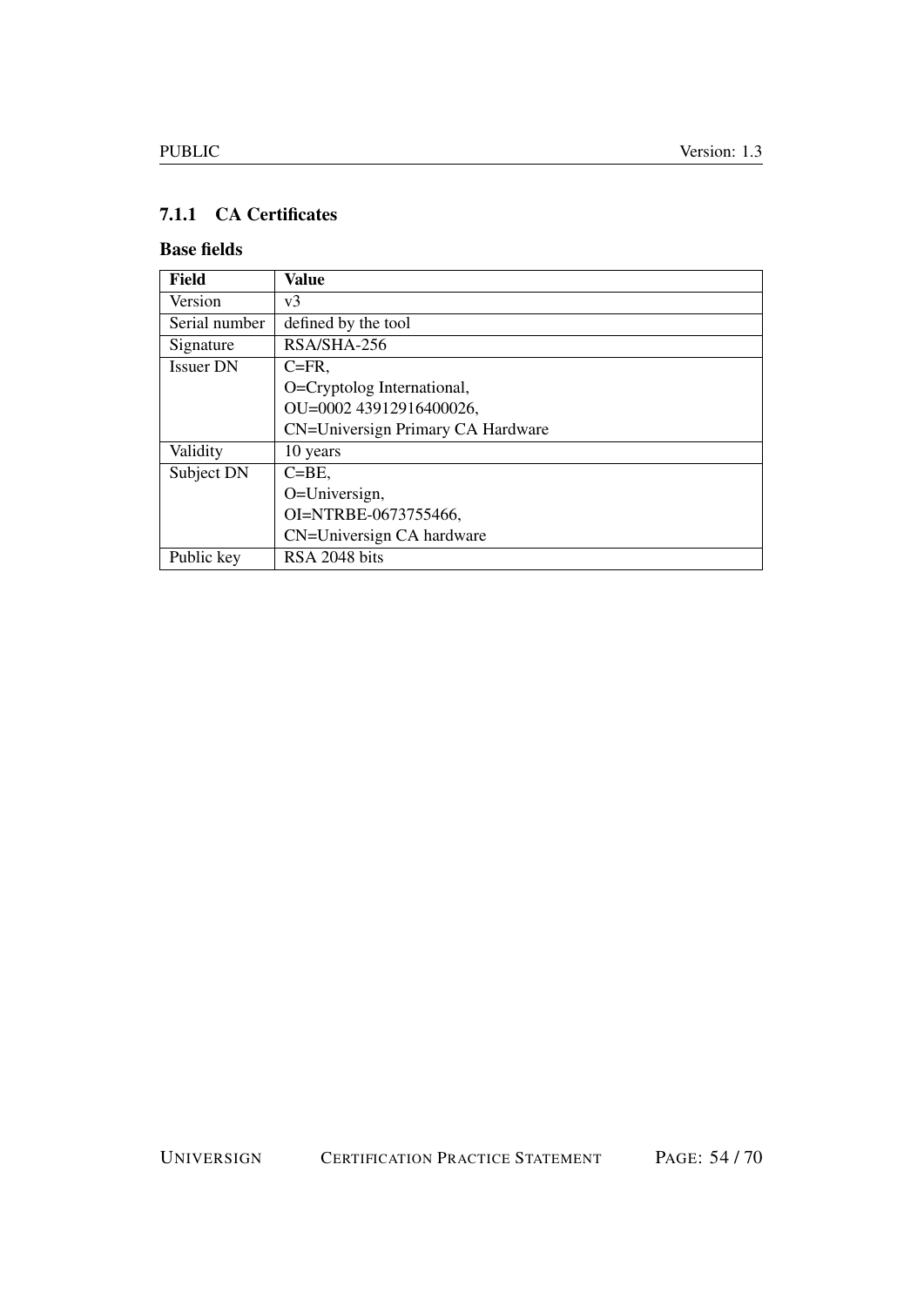### 7.1.1 CA Certificates

#### Base fields

| Field | Value |
| --- | --- |
| Version | v3 |
| Serial number | defined by the tool |
| Signature | RSA/SHA-256 |
| Issuer DN | C=FR,<br>O=Cryptolog International,<br>OU=0002 43912916400026,<br>CN=Universign Primary CA Hardware |
| Validity | 10 years |
| Subject DN | C=BE,<br>O=Universign,<br>OI=NTRBE-0673755466,<br>CN=Universign CA hardware |
| Public key | RSA 2048 bits |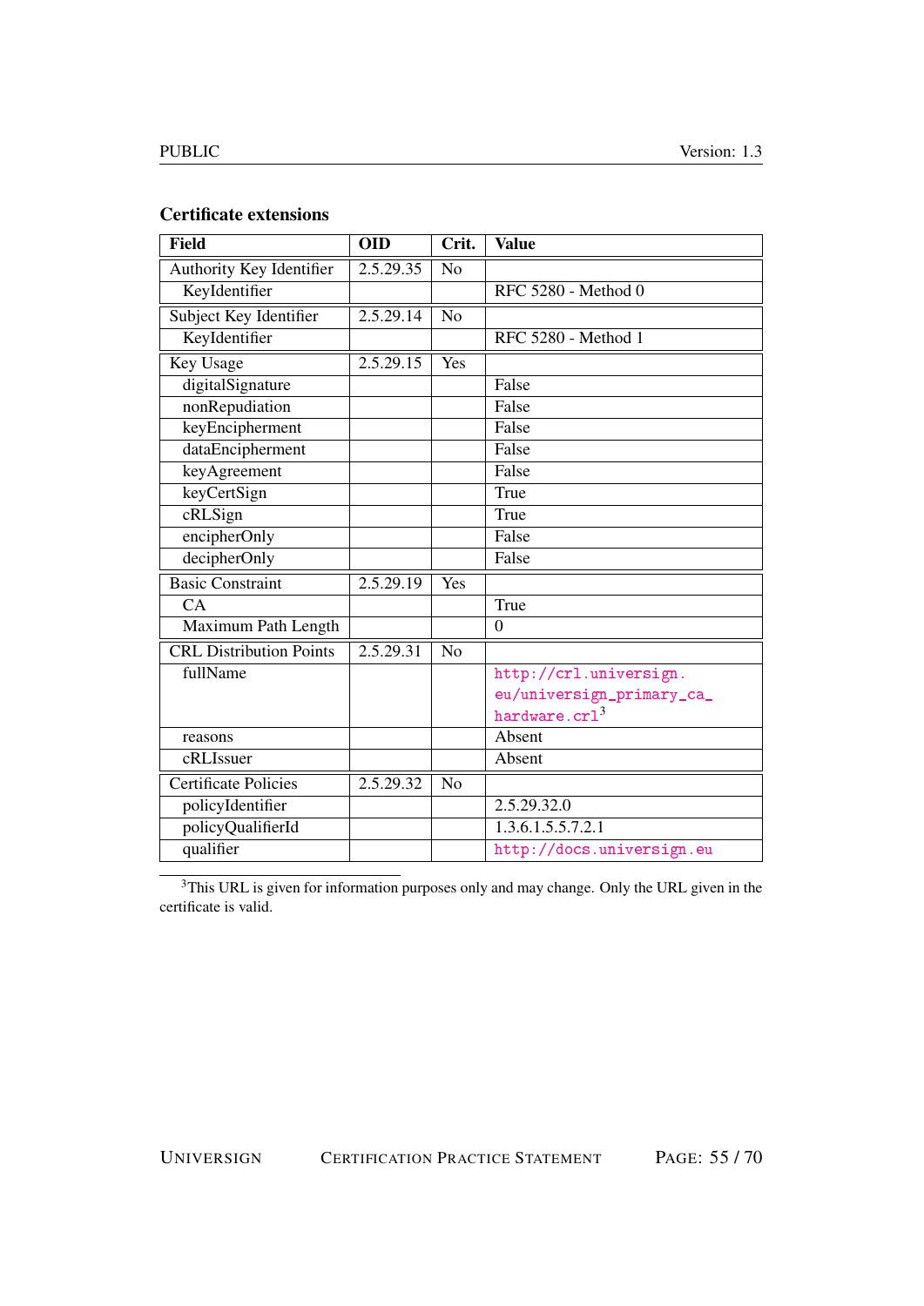### Certificate extensions

| Field | OID | Crit. | Value |
|---|---|---|---|
| Authority Key Identifier | 2.5.29.35 | No | |
| KeyIdentifier | | | RFC 5280 - Method 0 |
| Subject Key Identifier | 2.5.29.14 | No | |
| KeyIdentifier | | | RFC 5280 - Method 1 |
| Key Usage | 2.5.29.15 | Yes | |
| digitalSignature | | | False |
| nonRepudiation | | | False |
| keyEncipherment | | | False |
| dataEncipherment | | | False |
| keyAgreement | | | False |
| keyCertSign | | | True |
| cRLSign | | | True |
| encipherOnly | | | False |
| decipherOnly | | | False |
| Basic Constraint | 2.5.29.19 | Yes | |
| CA | | | True |
| Maximum Path Length | | | 0 |
| CRL Distribution Points | 2.5.29.31 | No | |
| fullName | | | http://crl.universign.eu/universign_primary_ca_hardware.crl[3] |
| reasons | | | Absent |
| cRLIssuer | | | Absent |
| Certificate Policies | 2.5.29.32 | No | |
| policyIdentifier | | | 2.5.29.32.0 |
| policyQualifierId | | | 1.3.6.1.5.5.7.2.1 |
| qualifier | | | http://docs.universign.eu |

[3]This URL is given for information purposes only and may change. Only the URL given in the certificate is valid.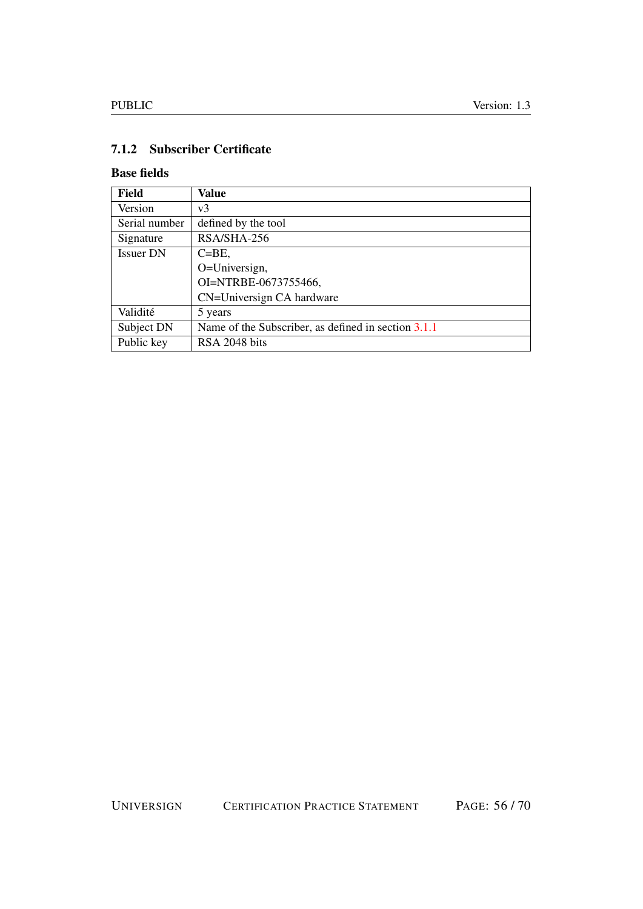### 7.1.2 Subscriber Certificate

#### Base fields

| Field | Value |
|---|---|
| Version | v3 |
| Serial number | defined by the tool |
| Signature | RSA/SHA-256 |
| Issuer DN | C=BE,<br>O=Universign,<br>OI=NTRBE-0673755466,<br>CN=Universign CA hardware |
| Validité | 5 years |
| Subject DN | Name of the Subscriber, as defined in section 3.1.1 |
| Public key | RSA 2048 bits |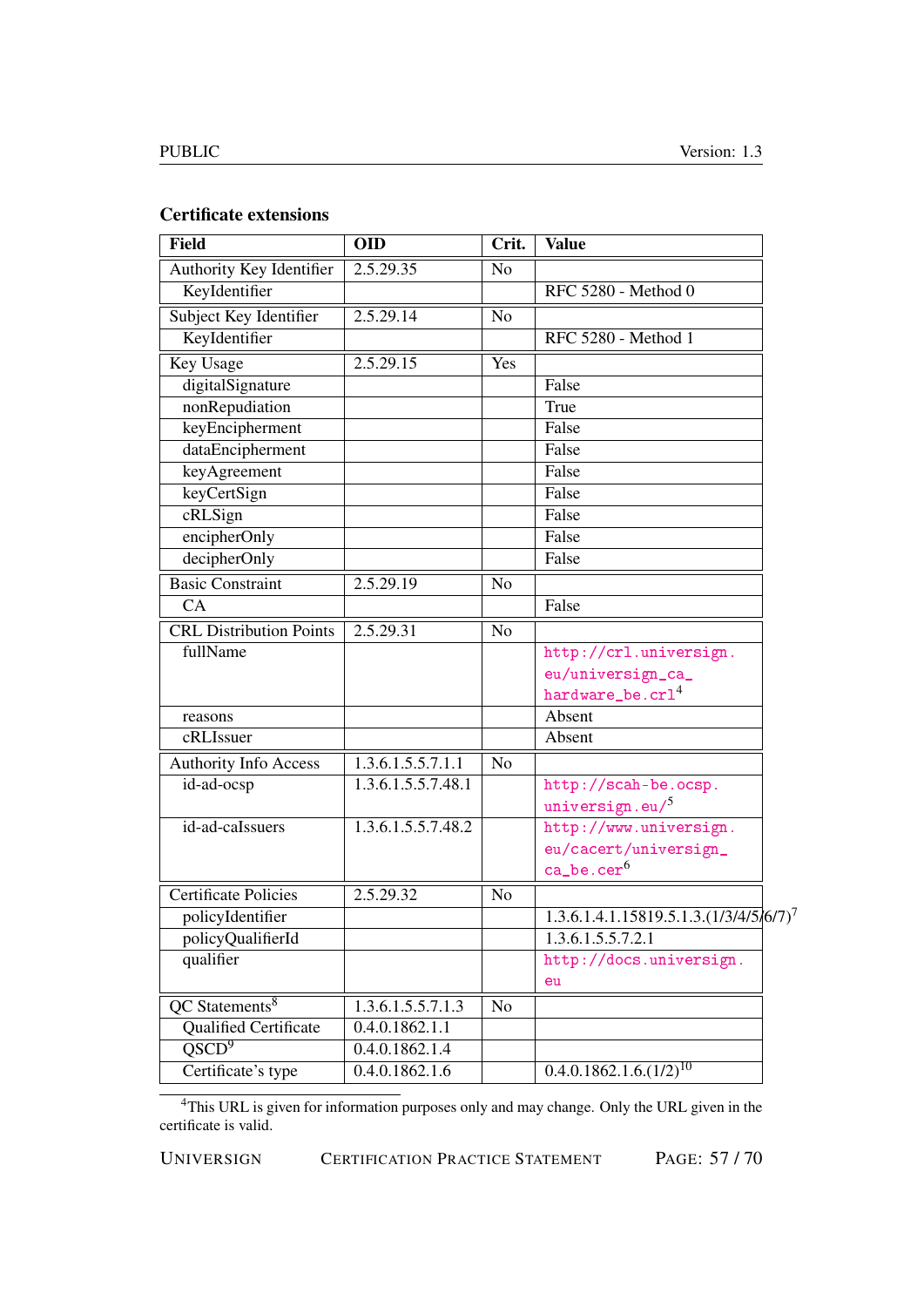### Certificate extensions

| Field | OID | Crit. | Value |
|---|---|---|---|
| Authority Key Identifier | 2.5.29.35 | No | |
| KeyIdentifier | | | RFC 5280 - Method 0 |
| Subject Key Identifier | 2.5.29.14 | No | |
| KeyIdentifier | | | RFC 5280 - Method 1 |
| Key Usage | 2.5.29.15 | Yes | |
| digitalSignature | | | False |
| nonRepudiation | | | True |
| keyEncipherment | | | False |
| dataEncipherment | | | False |
| keyAgreement | | | False |
| keyCertSign | | | False |
| cRLSign | | | False |
| encipherOnly | | | False |
| decipherOnly | | | False |
| Basic Constraint | 2.5.29.19 | No | |
| CA | | | False |
| CRL Distribution Points | 2.5.29.31 | No | |
| fullName | | | http://crl.universign.eu/universign_ca_hardware_be.crl[4] |
| reasons | | | Absent |
| cRLIssuer | | | Absent |
| Authority Info Access | 1.3.6.1.5.5.7.1.1 | No | |
| id-ad-ocsp | 1.3.6.1.5.5.7.48.1 | | http://scah-be.ocsp.universign.eu/[5] |
| id-ad-caIssuers | 1.3.6.1.5.5.7.48.2 | | http://www.universign.eu/cacert/universign_ca_be.cer[6] |
| Certificate Policies | 2.5.29.32 | No | |
| policyIdentifier | | | 1.3.6.1.4.1.15819.5.1.3.(1/3/4/5/6/7)[7] |
| policyQualifierId | | | 1.3.6.1.5.5.7.2.1 |
| qualifier | | | http://docs.universign.eu |
| QC Statements[8] | 1.3.6.1.5.5.7.1.3 | No | |
| Qualified Certificate | 0.4.0.1862.1.1 | | |
| QSCD[9] | 0.4.0.1862.1.4 | | |
| Certificate's type | 0.4.0.1862.1.6 | | 0.4.0.1862.1.6.(1/2)[10] |

[4]This URL is given for information purposes only and may change. Only the URL given in the certificate is valid.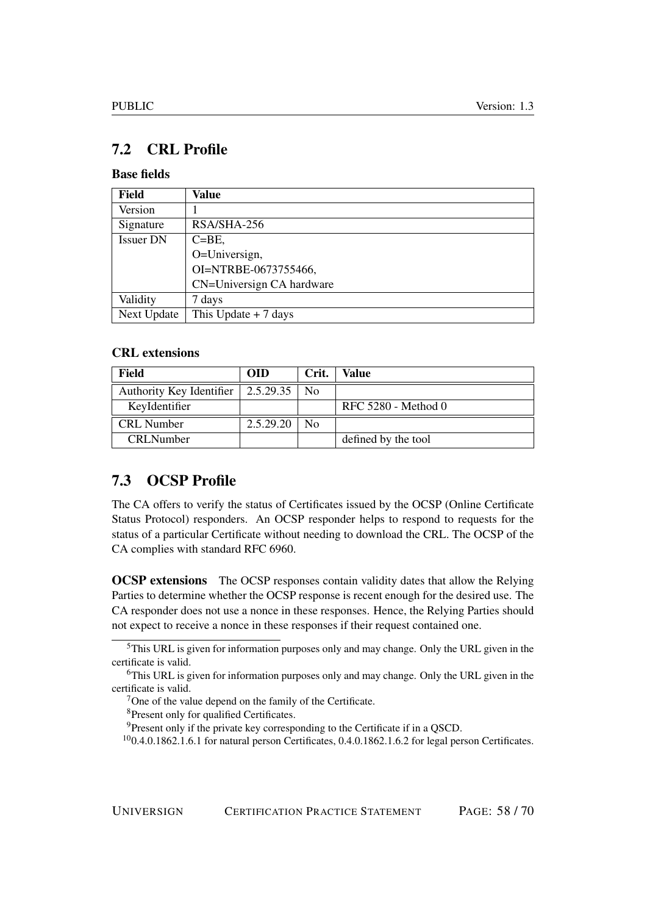## 7.2 CRL Profile

### Base fields

| Field | Value |
|---|---|
| Version | 1 |
| Signature | RSA/SHA-256 |
| Issuer DN | C=BE,<br>O=Universign,<br>OI=NTRBE-0673755466,<br>CN=Universign CA hardware |
| Validity | 7 days |
| Next Update | This Update + 7 days |

### CRL extensions

| Field | OID | Crit. | Value |
|---|---|---|---|
| Authority Key Identifier | 2.5.29.35 | No | |
| KeyIdentifier | | | RFC 5280 - Method 0 |
| CRL Number | 2.5.29.20 | No | |
| CRLNumber | | | defined by the tool |

## 7.3 OCSP Profile

The CA offers to verify the status of Certificates issued by the OCSP (Online Certificate Status Protocol) responders. An OCSP responder helps to respond to requests for the status of a particular Certificate without needing to download the CRL. The OCSP of the CA complies with standard RFC 6960.

**OCSP extensions** The OCSP responses contain validity dates that allow the Relying Parties to determine whether the OCSP response is recent enough for the desired use. The CA responder does not use a nonce in these responses. Hence, the Relying Parties should not expect to receive a nonce in these responses if their request contained one.

---

[5] This URL is given for information purposes only and may change. Only the URL given in the certificate is valid.

[6] This URL is given for information purposes only and may change. Only the URL given in the certificate is valid.

[7] One of the value depend on the family of the Certificate.

[8] Present only for qualified Certificates.

[9] Present only if the private key corresponding to the Certificate if in a QSCD.

[10] 0.4.0.1862.1.6.1 for natural person Certificates, 0.4.0.1862.1.6.2 for legal person Certificates.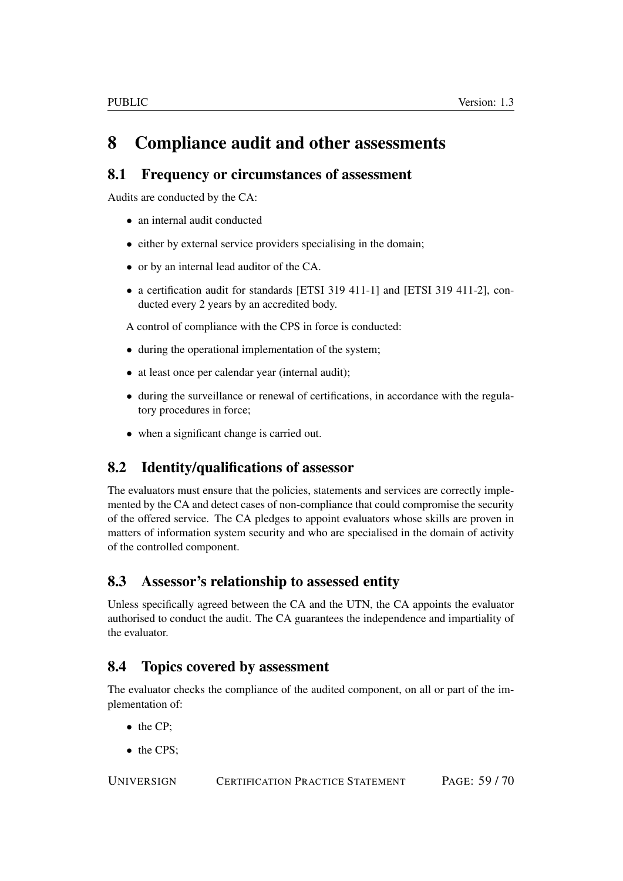# 8 Compliance audit and other assessments

## 8.1 Frequency or circumstances of assessment

Audits are conducted by the CA:

- an internal audit conducted
- either by external service providers specialising in the domain;
- or by an internal lead auditor of the CA.
- a certification audit for standards [ETSI 319 411-1] and [ETSI 319 411-2], conducted every 2 years by an accredited body.

A control of compliance with the CPS in force is conducted:

- during the operational implementation of the system;
- at least once per calendar year (internal audit);
- during the surveillance or renewal of certifications, in accordance with the regulatory procedures in force;
- when a significant change is carried out.

## 8.2 Identity/qualifications of assessor

The evaluators must ensure that the policies, statements and services are correctly implemented by the CA and detect cases of non-compliance that could compromise the security of the offered service. The CA pledges to appoint evaluators whose skills are proven in matters of information system security and who are specialised in the domain of activity of the controlled component.

## 8.3 Assessor's relationship to assessed entity

Unless specifically agreed between the CA and the UTN, the CA appoints the evaluator authorised to conduct the audit. The CA guarantees the independence and impartiality of the evaluator.

## 8.4 Topics covered by assessment

The evaluator checks the compliance of the audited component, on all or part of the implementation of:

- the CP;
- the CPS;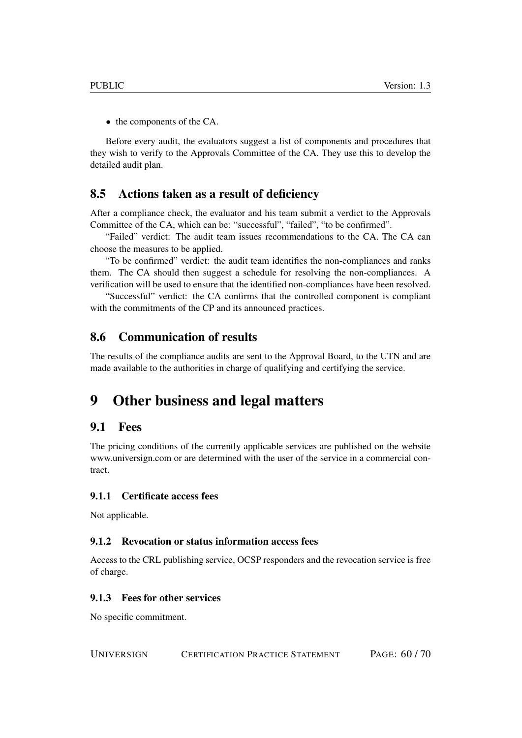- the components of the CA.

Before every audit, the evaluators suggest a list of components and procedures that they wish to verify to the Approvals Committee of the CA. They use this to develop the detailed audit plan.

## 8.5 Actions taken as a result of deficiency

After a compliance check, the evaluator and his team submit a verdict to the Approvals Committee of the CA, which can be: "successful", "failed", "to be confirmed".

"Failed" verdict: The audit team issues recommendations to the CA. The CA can choose the measures to be applied.

"To be confirmed" verdict: the audit team identifies the non-compliances and ranks them. The CA should then suggest a schedule for resolving the non-compliances. A verification will be used to ensure that the identified non-compliances have been resolved.

"Successful" verdict: the CA confirms that the controlled component is compliant with the commitments of the CP and its announced practices.

## 8.6 Communication of results

The results of the compliance audits are sent to the Approval Board, to the UTN and are made available to the authorities in charge of qualifying and certifying the service.

# 9 Other business and legal matters

## 9.1 Fees

The pricing conditions of the currently applicable services are published on the website www.universign.com or are determined with the user of the service in a commercial contract.

### 9.1.1 Certificate access fees

Not applicable.

### 9.1.2 Revocation or status information access fees

Access to the CRL publishing service, OCSP responders and the revocation service is free of charge.

### 9.1.3 Fees for other services

No specific commitment.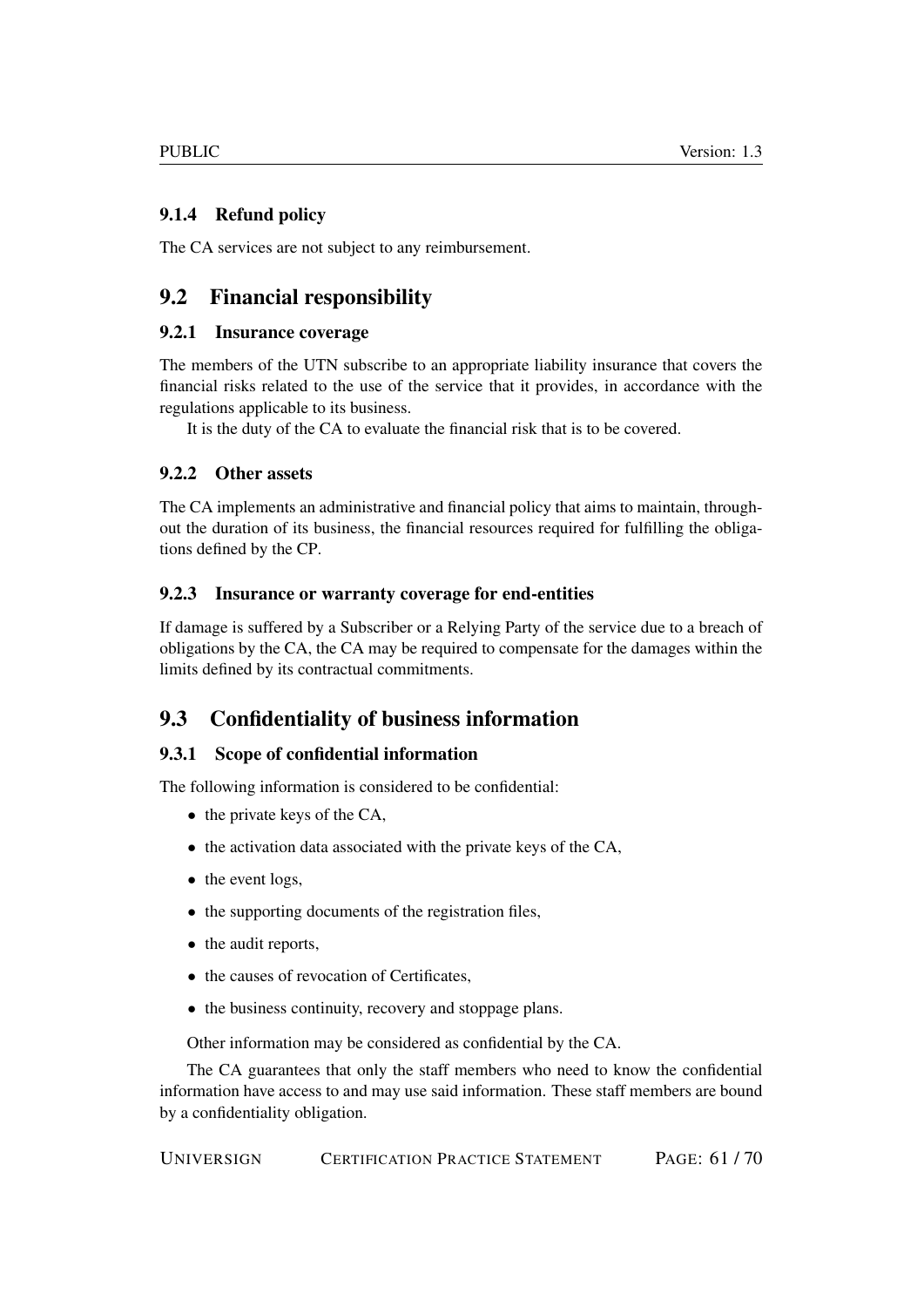### 9.1.4 Refund policy

The CA services are not subject to any reimbursement.

## 9.2 Financial responsibility

### 9.2.1 Insurance coverage

The members of the UTN subscribe to an appropriate liability insurance that covers the financial risks related to the use of the service that it provides, in accordance with the regulations applicable to its business.

It is the duty of the CA to evaluate the financial risk that is to be covered.

### 9.2.2 Other assets

The CA implements an administrative and financial policy that aims to maintain, throughout the duration of its business, the financial resources required for fulfilling the obligations defined by the CP.

### 9.2.3 Insurance or warranty coverage for end-entities

If damage is suffered by a Subscriber or a Relying Party of the service due to a breach of obligations by the CA, the CA may be required to compensate for the damages within the limits defined by its contractual commitments.

## 9.3 Confidentiality of business information

### 9.3.1 Scope of confidential information

The following information is considered to be confidential:

- the private keys of the CA,
- the activation data associated with the private keys of the CA,
- the event logs,
- the supporting documents of the registration files,
- the audit reports,
- the causes of revocation of Certificates,
- the business continuity, recovery and stoppage plans.

Other information may be considered as confidential by the CA.

The CA guarantees that only the staff members who need to know the confidential information have access to and may use said information. These staff members are bound by a confidentiality obligation.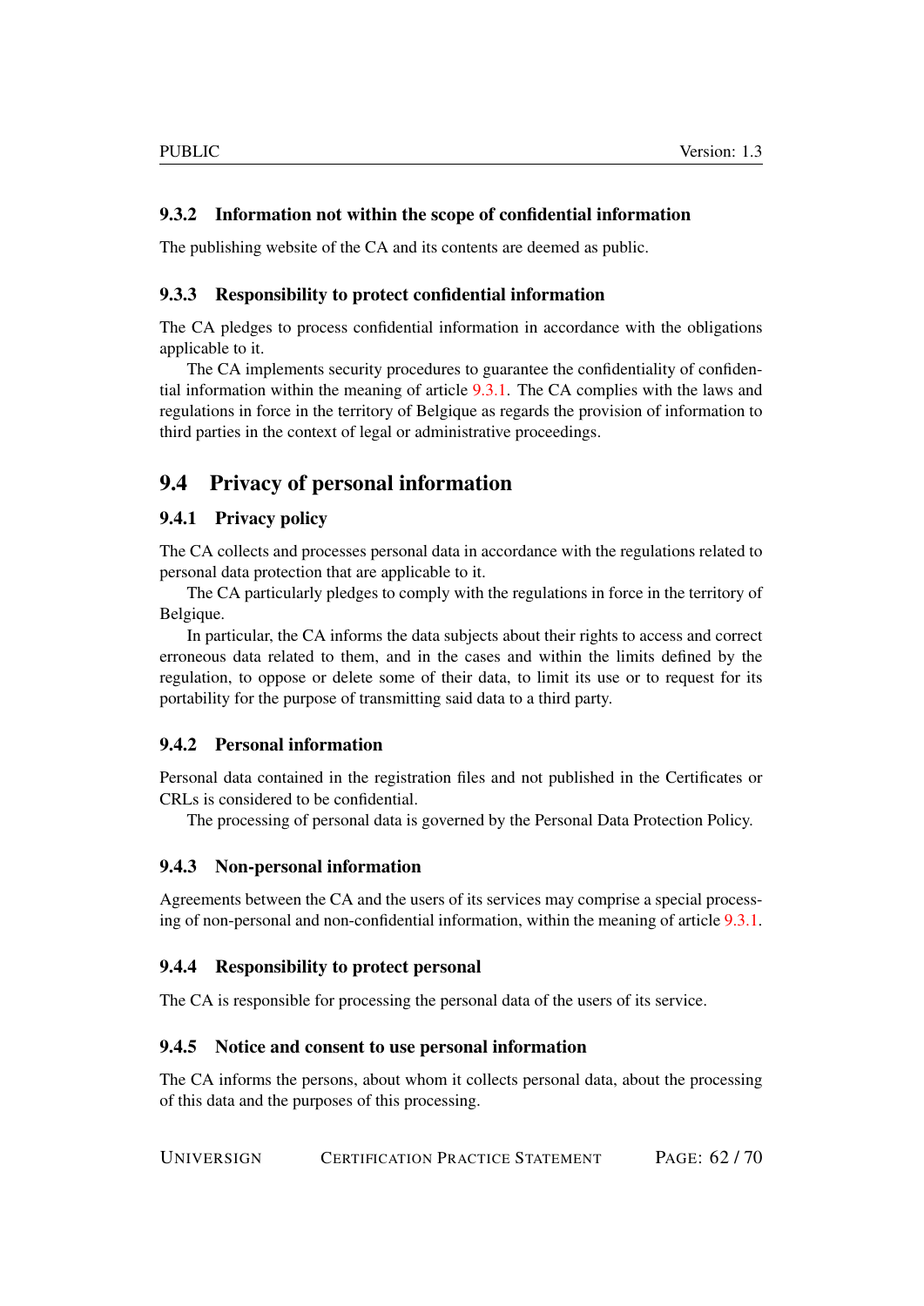### 9.3.2 Information not within the scope of confidential information

The publishing website of the CA and its contents are deemed as public.

### 9.3.3 Responsibility to protect confidential information

The CA pledges to process confidential information in accordance with the obligations applicable to it.

The CA implements security procedures to guarantee the confidentiality of confidential information within the meaning of article 9.3.1. The CA complies with the laws and regulations in force in the territory of Belgique as regards the provision of information to third parties in the context of legal or administrative proceedings.

## 9.4 Privacy of personal information

### 9.4.1 Privacy policy

The CA collects and processes personal data in accordance with the regulations related to personal data protection that are applicable to it.

The CA particularly pledges to comply with the regulations in force in the territory of Belgique.

In particular, the CA informs the data subjects about their rights to access and correct erroneous data related to them, and in the cases and within the limits defined by the regulation, to oppose or delete some of their data, to limit its use or to request for its portability for the purpose of transmitting said data to a third party.

### 9.4.2 Personal information

Personal data contained in the registration files and not published in the Certificates or CRLs is considered to be confidential.

The processing of personal data is governed by the Personal Data Protection Policy.

### 9.4.3 Non-personal information

Agreements between the CA and the users of its services may comprise a special processing of non-personal and non-confidential information, within the meaning of article 9.3.1.

### 9.4.4 Responsibility to protect personal

The CA is responsible for processing the personal data of the users of its service.

### 9.4.5 Notice and consent to use personal information

The CA informs the persons, about whom it collects personal data, about the processing of this data and the purposes of this processing.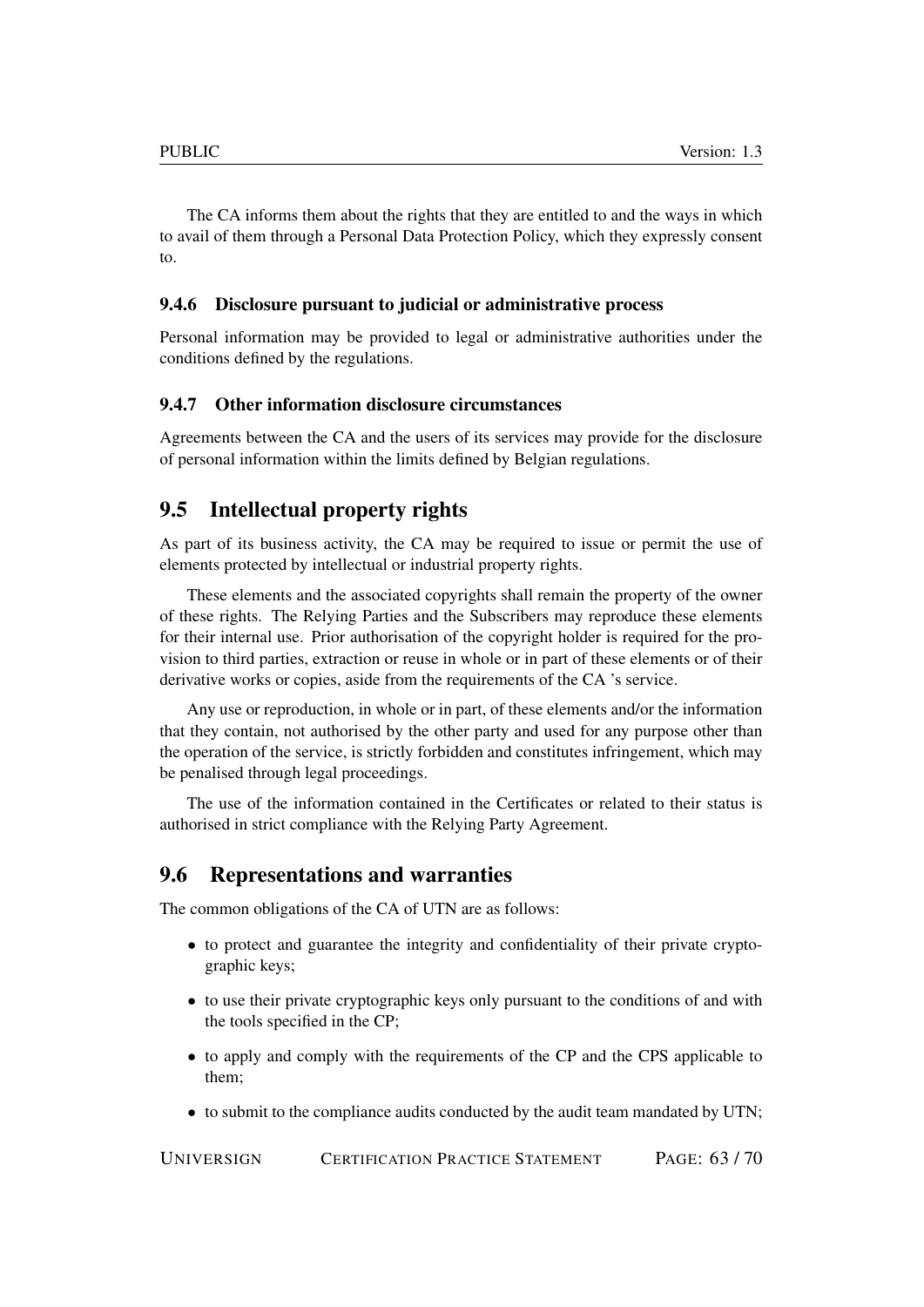The CA informs them about the rights that they are entitled to and the ways in which to avail of them through a Personal Data Protection Policy, which they expressly consent to.

### 9.4.6 Disclosure pursuant to judicial or administrative process

Personal information may be provided to legal or administrative authorities under the conditions defined by the regulations.

### 9.4.7 Other information disclosure circumstances

Agreements between the CA and the users of its services may provide for the disclosure of personal information within the limits defined by Belgian regulations.

## 9.5 Intellectual property rights

As part of its business activity, the CA may be required to issue or permit the use of elements protected by intellectual or industrial property rights.

These elements and the associated copyrights shall remain the property of the owner of these rights. The Relying Parties and the Subscribers may reproduce these elements for their internal use. Prior authorisation of the copyright holder is required for the provision to third parties, extraction or reuse in whole or in part of these elements or of their derivative works or copies, aside from the requirements of the CA 's service.

Any use or reproduction, in whole or in part, of these elements and/or the information that they contain, not authorised by the other party and used for any purpose other than the operation of the service, is strictly forbidden and constitutes infringement, which may be penalised through legal proceedings.

The use of the information contained in the Certificates or related to their status is authorised in strict compliance with the Relying Party Agreement.

## 9.6 Representations and warranties

The common obligations of the CA of UTN are as follows:

- to protect and guarantee the integrity and confidentiality of their private cryptographic keys;
- to use their private cryptographic keys only pursuant to the conditions of and with the tools specified in the CP;
- to apply and comply with the requirements of the CP and the CPS applicable to them;
- to submit to the compliance audits conducted by the audit team mandated by UTN;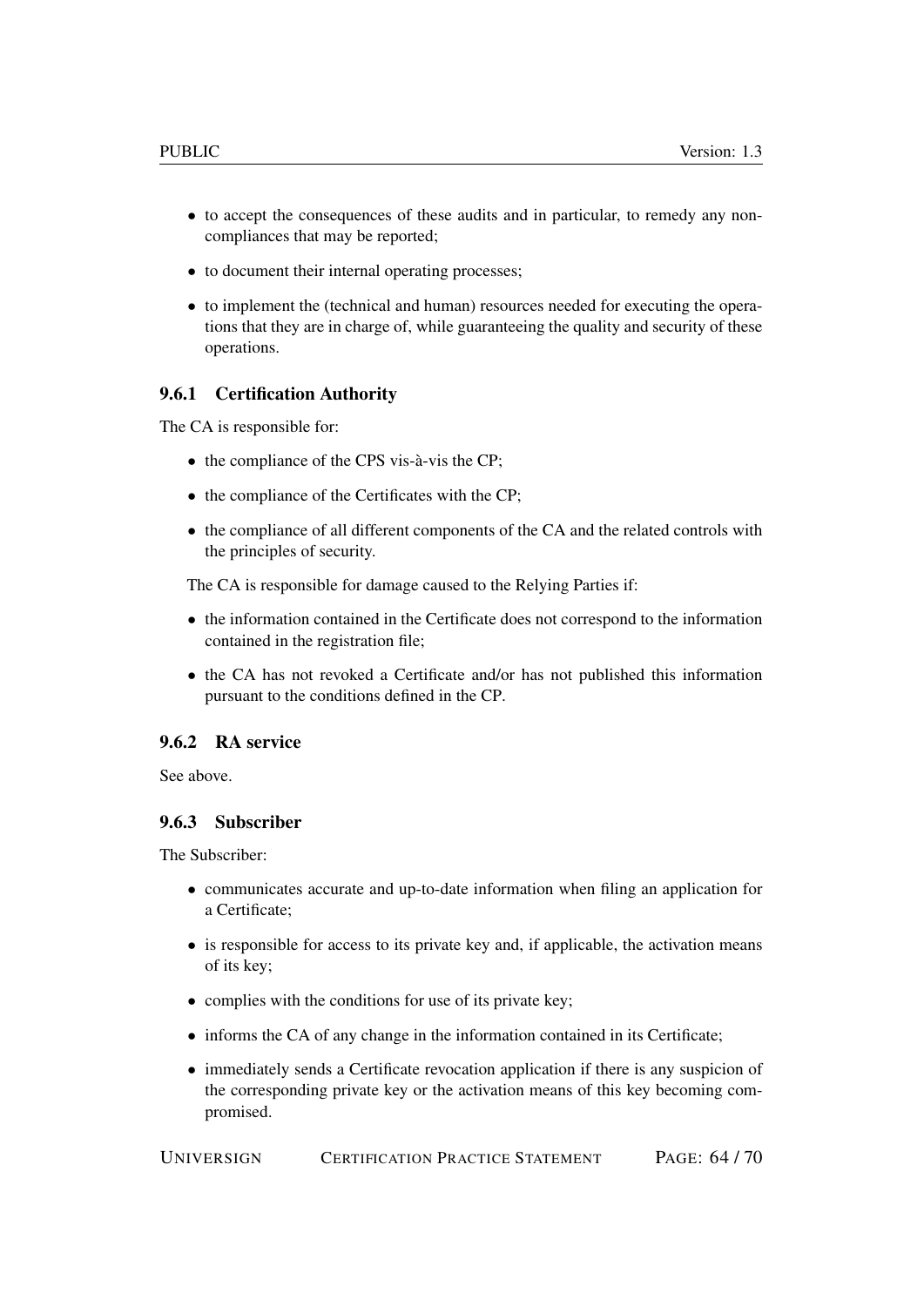- to accept the consequences of these audits and in particular, to remedy any non-compliances that may be reported;
- to document their internal operating processes;
- to implement the (technical and human) resources needed for executing the operations that they are in charge of, while guaranteeing the quality and security of these operations.

### 9.6.1 Certification Authority

The CA is responsible for:

- the compliance of the CPS vis-à-vis the CP;
- the compliance of the Certificates with the CP;
- the compliance of all different components of the CA and the related controls with the principles of security.

The CA is responsible for damage caused to the Relying Parties if:

- the information contained in the Certificate does not correspond to the information contained in the registration file;
- the CA has not revoked a Certificate and/or has not published this information pursuant to the conditions defined in the CP.

### 9.6.2 RA service

See above.

### 9.6.3 Subscriber

The Subscriber:

- communicates accurate and up-to-date information when filing an application for a Certificate;
- is responsible for access to its private key and, if applicable, the activation means of its key;
- complies with the conditions for use of its private key;
- informs the CA of any change in the information contained in its Certificate;
- immediately sends a Certificate revocation application if there is any suspicion of the corresponding private key or the activation means of this key becoming compromised.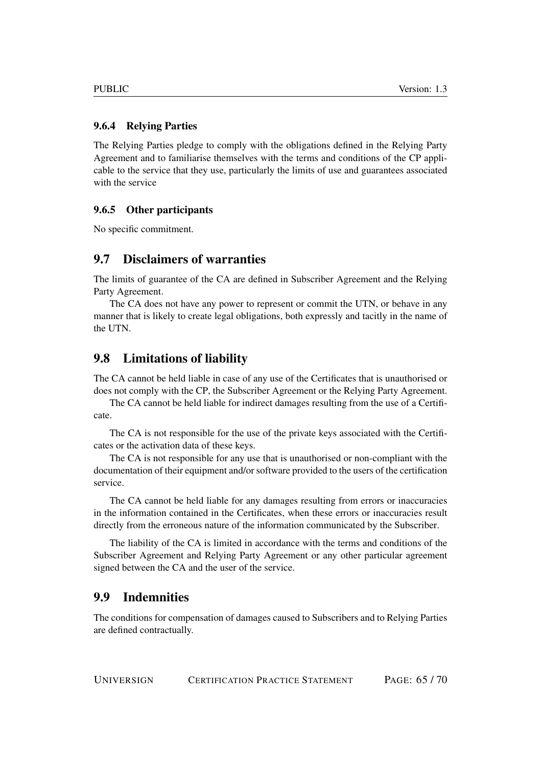### 9.6.4 Relying Parties

The Relying Parties pledge to comply with the obligations defined in the Relying Party Agreement and to familiarise themselves with the terms and conditions of the CP applicable to the service that they use, particularly the limits of use and guarantees associated with the service

### 9.6.5 Other participants

No specific commitment.

## 9.7 Disclaimers of warranties

The limits of guarantee of the CA are defined in Subscriber Agreement and the Relying Party Agreement.

The CA does not have any power to represent or commit the UTN, or behave in any manner that is likely to create legal obligations, both expressly and tacitly in the name of the UTN.

## 9.8 Limitations of liability

The CA cannot be held liable in case of any use of the Certificates that is unauthorised or does not comply with the CP, the Subscriber Agreement or the Relying Party Agreement.

The CA cannot be held liable for indirect damages resulting from the use of a Certificate.

The CA is not responsible for the use of the private keys associated with the Certificates or the activation data of these keys.

The CA is not responsible for any use that is unauthorised or non-compliant with the documentation of their equipment and/or software provided to the users of the certification service.

The CA cannot be held liable for any damages resulting from errors or inaccuracies in the information contained in the Certificates, when these errors or inaccuracies result directly from the erroneous nature of the information communicated by the Subscriber.

The liability of the CA is limited in accordance with the terms and conditions of the Subscriber Agreement and Relying Party Agreement or any other particular agreement signed between the CA and the user of the service.

## 9.9 Indemnities

The conditions for compensation of damages caused to Subscribers and to Relying Parties are defined contractually.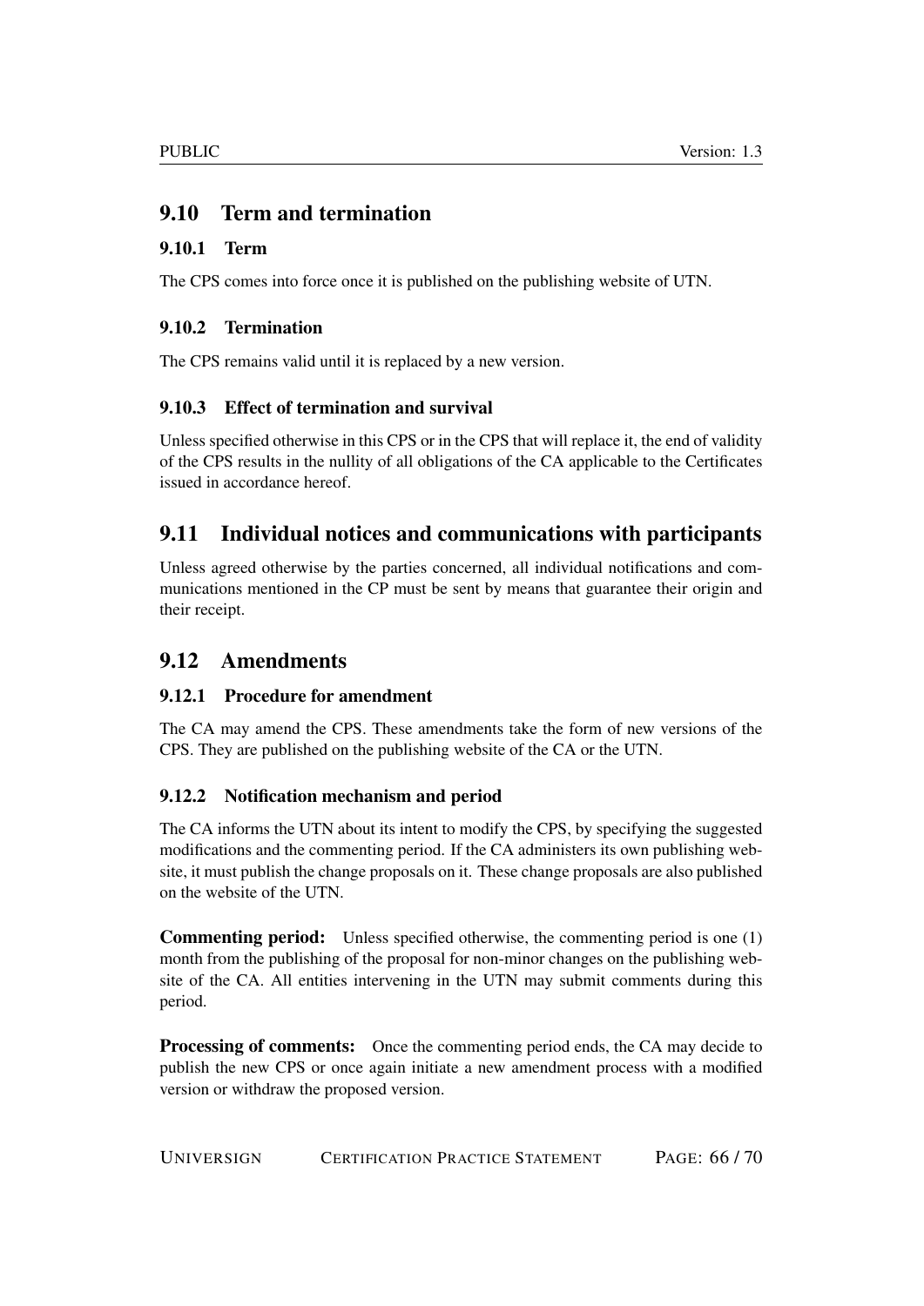## 9.10 Term and termination

### 9.10.1 Term

The CPS comes into force once it is published on the publishing website of UTN.

### 9.10.2 Termination

The CPS remains valid until it is replaced by a new version.

### 9.10.3 Effect of termination and survival

Unless specified otherwise in this CPS or in the CPS that will replace it, the end of validity of the CPS results in the nullity of all obligations of the CA applicable to the Certificates issued in accordance hereof.

## 9.11 Individual notices and communications with participants

Unless agreed otherwise by the parties concerned, all individual notifications and communications mentioned in the CP must be sent by means that guarantee their origin and their receipt.

## 9.12 Amendments

### 9.12.1 Procedure for amendment

The CA may amend the CPS. These amendments take the form of new versions of the CPS. They are published on the publishing website of the CA or the UTN.

### 9.12.2 Notification mechanism and period

The CA informs the UTN about its intent to modify the CPS, by specifying the suggested modifications and the commenting period. If the CA administers its own publishing website, it must publish the change proposals on it. These change proposals are also published on the website of the UTN.

**Commenting period:** Unless specified otherwise, the commenting period is one (1) month from the publishing of the proposal for non-minor changes on the publishing website of the CA. All entities intervening in the UTN may submit comments during this period.

**Processing of comments:** Once the commenting period ends, the CA may decide to publish the new CPS or once again initiate a new amendment process with a modified version or withdraw the proposed version.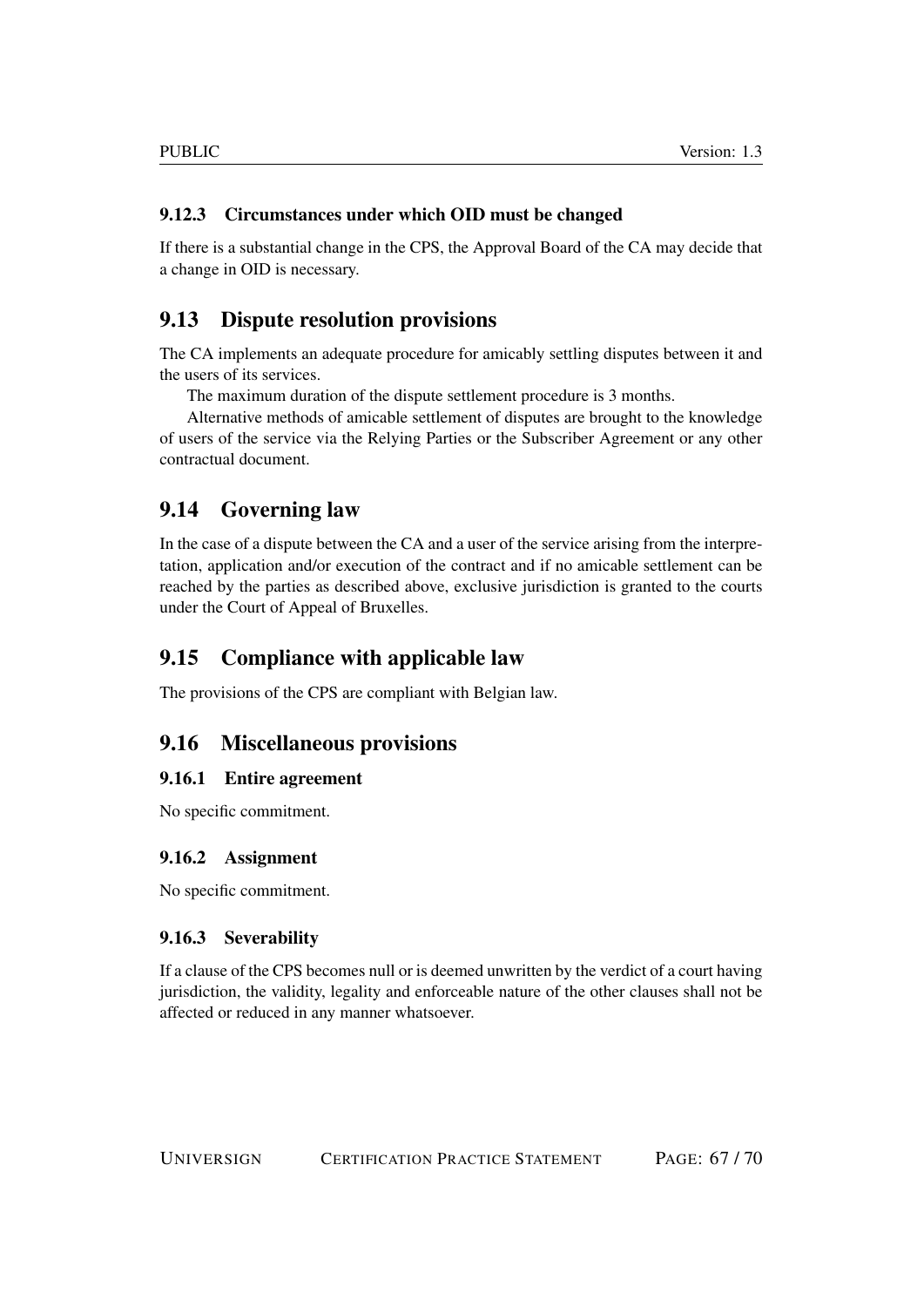### 9.12.3 Circumstances under which OID must be changed

If there is a substantial change in the CPS, the Approval Board of the CA may decide that a change in OID is necessary.

## 9.13 Dispute resolution provisions

The CA implements an adequate procedure for amicably settling disputes between it and the users of its services.

The maximum duration of the dispute settlement procedure is 3 months.

Alternative methods of amicable settlement of disputes are brought to the knowledge of users of the service via the Relying Parties or the Subscriber Agreement or any other contractual document.

## 9.14 Governing law

In the case of a dispute between the CA and a user of the service arising from the interpretation, application and/or execution of the contract and if no amicable settlement can be reached by the parties as described above, exclusive jurisdiction is granted to the courts under the Court of Appeal of Bruxelles.

## 9.15 Compliance with applicable law

The provisions of the CPS are compliant with Belgian law.

## 9.16 Miscellaneous provisions

### 9.16.1 Entire agreement

No specific commitment.

### 9.16.2 Assignment

No specific commitment.

### 9.16.3 Severability

If a clause of the CPS becomes null or is deemed unwritten by the verdict of a court having jurisdiction, the validity, legality and enforceable nature of the other clauses shall not be affected or reduced in any manner whatsoever.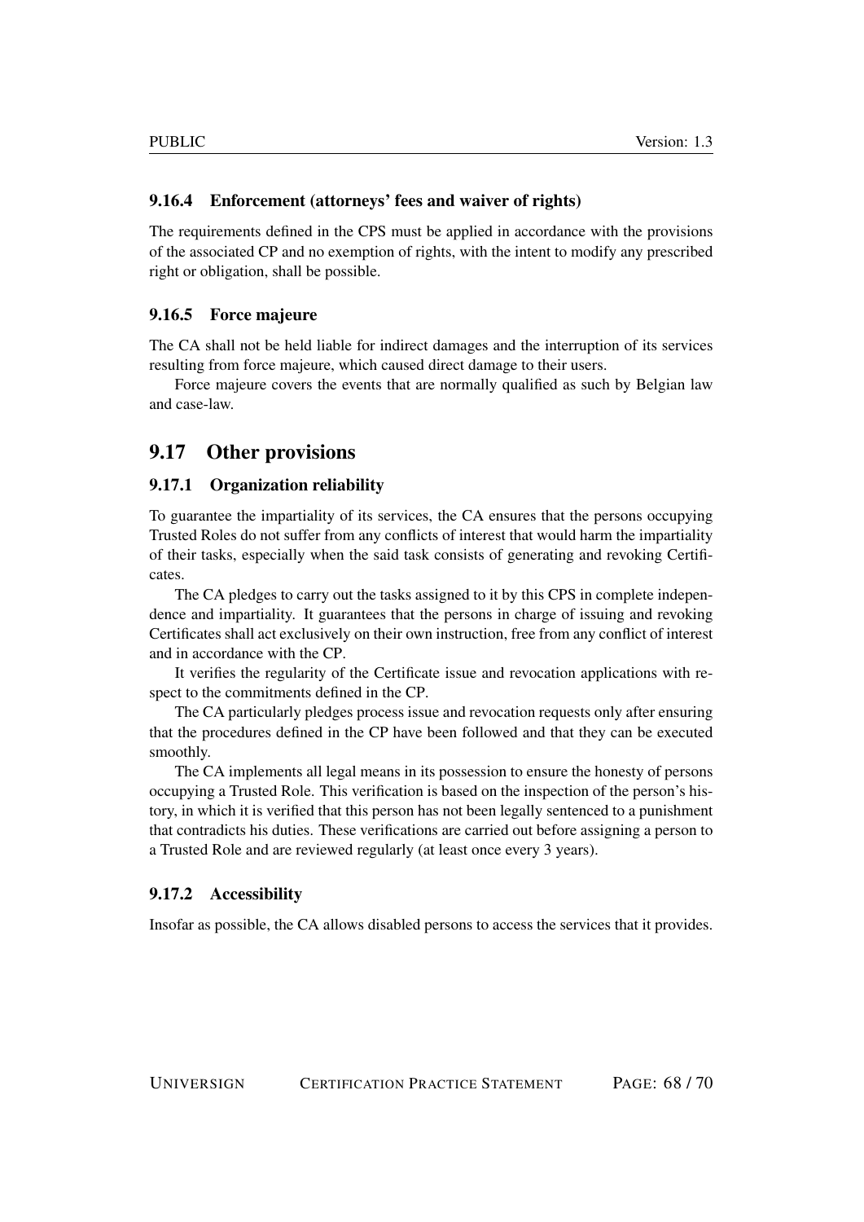### 9.16.4 Enforcement (attorneys' fees and waiver of rights)

The requirements defined in the CPS must be applied in accordance with the provisions of the associated CP and no exemption of rights, with the intent to modify any prescribed right or obligation, shall be possible.

### 9.16.5 Force majeure

The CA shall not be held liable for indirect damages and the interruption of its services resulting from force majeure, which caused direct damage to their users.

Force majeure covers the events that are normally qualified as such by Belgian law and case-law.

## 9.17 Other provisions

### 9.17.1 Organization reliability

To guarantee the impartiality of its services, the CA ensures that the persons occupying Trusted Roles do not suffer from any conflicts of interest that would harm the impartiality of their tasks, especially when the said task consists of generating and revoking Certificates.

The CA pledges to carry out the tasks assigned to it by this CPS in complete independence and impartiality. It guarantees that the persons in charge of issuing and revoking Certificates shall act exclusively on their own instruction, free from any conflict of interest and in accordance with the CP.

It verifies the regularity of the Certificate issue and revocation applications with respect to the commitments defined in the CP.

The CA particularly pledges process issue and revocation requests only after ensuring that the procedures defined in the CP have been followed and that they can be executed smoothly.

The CA implements all legal means in its possession to ensure the honesty of persons occupying a Trusted Role. This verification is based on the inspection of the person's history, in which it is verified that this person has not been legally sentenced to a punishment that contradicts his duties. These verifications are carried out before assigning a person to a Trusted Role and are reviewed regularly (at least once every 3 years).

### 9.17.2 Accessibility

Insofar as possible, the CA allows disabled persons to access the services that it provides.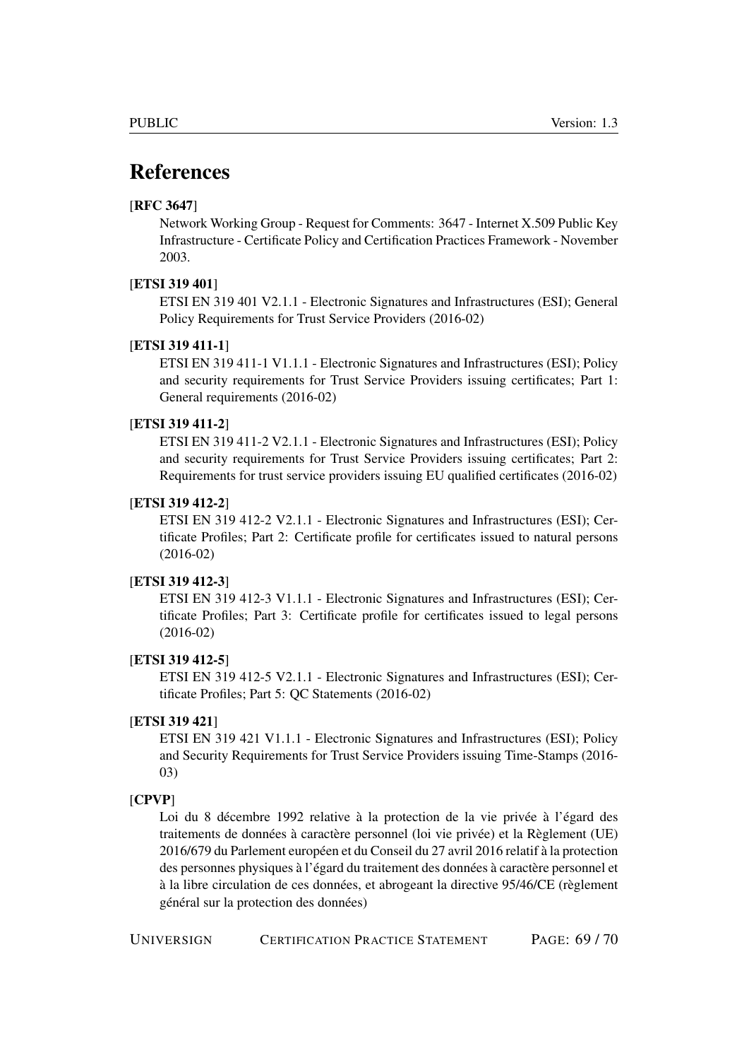# References

**[RFC 3647]**

Network Working Group - Request for Comments: 3647 - Internet X.509 Public Key Infrastructure - Certificate Policy and Certification Practices Framework - November 2003.

**[ETSI 319 401]**

ETSI EN 319 401 V2.1.1 - Electronic Signatures and Infrastructures (ESI); General Policy Requirements for Trust Service Providers (2016-02)

**[ETSI 319 411-1]**

ETSI EN 319 411-1 V1.1.1 - Electronic Signatures and Infrastructures (ESI); Policy and security requirements for Trust Service Providers issuing certificates; Part 1: General requirements (2016-02)

**[ETSI 319 411-2]**

ETSI EN 319 411-2 V2.1.1 - Electronic Signatures and Infrastructures (ESI); Policy and security requirements for Trust Service Providers issuing certificates; Part 2: Requirements for trust service providers issuing EU qualified certificates (2016-02)

**[ETSI 319 412-2]**

ETSI EN 319 412-2 V2.1.1 - Electronic Signatures and Infrastructures (ESI); Certificate Profiles; Part 2: Certificate profile for certificates issued to natural persons (2016-02)

**[ETSI 319 412-3]**

ETSI EN 319 412-3 V1.1.1 - Electronic Signatures and Infrastructures (ESI); Certificate Profiles; Part 3: Certificate profile for certificates issued to legal persons (2016-02)

**[ETSI 319 412-5]**

ETSI EN 319 412-5 V2.1.1 - Electronic Signatures and Infrastructures (ESI); Certificate Profiles; Part 5: QC Statements (2016-02)

**[ETSI 319 421]**

ETSI EN 319 421 V1.1.1 - Electronic Signatures and Infrastructures (ESI); Policy and Security Requirements for Trust Service Providers issuing Time-Stamps (2016-03)

**[CPVP]**

Loi du 8 décembre 1992 relative à la protection de la vie privée à l'égard des traitements de données à caractère personnel (loi vie privée) et la Règlement (UE) 2016/679 du Parlement européen et du Conseil du 27 avril 2016 relatif à la protection des personnes physiques à l'égard du traitement des données à caractère personnel et à la libre circulation de ces données, et abrogeant la directive 95/46/CE (règlement général sur la protection des données)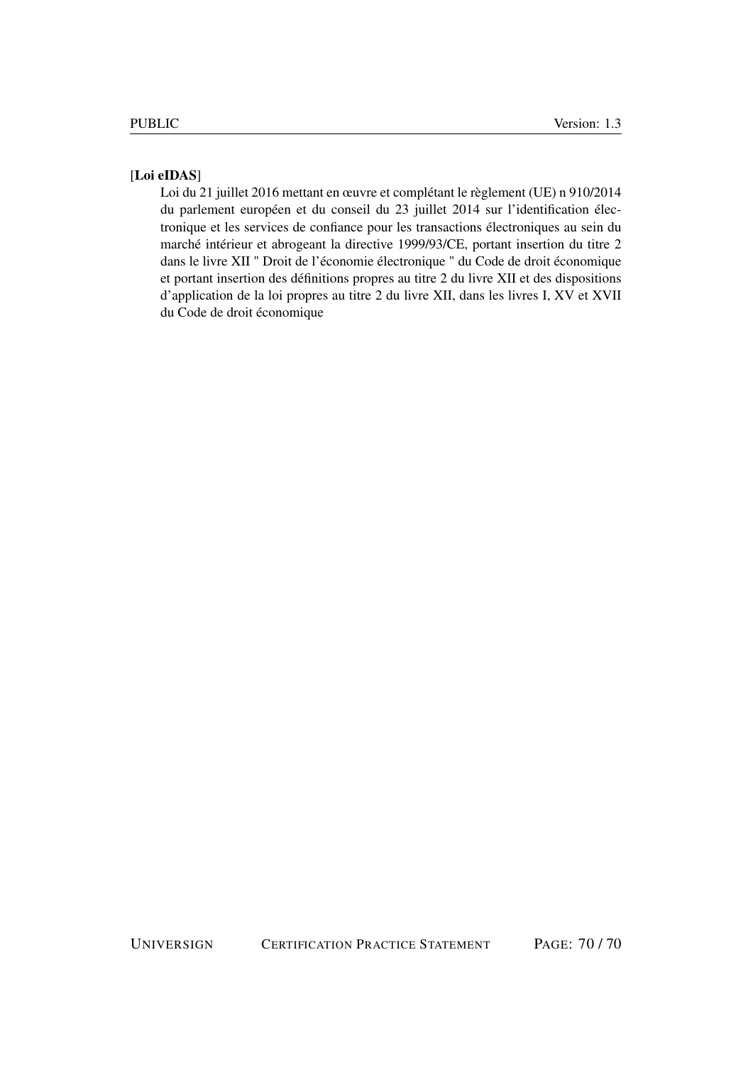[**Loi eIDAS**]

Loi du 21 juillet 2016 mettant en œuvre et complétant le règlement (UE) n 910/2014 du parlement européen et du conseil du 23 juillet 2014 sur l'identification électronique et les services de confiance pour les transactions électroniques au sein du marché intérieur et abrogeant la directive 1999/93/CE, portant insertion du titre 2 dans le livre XII " Droit de l'économie électronique " du Code de droit économique et portant insertion des définitions propres au titre 2 du livre XII et des dispositions d'application de la loi propres au titre 2 du livre XII, dans les livres I, XV et XVII du Code de droit économique